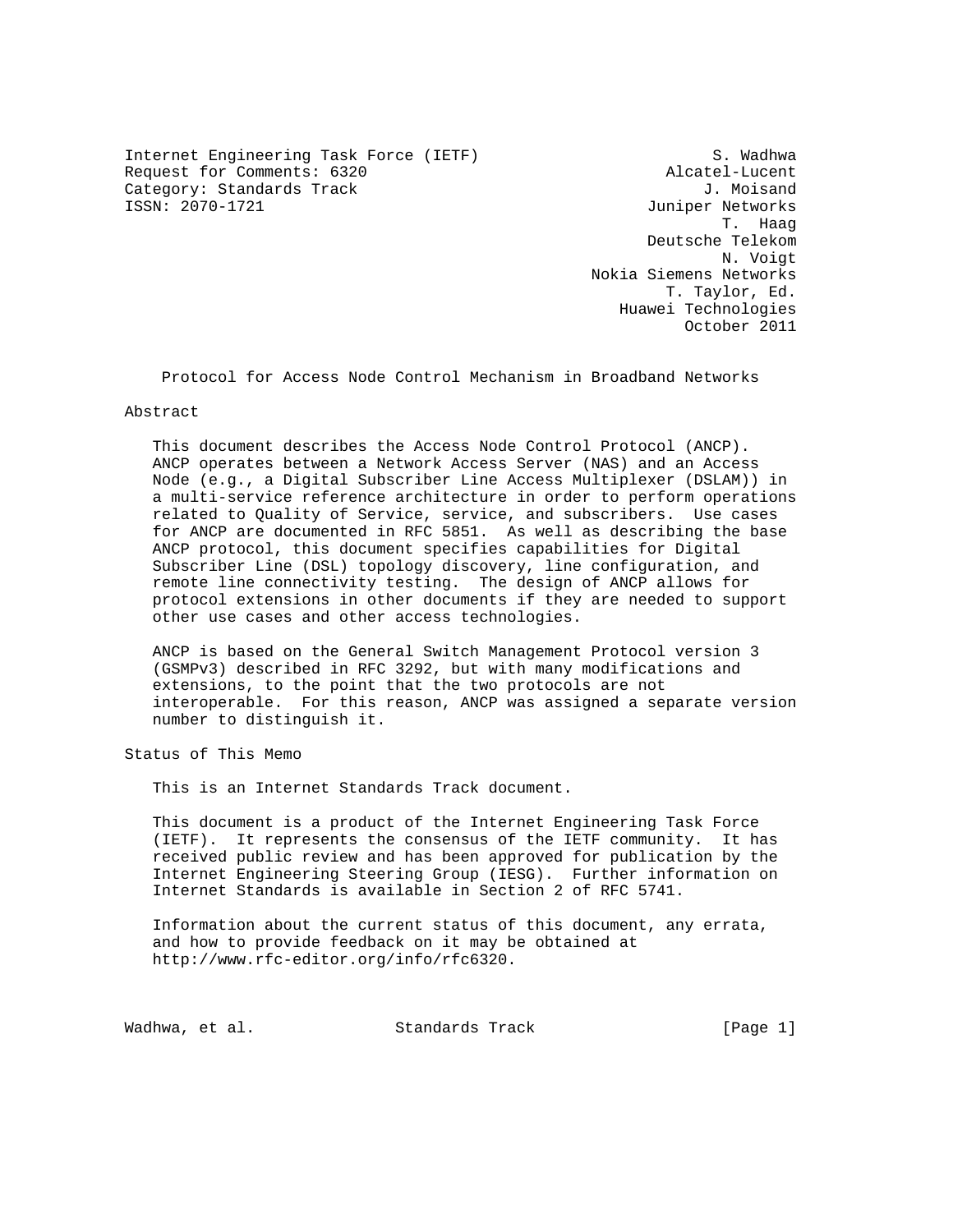Internet Engineering Task Force (IETF) S. Wadhwa
Request for Comments: 6320 Alcatel-Lucent
Category: Standards Track J. Moisand
ISSN: 2070-1721 Juniper Networks
T. Haag
Deutsche Telekom
N. Voigt
Nokia Siemens Networks
T. Taylor, Ed.
Huawei Technologies
October 2011

# Protocol for Access Node Control Mechanism in Broadband Networks

## Abstract

This document describes the Access Node Control Protocol (ANCP). ANCP operates between a Network Access Server (NAS) and an Access Node (e.g., a Digital Subscriber Line Access Multiplexer (DSLAM)) in a multi-service reference architecture in order to perform operations related to Quality of Service, service, and subscribers. Use cases for ANCP are documented in RFC 5851. As well as describing the base ANCP protocol, this document specifies capabilities for Digital Subscriber Line (DSL) topology discovery, line configuration, and remote line connectivity testing. The design of ANCP allows for protocol extensions in other documents if they are needed to support other use cases and other access technologies.

ANCP is based on the General Switch Management Protocol version 3 (GSMPv3) described in RFC 3292, but with many modifications and extensions, to the point that the two protocols are not interoperable. For this reason, ANCP was assigned a separate version number to distinguish it.

## Status of This Memo

This is an Internet Standards Track document.

This document is a product of the Internet Engineering Task Force (IETF). It represents the consensus of the IETF community. It has received public review and has been approved for publication by the Internet Engineering Steering Group (IESG). Further information on Internet Standards is available in Section 2 of RFC 5741.

Information about the current status of this document, any errata, and how to provide feedback on it may be obtained at http://www.rfc-editor.org/info/rfc6320.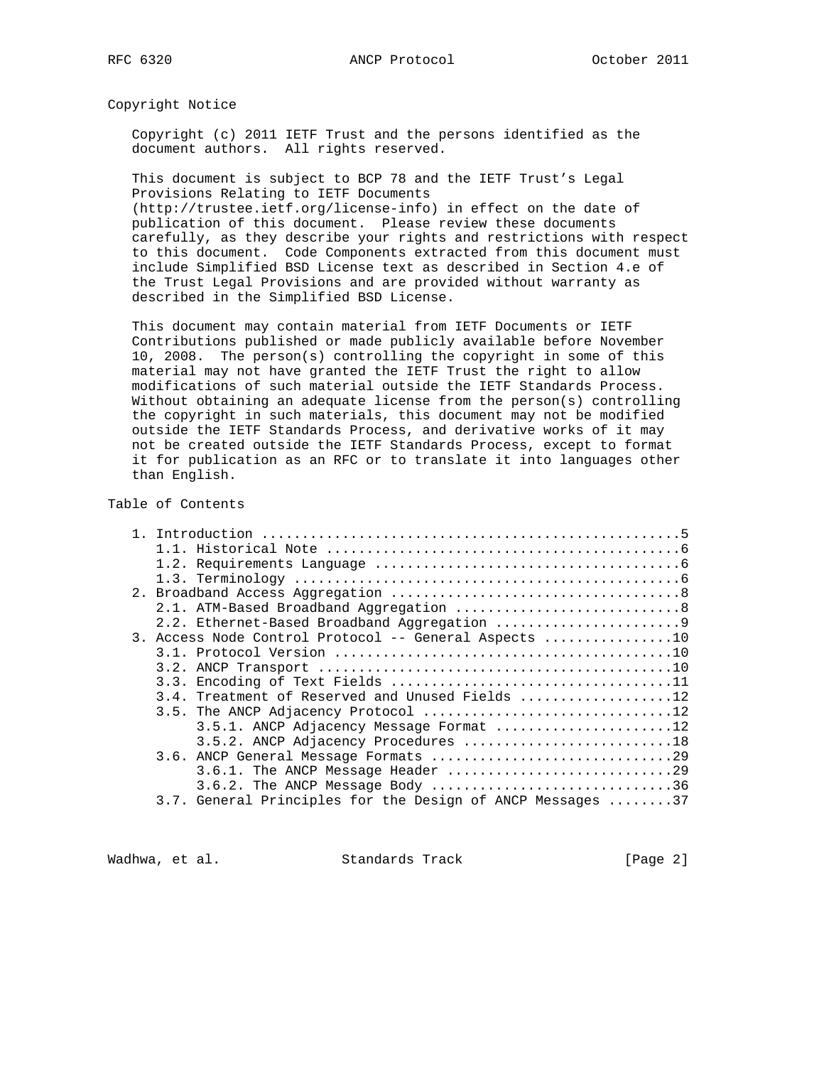## Copyright Notice

Copyright (c) 2011 IETF Trust and the persons identified as the document authors. All rights reserved.

This document is subject to BCP 78 and the IETF Trust's Legal Provisions Relating to IETF Documents (http://trustee.ietf.org/license-info) in effect on the date of publication of this document. Please review these documents carefully, as they describe your rights and restrictions with respect to this document. Code Components extracted from this document must include Simplified BSD License text as described in Section 4.e of the Trust Legal Provisions and are provided without warranty as described in the Simplified BSD License.

This document may contain material from IETF Documents or IETF Contributions published or made publicly available before November 10, 2008. The person(s) controlling the copyright in some of this material may not have granted the IETF Trust the right to allow modifications of such material outside the IETF Standards Process. Without obtaining an adequate license from the person(s) controlling the copyright in such materials, this document may not be modified outside the IETF Standards Process, and derivative works of it may not be created outside the IETF Standards Process, except to format it for publication as an RFC or to translate it into languages other than English.

## Table of Contents

```
   1. Introduction ....................................................5
      1.1. Historical Note ...........................................6
      1.2. Requirements Language .....................................6
      1.3. Terminology ...............................................6
   2. Broadband Access Aggregation ...................................8
      2.1. ATM-Based Broadband Aggregation ...........................8
      2.2. Ethernet-Based Broadband Aggregation ......................9
   3. Access Node Control Protocol -- General Aspects ...............10
      3.1. Protocol Version .........................................10
      3.2. ANCP Transport ...........................................10
      3.3. Encoding of Text Fields ..................................11
      3.4. Treatment of Reserved and Unused Fields ..................12
      3.5. The ANCP Adjacency Protocol ..............................12
           3.5.1. ANCP Adjacency Message Format .....................12
           3.5.2. ANCP Adjacency Procedures .........................18
      3.6. ANCP General Message Formats .............................29
           3.6.1. The ANCP Message Header ...........................29
           3.6.2. The ANCP Message Body .............................36
      3.7. General Principles for the Design of ANCP Messages ........37
```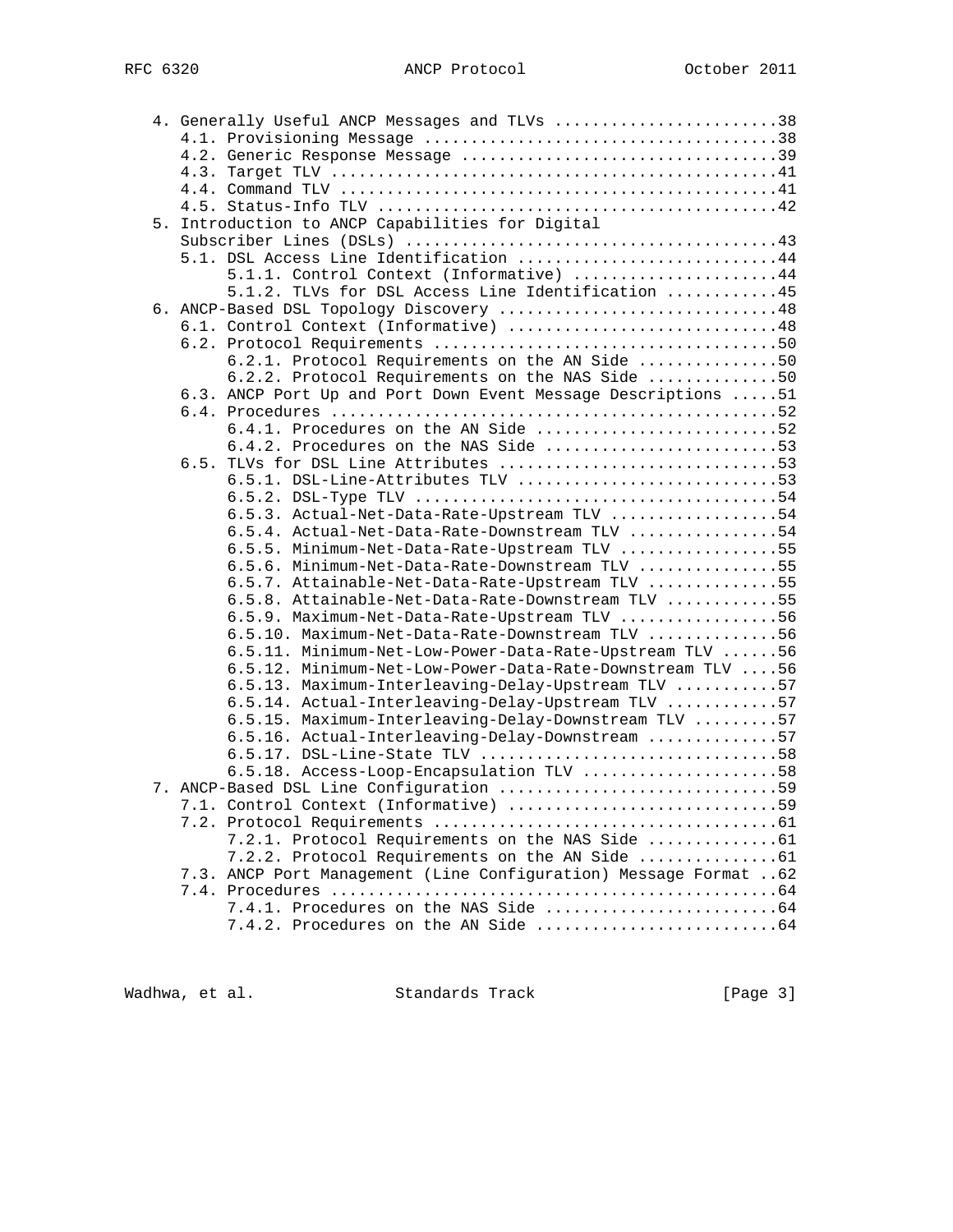```
   4. Generally Useful ANCP Messages and TLVs ........................38
      4.1. Provisioning Message ......................................38
      4.2. Generic Response Message ..................................39
      4.3. Target TLV ................................................41
      4.4. Command TLV ...............................................41
      4.5. Status-Info TLV ...........................................42
   5. Introduction to ANCP Capabilities for Digital
      Subscriber Lines (DSLs) ........................................43
      5.1. DSL Access Line Identification ............................44
           5.1.1. Control Context (Informative) ......................44
           5.1.2. TLVs for DSL Access Line Identification ............45
   6. ANCP-Based DSL Topology Discovery ..............................48
      6.1. Control Context (Informative) .............................48
      6.2. Protocol Requirements .....................................50
           6.2.1. Protocol Requirements on the AN Side ...............50
           6.2.2. Protocol Requirements on the NAS Side ..............50
      6.3. ANCP Port Up and Port Down Event Message Descriptions .....51
      6.4. Procedures ................................................52
           6.4.1. Procedures on the AN Side ..........................52
           6.4.2. Procedures on the NAS Side .........................53
      6.5. TLVs for DSL Line Attributes ..............................53
           6.5.1. DSL-Line-Attributes TLV ............................53
           6.5.2. DSL-Type TLV .......................................54
           6.5.3. Actual-Net-Data-Rate-Upstream TLV ..................54
           6.5.4. Actual-Net-Data-Rate-Downstream TLV ................54
           6.5.5. Minimum-Net-Data-Rate-Upstream TLV .................55
           6.5.6. Minimum-Net-Data-Rate-Downstream TLV ...............55
           6.5.7. Attainable-Net-Data-Rate-Upstream TLV ..............55
           6.5.8. Attainable-Net-Data-Rate-Downstream TLV ............55
           6.5.9. Maximum-Net-Data-Rate-Upstream TLV .................56
           6.5.10. Maximum-Net-Data-Rate-Downstream TLV ..............56
           6.5.11. Minimum-Net-Low-Power-Data-Rate-Upstream TLV ......56
           6.5.12. Minimum-Net-Low-Power-Data-Rate-Downstream TLV ....56
           6.5.13. Maximum-Interleaving-Delay-Upstream TLV ...........57
           6.5.14. Actual-Interleaving-Delay-Upstream TLV ............57
           6.5.15. Maximum-Interleaving-Delay-Downstream TLV .........57
           6.5.16. Actual-Interleaving-Delay-Downstream ..............57
           6.5.17. DSL-Line-State TLV ................................58
           6.5.18. Access-Loop-Encapsulation TLV .....................58
   7. ANCP-Based DSL Line Configuration ..............................59
      7.1. Control Context (Informative) .............................59
      7.2. Protocol Requirements .....................................61
           7.2.1. Protocol Requirements on the NAS Side ..............61
           7.2.2. Protocol Requirements on the AN Side ...............61
      7.3. ANCP Port Management (Line Configuration) Message Format ..62
      7.4. Procedures ................................................64
           7.4.1. Procedures on the NAS Side .........................64
           7.4.2. Procedures on the AN Side ..........................64
```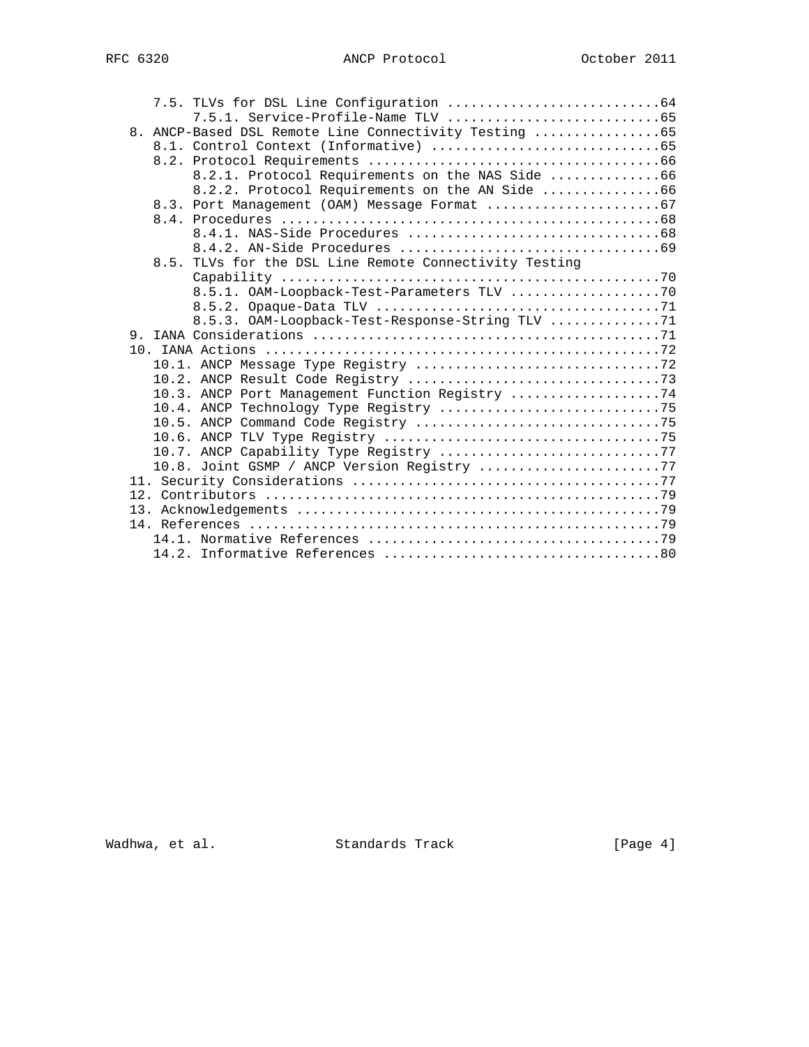```
      7.5. TLVs for DSL Line Configuration ...........................64
           7.5.1. Service-Profile-Name TLV ...........................65
   8. ANCP-Based DSL Remote Line Connectivity Testing ................65
      8.1. Control Context (Informative) .............................65
      8.2. Protocol Requirements .....................................66
           8.2.1. Protocol Requirements on the NAS Side ..............66
           8.2.2. Protocol Requirements on the AN Side ...............66
      8.3. Port Management (OAM) Message Format ......................67
      8.4. Procedures ................................................68
           8.4.1. NAS-Side Procedures ................................68
           8.4.2. AN-Side Procedures .................................69
      8.5. TLVs for the DSL Line Remote Connectivity Testing
           Capability ................................................70
           8.5.1. OAM-Loopback-Test-Parameters TLV ...................70
           8.5.2. Opaque-Data TLV ....................................71
           8.5.3. OAM-Loopback-Test-Response-String TLV ..............71
   9. IANA Considerations ............................................71
   10. IANA Actions ..................................................72
      10.1. ANCP Message Type Registry ...............................72
      10.2. ANCP Result Code Registry ................................73
      10.3. ANCP Port Management Function Registry ...................74
      10.4. ANCP Technology Type Registry ............................75
      10.5. ANCP Command Code Registry ...............................75
      10.6. ANCP TLV Type Registry ...................................75
      10.7. ANCP Capability Type Registry ............................77
      10.8. Joint GSMP / ANCP Version Registry .......................77
   11. Security Considerations .......................................77
   12. Contributors ..................................................79
   13. Acknowledgements ..............................................79
   14. References ....................................................79
      14.1. Normative References .....................................79
      14.2. Informative References ...................................80
```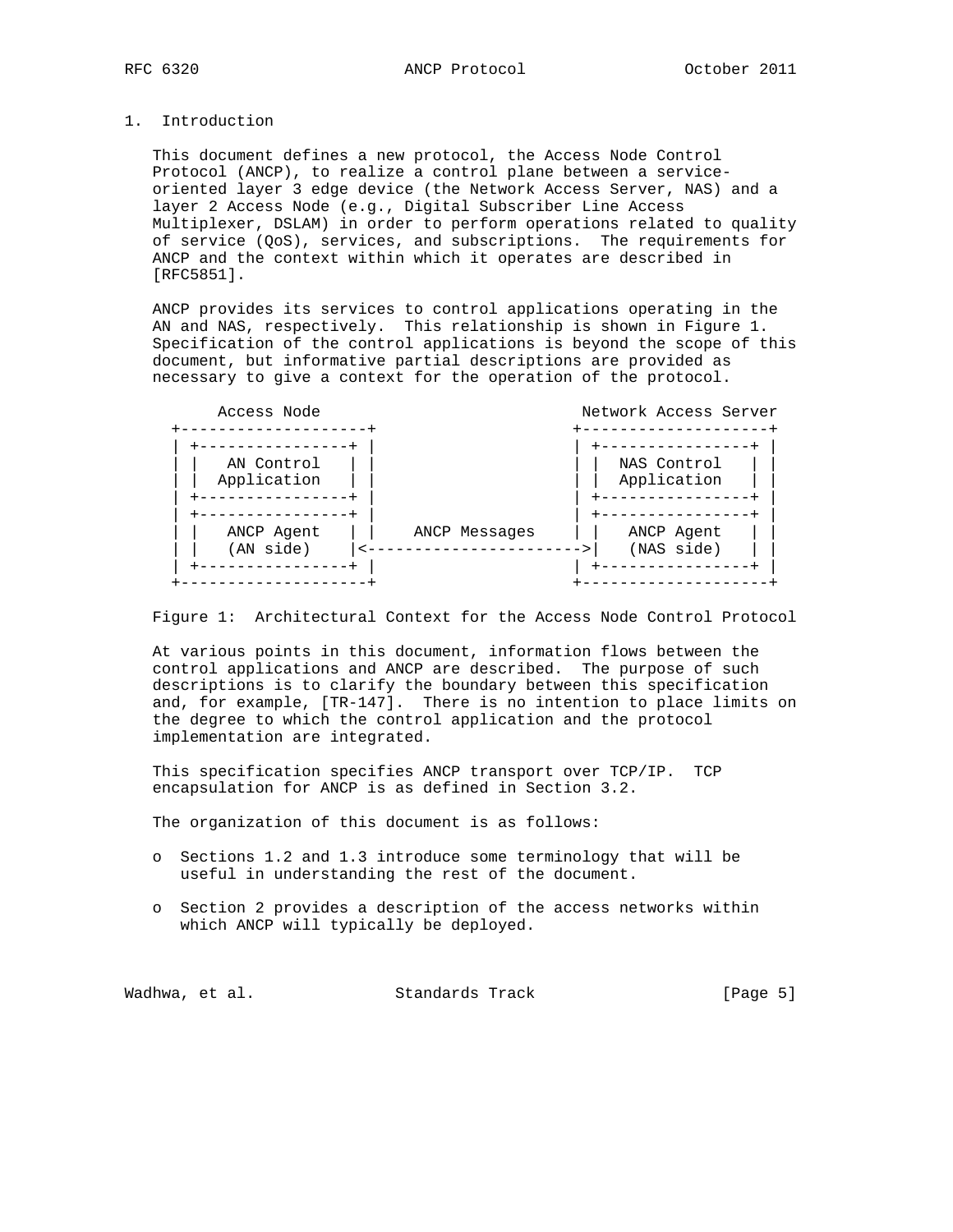# 1. Introduction

This document defines a new protocol, the Access Node Control Protocol (ANCP), to realize a control plane between a service-oriented layer 3 edge device (the Network Access Server, NAS) and a layer 2 Access Node (e.g., Digital Subscriber Line Access Multiplexer, DSLAM) in order to perform operations related to quality of service (QoS), services, and subscriptions. The requirements for ANCP and the context within which it operates are described in [RFC5851].

ANCP provides its services to control applications operating in the AN and NAS, respectively. This relationship is shown in Figure 1. Specification of the control applications is beyond the scope of this document, but informative partial descriptions are provided as necessary to give a context for the operation of the protocol.

```
      Access Node                              Network Access Server
  +--------------------+                      +--------------------+
  | +----------------+ |                      | +----------------+ |
  | |   AN Control   | |                      | |  NAS Control   | |
  | |  Application   | |                      | |  Application   | |
  | +----------------+ |                      | +----------------+ |
  | +----------------+ |                      | +----------------+ |
  | |   ANCP Agent   | |    ANCP Messages     | |   ANCP Agent   | |
  | |   (AN side)    |<------------------------>|   (NAS side)   | |
  | +----------------+ |                      | +----------------+ |
  +--------------------+                      +--------------------+
```

Figure 1: Architectural Context for the Access Node Control Protocol

At various points in this document, information flows between the control applications and ANCP are described. The purpose of such descriptions is to clarify the boundary between this specification and, for example, [TR-147]. There is no intention to place limits on the degree to which the control application and the protocol implementation are integrated.

This specification specifies ANCP transport over TCP/IP. TCP encapsulation for ANCP is as defined in Section 3.2.

The organization of this document is as follows:

- Sections 1.2 and 1.3 introduce some terminology that will be useful in understanding the rest of the document.

- Section 2 provides a description of the access networks within which ANCP will typically be deployed.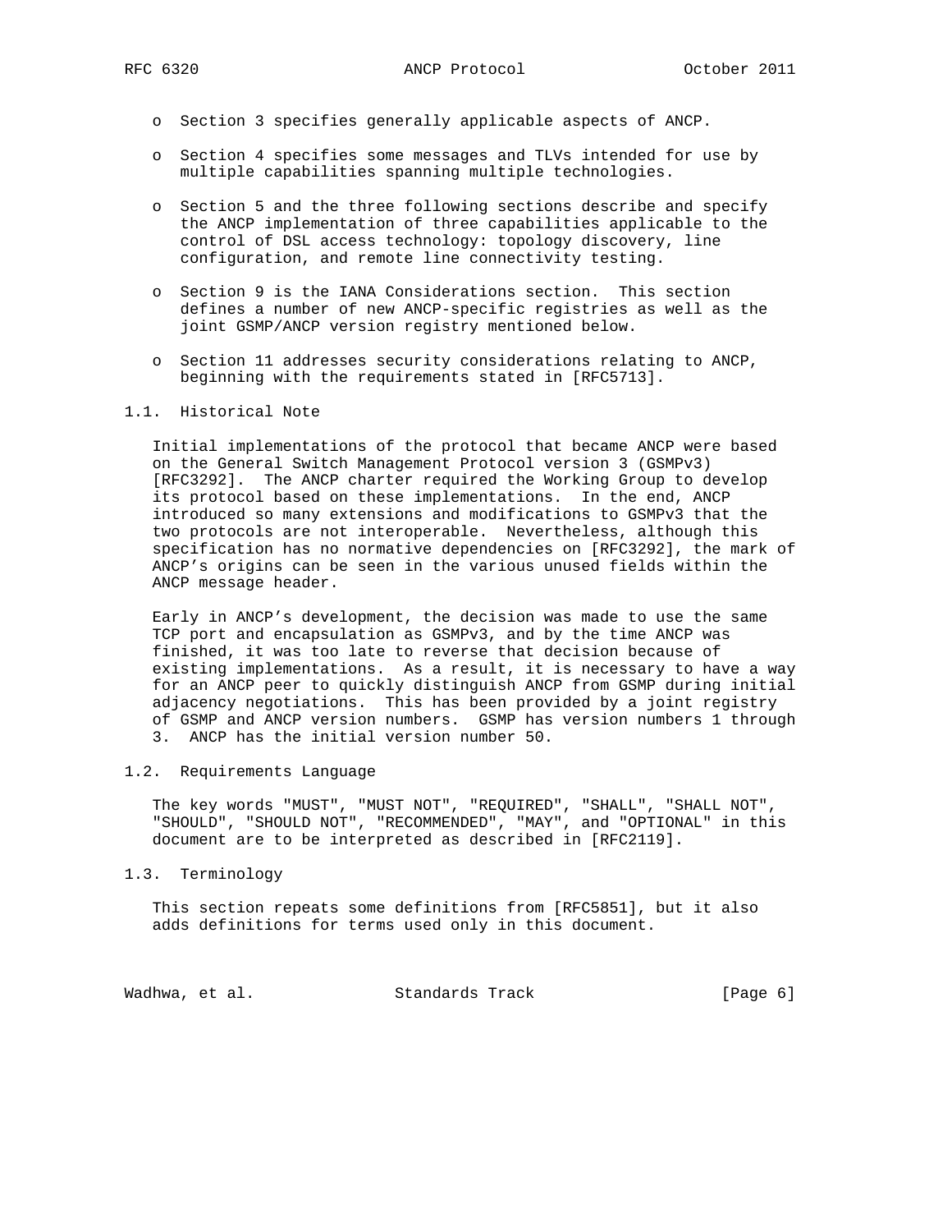- Section 3 specifies generally applicable aspects of ANCP.

- Section 4 specifies some messages and TLVs intended for use by multiple capabilities spanning multiple technologies.

- Section 5 and the three following sections describe and specify the ANCP implementation of three capabilities applicable to the control of DSL access technology: topology discovery, line configuration, and remote line connectivity testing.

- Section 9 is the IANA Considerations section. This section defines a number of new ANCP-specific registries as well as the joint GSMP/ANCP version registry mentioned below.

- Section 11 addresses security considerations relating to ANCP, beginning with the requirements stated in [RFC5713].

## 1.1. Historical Note

Initial implementations of the protocol that became ANCP were based on the General Switch Management Protocol version 3 (GSMPv3) [RFC3292]. The ANCP charter required the Working Group to develop its protocol based on these implementations. In the end, ANCP introduced so many extensions and modifications to GSMPv3 that the two protocols are not interoperable. Nevertheless, although this specification has no normative dependencies on [RFC3292], the mark of ANCP's origins can be seen in the various unused fields within the ANCP message header.

Early in ANCP's development, the decision was made to use the same TCP port and encapsulation as GSMPv3, and by the time ANCP was finished, it was too late to reverse that decision because of existing implementations. As a result, it is necessary to have a way for an ANCP peer to quickly distinguish ANCP from GSMP during initial adjacency negotiations. This has been provided by a joint registry of GSMP and ANCP version numbers. GSMP has version numbers 1 through 3. ANCP has the initial version number 50.

## 1.2. Requirements Language

The key words "MUST", "MUST NOT", "REQUIRED", "SHALL", "SHALL NOT", "SHOULD", "SHOULD NOT", "RECOMMENDED", "MAY", and "OPTIONAL" in this document are to be interpreted as described in [RFC2119].

## 1.3. Terminology

This section repeats some definitions from [RFC5851], but it also adds definitions for terms used only in this document.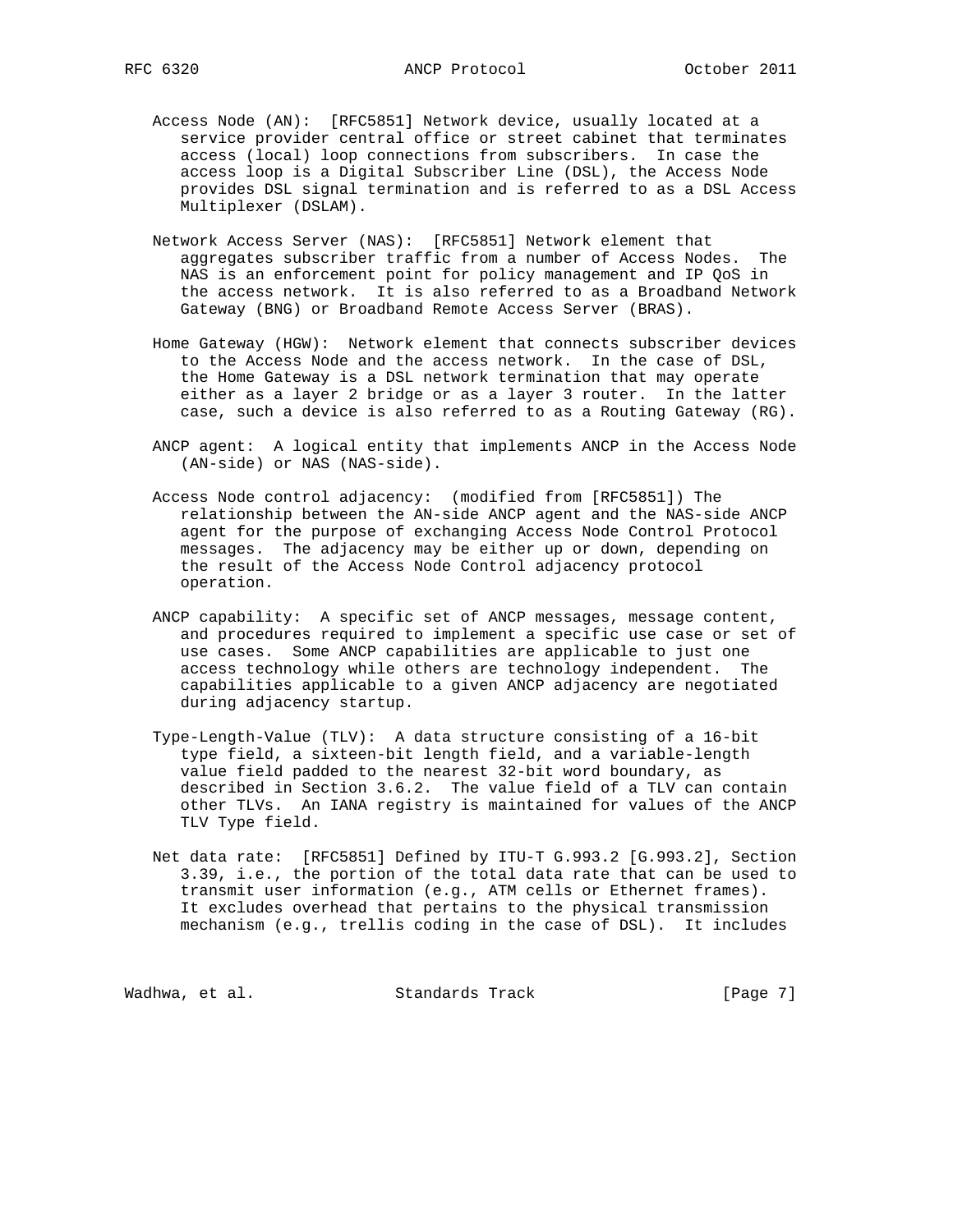Access Node (AN): [RFC5851] Network device, usually located at a service provider central office or street cabinet that terminates access (local) loop connections from subscribers. In case the access loop is a Digital Subscriber Line (DSL), the Access Node provides DSL signal termination and is referred to as a DSL Access Multiplexer (DSLAM).

Network Access Server (NAS): [RFC5851] Network element that aggregates subscriber traffic from a number of Access Nodes. The NAS is an enforcement point for policy management and IP QoS in the access network. It is also referred to as a Broadband Network Gateway (BNG) or Broadband Remote Access Server (BRAS).

Home Gateway (HGW): Network element that connects subscriber devices to the Access Node and the access network. In the case of DSL, the Home Gateway is a DSL network termination that may operate either as a layer 2 bridge or as a layer 3 router. In the latter case, such a device is also referred to as a Routing Gateway (RG).

ANCP agent: A logical entity that implements ANCP in the Access Node (AN-side) or NAS (NAS-side).

Access Node control adjacency: (modified from [RFC5851]) The relationship between the AN-side ANCP agent and the NAS-side ANCP agent for the purpose of exchanging Access Node Control Protocol messages. The adjacency may be either up or down, depending on the result of the Access Node Control adjacency protocol operation.

ANCP capability: A specific set of ANCP messages, message content, and procedures required to implement a specific use case or set of use cases. Some ANCP capabilities are applicable to just one access technology while others are technology independent. The capabilities applicable to a given ANCP adjacency are negotiated during adjacency startup.

Type-Length-Value (TLV): A data structure consisting of a 16-bit type field, a sixteen-bit length field, and a variable-length value field padded to the nearest 32-bit word boundary, as described in Section 3.6.2. The value field of a TLV can contain other TLVs. An IANA registry is maintained for values of the ANCP TLV Type field.

Net data rate: [RFC5851] Defined by ITU-T G.993.2 [G.993.2], Section 3.39, i.e., the portion of the total data rate that can be used to transmit user information (e.g., ATM cells or Ethernet frames). It excludes overhead that pertains to the physical transmission mechanism (e.g., trellis coding in the case of DSL). It includes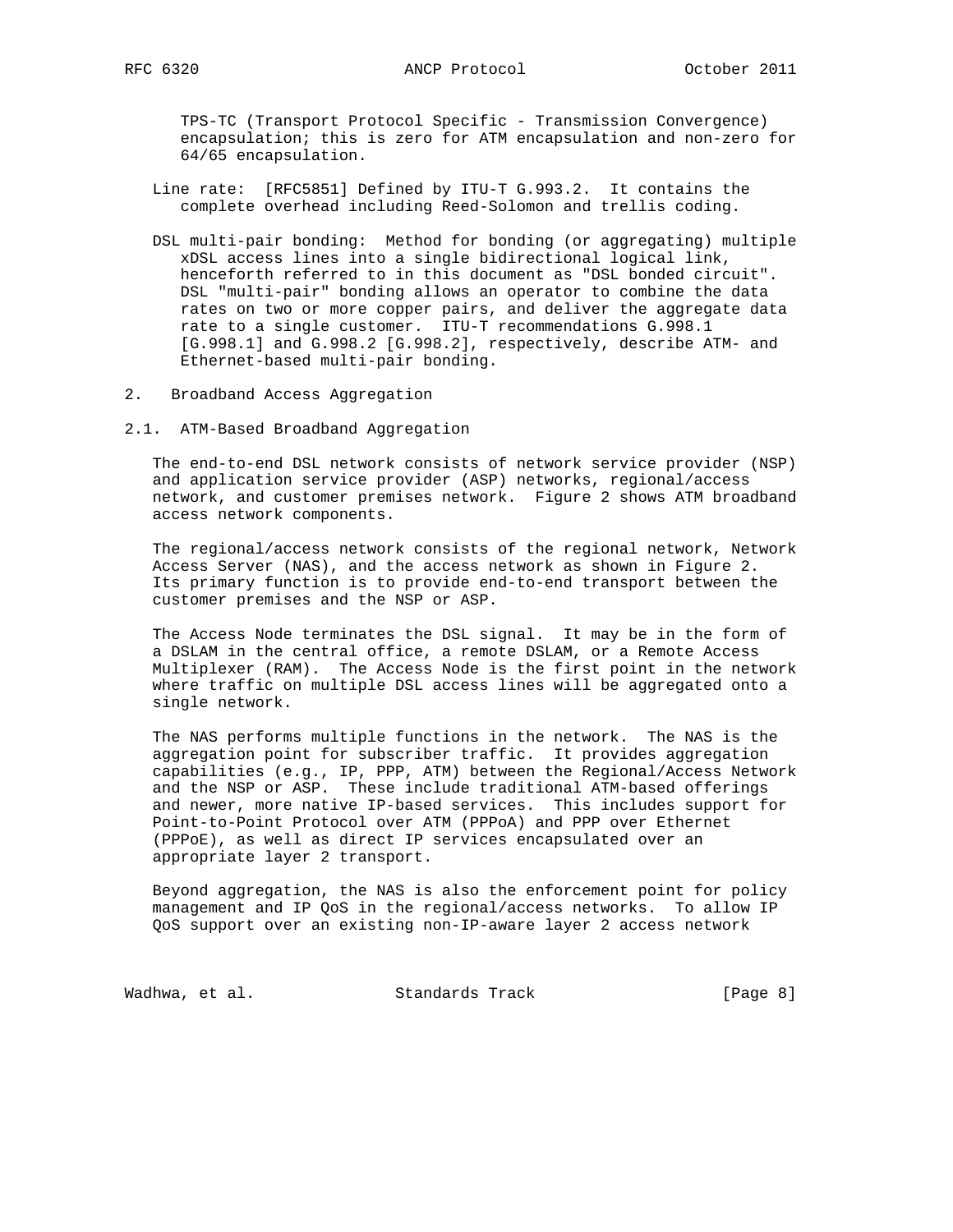TPS-TC (Transport Protocol Specific - Transmission Convergence) encapsulation; this is zero for ATM encapsulation and non-zero for 64/65 encapsulation.

Line rate: [RFC5851] Defined by ITU-T G.993.2. It contains the complete overhead including Reed-Solomon and trellis coding.

DSL multi-pair bonding: Method for bonding (or aggregating) multiple xDSL access lines into a single bidirectional logical link, henceforth referred to in this document as "DSL bonded circuit". DSL "multi-pair" bonding allows an operator to combine the data rates on two or more copper pairs, and deliver the aggregate data rate to a single customer. ITU-T recommendations G.998.1 [G.998.1] and G.998.2 [G.998.2], respectively, describe ATM- and Ethernet-based multi-pair bonding.

## 2. Broadband Access Aggregation

### 2.1. ATM-Based Broadband Aggregation

The end-to-end DSL network consists of network service provider (NSP) and application service provider (ASP) networks, regional/access network, and customer premises network. Figure 2 shows ATM broadband access network components.

The regional/access network consists of the regional network, Network Access Server (NAS), and the access network as shown in Figure 2. Its primary function is to provide end-to-end transport between the customer premises and the NSP or ASP.

The Access Node terminates the DSL signal. It may be in the form of a DSLAM in the central office, a remote DSLAM, or a Remote Access Multiplexer (RAM). The Access Node is the first point in the network where traffic on multiple DSL access lines will be aggregated onto a single network.

The NAS performs multiple functions in the network. The NAS is the aggregation point for subscriber traffic. It provides aggregation capabilities (e.g., IP, PPP, ATM) between the Regional/Access Network and the NSP or ASP. These include traditional ATM-based offerings and newer, more native IP-based services. This includes support for Point-to-Point Protocol over ATM (PPPoA) and PPP over Ethernet (PPPoE), as well as direct IP services encapsulated over an appropriate layer 2 transport.

Beyond aggregation, the NAS is also the enforcement point for policy management and IP QoS in the regional/access networks. To allow IP QoS support over an existing non-IP-aware layer 2 access network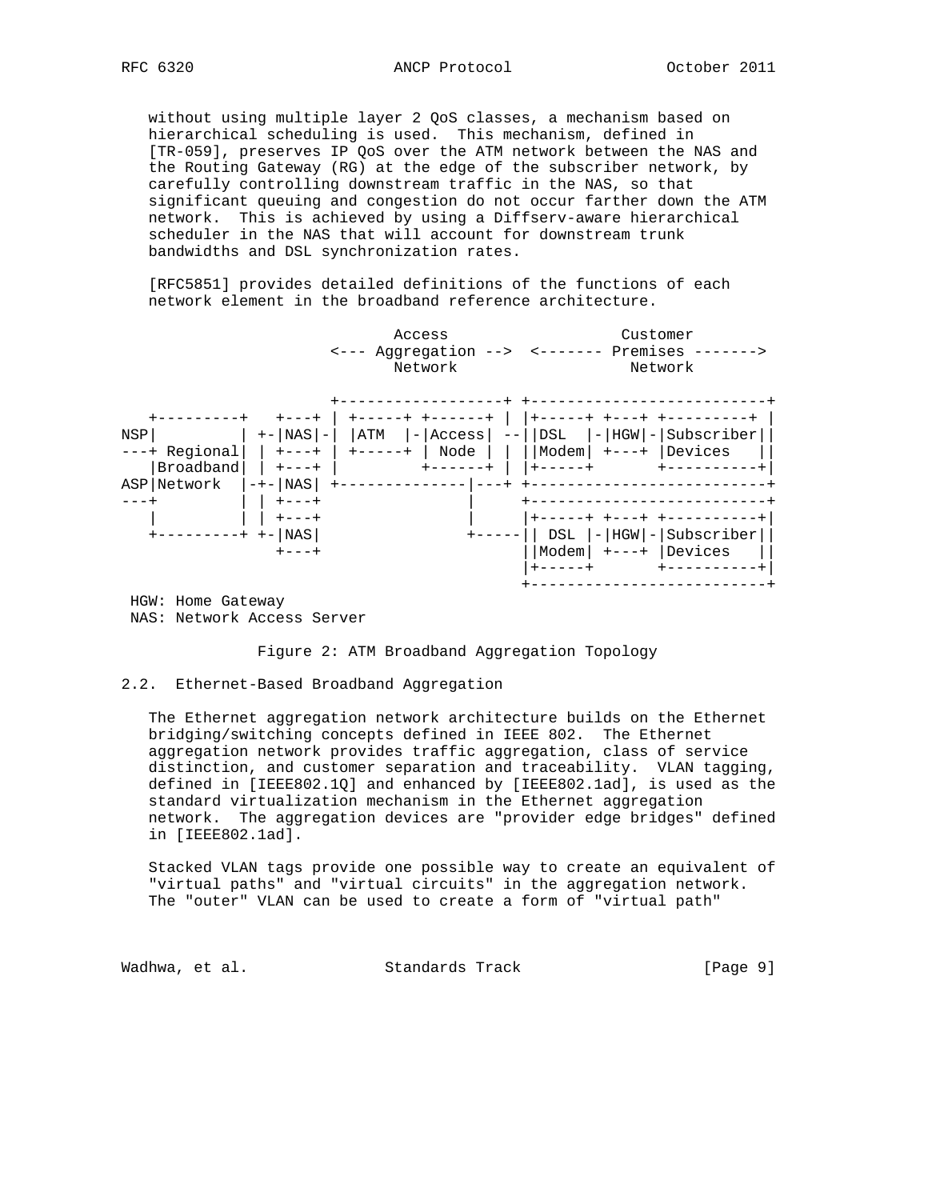without using multiple layer 2 QoS classes, a mechanism based on hierarchical scheduling is used. This mechanism, defined in [TR-059], preserves IP QoS over the ATM network between the NAS and the Routing Gateway (RG) at the edge of the subscriber network, by carefully controlling downstream traffic in the NAS, so that significant queuing and congestion do not occur farther down the ATM network. This is achieved by using a Diffserv-aware hierarchical scheduler in the NAS that will account for downstream trunk bandwidths and DSL synchronization rates.

[RFC5851] provides detailed definitions of the functions of each network element in the broadband reference architecture.

```
                          Access                 Customer
                     <--- Aggregation -->  <------- Premises ------->
                          Network                 Network

                     +------------------+ +--------------------------+
   +---------+   +---+ | +-----+ +------+ | |+-----+ +---+ +---------+ |
NSP|         | +-|NAS|-| |ATM  |-|Access| --||DSL  |-|HGW|-|Subscriber||
---+ Regional| | +---+ | +-----+ | Node | | ||Modem| +---+ |Devices   ||
   |Broadband| | +---+ |         +------+ | |+-----+       +----------+|
ASP|Network  |-+-|NAS| +--------------|---+ +--------------------------+
---+         | | +---+                |      +--------------------------+
   |         | | +---+                |      |+-----+ +---+ +----------+|
   +---------+ +-|NAS|                +-----|| DSL |-|HGW|-|Subscriber||
                 +---+                       ||Modem| +---+ |Devices   ||
                                             |+-----+       +----------+|
                                             +--------------------------+
 HGW: Home Gateway
 NAS: Network Access Server
```

Figure 2: ATM Broadband Aggregation Topology

## 2.2. Ethernet-Based Broadband Aggregation

The Ethernet aggregation network architecture builds on the Ethernet bridging/switching concepts defined in IEEE 802. The Ethernet aggregation network provides traffic aggregation, class of service distinction, and customer separation and traceability. VLAN tagging, defined in [IEEE802.1Q] and enhanced by [IEEE802.1ad], is used as the standard virtualization mechanism in the Ethernet aggregation network. The aggregation devices are "provider edge bridges" defined in [IEEE802.1ad].

Stacked VLAN tags provide one possible way to create an equivalent of "virtual paths" and "virtual circuits" in the aggregation network. The "outer" VLAN can be used to create a form of "virtual path"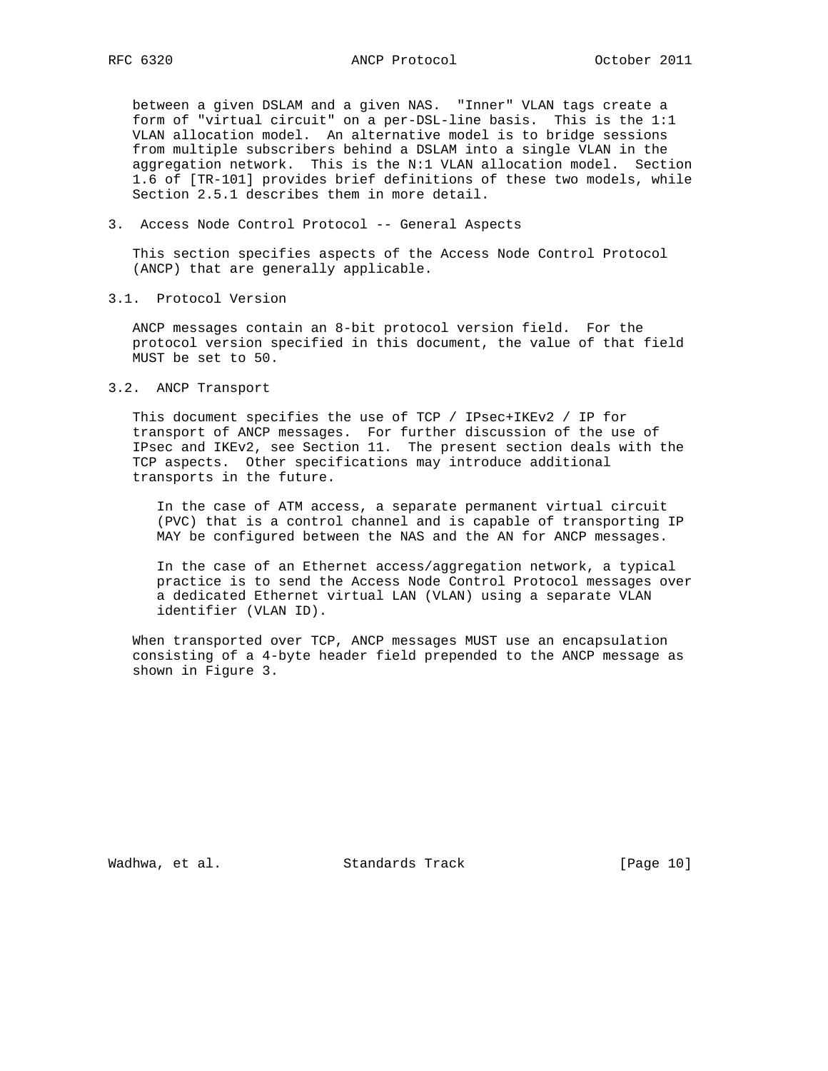between a given DSLAM and a given NAS. "Inner" VLAN tags create a form of "virtual circuit" on a per-DSL-line basis. This is the 1:1 VLAN allocation model. An alternative model is to bridge sessions from multiple subscribers behind a DSLAM into a single VLAN in the aggregation network. This is the N:1 VLAN allocation model. Section 1.6 of [TR-101] provides brief definitions of these two models, while Section 2.5.1 describes them in more detail.

## 3. Access Node Control Protocol -- General Aspects

This section specifies aspects of the Access Node Control Protocol (ANCP) that are generally applicable.

### 3.1. Protocol Version

ANCP messages contain an 8-bit protocol version field. For the protocol version specified in this document, the value of that field MUST be set to 50.

### 3.2. ANCP Transport

This document specifies the use of TCP / IPsec+IKEv2 / IP for transport of ANCP messages. For further discussion of the use of IPsec and IKEv2, see Section 11. The present section deals with the TCP aspects. Other specifications may introduce additional transports in the future.

> In the case of ATM access, a separate permanent virtual circuit (PVC) that is a control channel and is capable of transporting IP MAY be configured between the NAS and the AN for ANCP messages.
>
> In the case of an Ethernet access/aggregation network, a typical practice is to send the Access Node Control Protocol messages over a dedicated Ethernet virtual LAN (VLAN) using a separate VLAN identifier (VLAN ID).

When transported over TCP, ANCP messages MUST use an encapsulation consisting of a 4-byte header field prepended to the ANCP message as shown in Figure 3.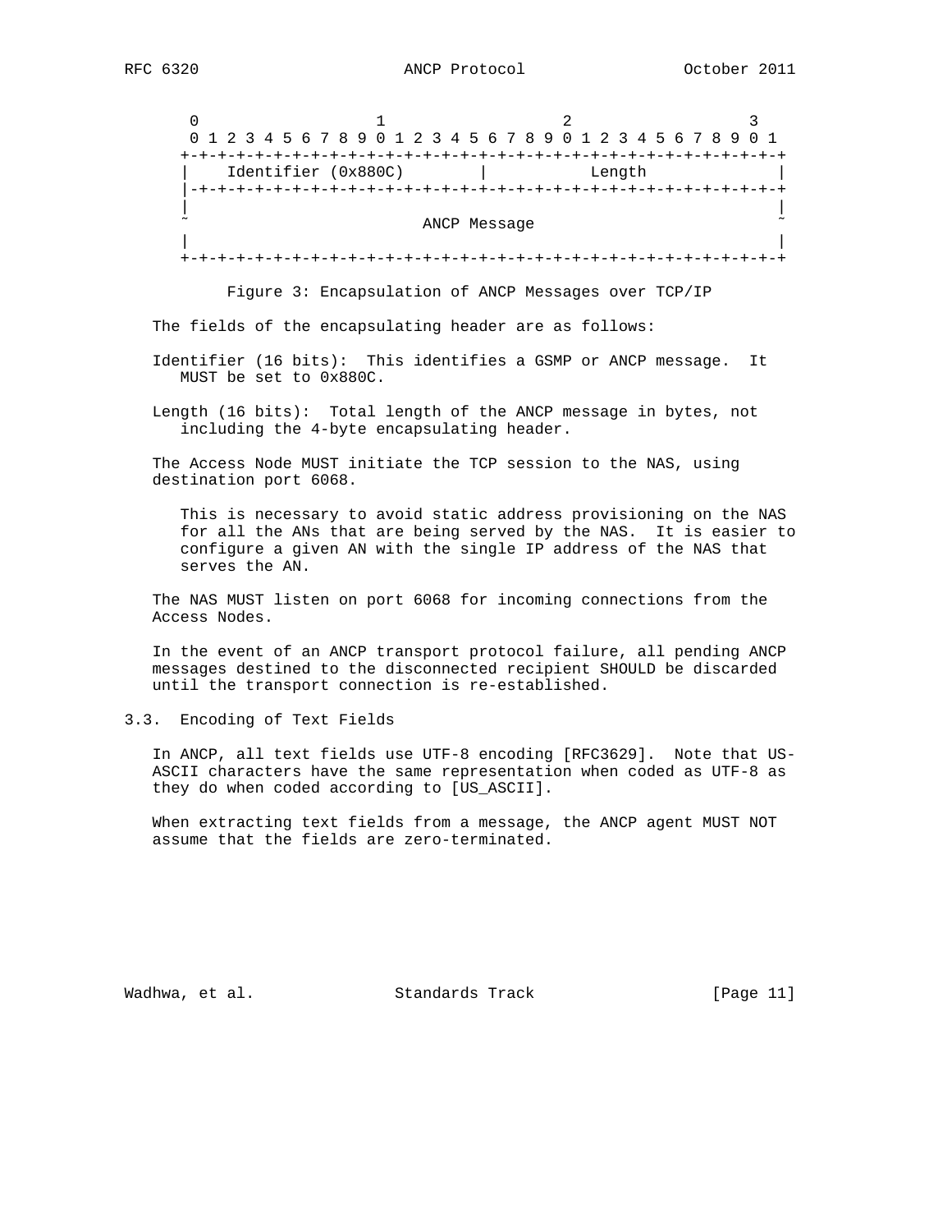```
     0                   1                   2                   3
     0 1 2 3 4 5 6 7 8 9 0 1 2 3 4 5 6 7 8 9 0 1 2 3 4 5 6 7 8 9 0 1
    +-+-+-+-+-+-+-+-+-+-+-+-+-+-+-+-+-+-+-+-+-+-+-+-+-+-+-+-+-+-+-+-+
    |    Identifier (0x880C)        |           Length              |
    |-+-+-+-+-+-+-+-+-+-+-+-+-+-+-+-+-+-+-+-+-+-+-+-+-+-+-+-+-+-+-+-+
    |                                                               |
    ~                         ANCP Message                          ~
    |                                                               |
    +-+-+-+-+-+-+-+-+-+-+-+-+-+-+-+-+-+-+-+-+-+-+-+-+-+-+-+-+-+-+-+-+
```

Figure 3: Encapsulation of ANCP Messages over TCP/IP

The fields of the encapsulating header are as follows:

Identifier (16 bits): This identifies a GSMP or ANCP message. It MUST be set to 0x880C.

Length (16 bits): Total length of the ANCP message in bytes, not including the 4-byte encapsulating header.

The Access Node MUST initiate the TCP session to the NAS, using destination port 6068.

> This is necessary to avoid static address provisioning on the NAS for all the ANs that are being served by the NAS. It is easier to configure a given AN with the single IP address of the NAS that serves the AN.

The NAS MUST listen on port 6068 for incoming connections from the Access Nodes.

In the event of an ANCP transport protocol failure, all pending ANCP messages destined to the disconnected recipient SHOULD be discarded until the transport connection is re-established.

### 3.3. Encoding of Text Fields

In ANCP, all text fields use UTF-8 encoding [RFC3629]. Note that US-ASCII characters have the same representation when coded as UTF-8 as they do when coded according to [US_ASCII].

When extracting text fields from a message, the ANCP agent MUST NOT assume that the fields are zero-terminated.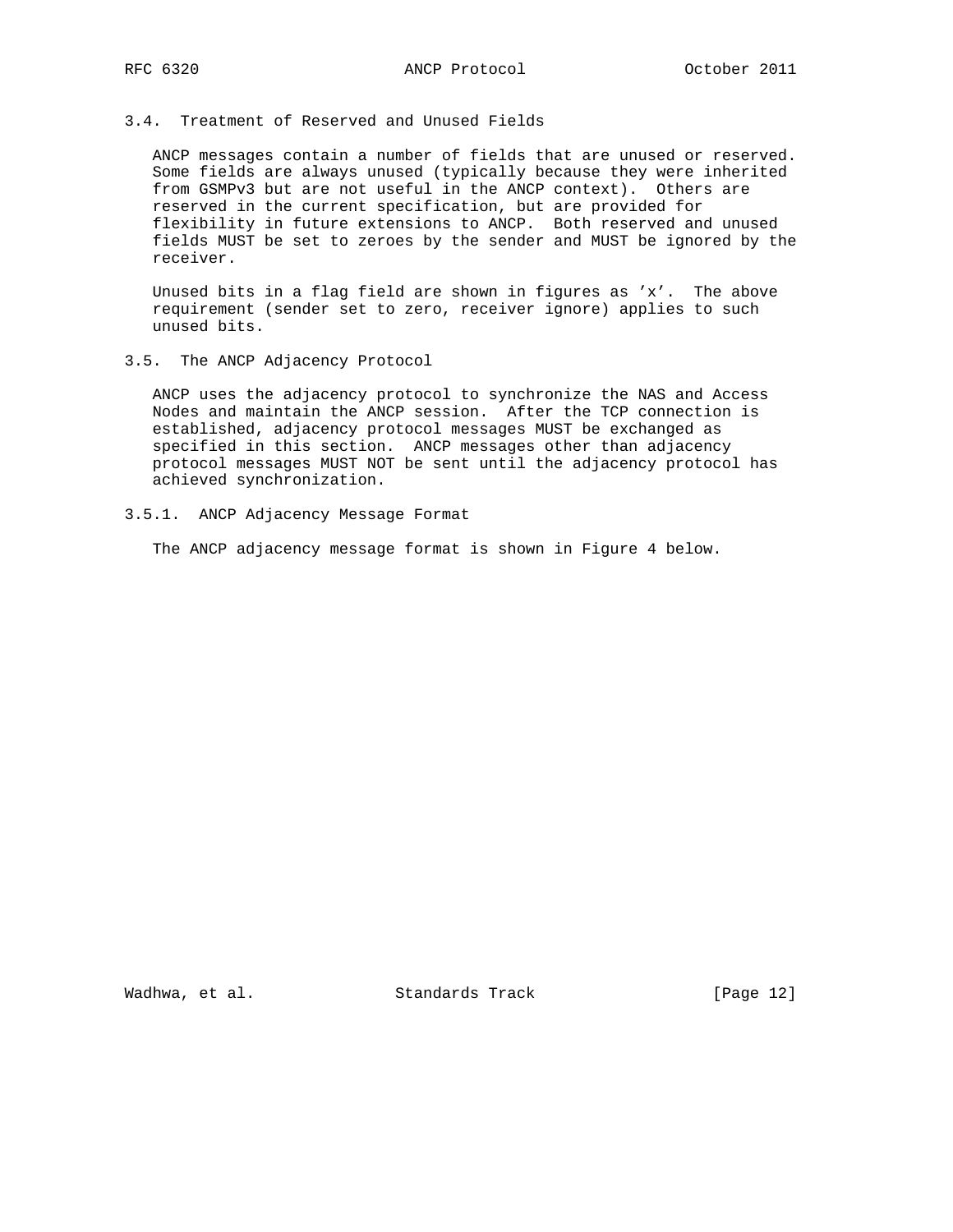### 3.4. Treatment of Reserved and Unused Fields

ANCP messages contain a number of fields that are unused or reserved. Some fields are always unused (typically because they were inherited from GSMPv3 but are not useful in the ANCP context). Others are reserved in the current specification, but are provided for flexibility in future extensions to ANCP. Both reserved and unused fields MUST be set to zeroes by the sender and MUST be ignored by the receiver.

Unused bits in a flag field are shown in figures as 'x'. The above requirement (sender set to zero, receiver ignore) applies to such unused bits.

### 3.5. The ANCP Adjacency Protocol

ANCP uses the adjacency protocol to synchronize the NAS and Access Nodes and maintain the ANCP session. After the TCP connection is established, adjacency protocol messages MUST be exchanged as specified in this section. ANCP messages other than adjacency protocol messages MUST NOT be sent until the adjacency protocol has achieved synchronization.

#### 3.5.1. ANCP Adjacency Message Format

The ANCP adjacency message format is shown in Figure 4 below.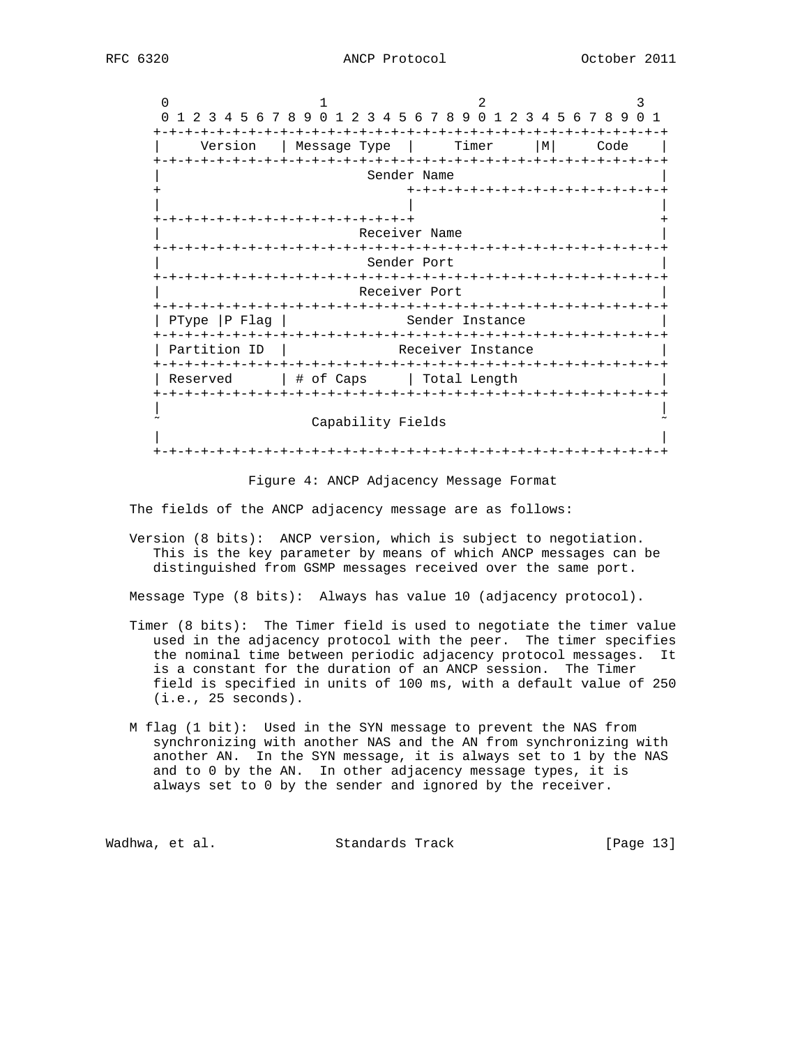```
    0                   1                   2                   3
    0 1 2 3 4 5 6 7 8 9 0 1 2 3 4 5 6 7 8 9 0 1 2 3 4 5 6 7 8 9 0 1
   +-+-+-+-+-+-+-+-+-+-+-+-+-+-+-+-+-+-+-+-+-+-+-+-+-+-+-+-+-+-+-+-+
   |     Version   | Message Type  |     Timer     |M|     Code    |
   +-+-+-+-+-+-+-+-+-+-+-+-+-+-+-+-+-+-+-+-+-+-+-+-+-+-+-+-+-+-+-+-+
   |                          Sender Name                          |
   +                               +-+-+-+-+-+-+-+-+-+-+-+-+-+-+-+-+
   |                               |                               |
   +-+-+-+-+-+-+-+-+-+-+-+-+-+-+-+-+                               +
   |                         Receiver Name                         |
   +-+-+-+-+-+-+-+-+-+-+-+-+-+-+-+-+-+-+-+-+-+-+-+-+-+-+-+-+-+-+-+-+
   |                          Sender Port                          |
   +-+-+-+-+-+-+-+-+-+-+-+-+-+-+-+-+-+-+-+-+-+-+-+-+-+-+-+-+-+-+-+-+
   |                         Receiver Port                         |
   +-+-+-+-+-+-+-+-+-+-+-+-+-+-+-+-+-+-+-+-+-+-+-+-+-+-+-+-+-+-+-+-+
   | PType |P Flag |               Sender Instance                 |
   +-+-+-+-+-+-+-+-+-+-+-+-+-+-+-+-+-+-+-+-+-+-+-+-+-+-+-+-+-+-+-+-+
   | Partition ID  |              Receiver Instance                |
   +-+-+-+-+-+-+-+-+-+-+-+-+-+-+-+-+-+-+-+-+-+-+-+-+-+-+-+-+-+-+-+-+
   | Reserved      | # of Caps     | Total Length                  |
   +-+-+-+-+-+-+-+-+-+-+-+-+-+-+-+-+-+-+-+-+-+-+-+-+-+-+-+-+-+-+-+-+
   |                                                               |
   ~                    Capability Fields                          ~
   |                                                               |
   +-+-+-+-+-+-+-+-+-+-+-+-+-+-+-+-+-+-+-+-+-+-+-+-+-+-+-+-+-+-+-+-+
```

Figure 4: ANCP Adjacency Message Format

The fields of the ANCP adjacency message are as follows:

Version (8 bits): ANCP version, which is subject to negotiation. This is the key parameter by means of which ANCP messages can be distinguished from GSMP messages received over the same port.

Message Type (8 bits): Always has value 10 (adjacency protocol).

Timer (8 bits): The Timer field is used to negotiate the timer value used in the adjacency protocol with the peer. The timer specifies the nominal time between periodic adjacency protocol messages. It is a constant for the duration of an ANCP session. The Timer field is specified in units of 100 ms, with a default value of 250 (i.e., 25 seconds).

M flag (1 bit): Used in the SYN message to prevent the NAS from synchronizing with another NAS and the AN from synchronizing with another AN. In the SYN message, it is always set to 1 by the NAS and to 0 by the AN. In other adjacency message types, it is always set to 0 by the sender and ignored by the receiver.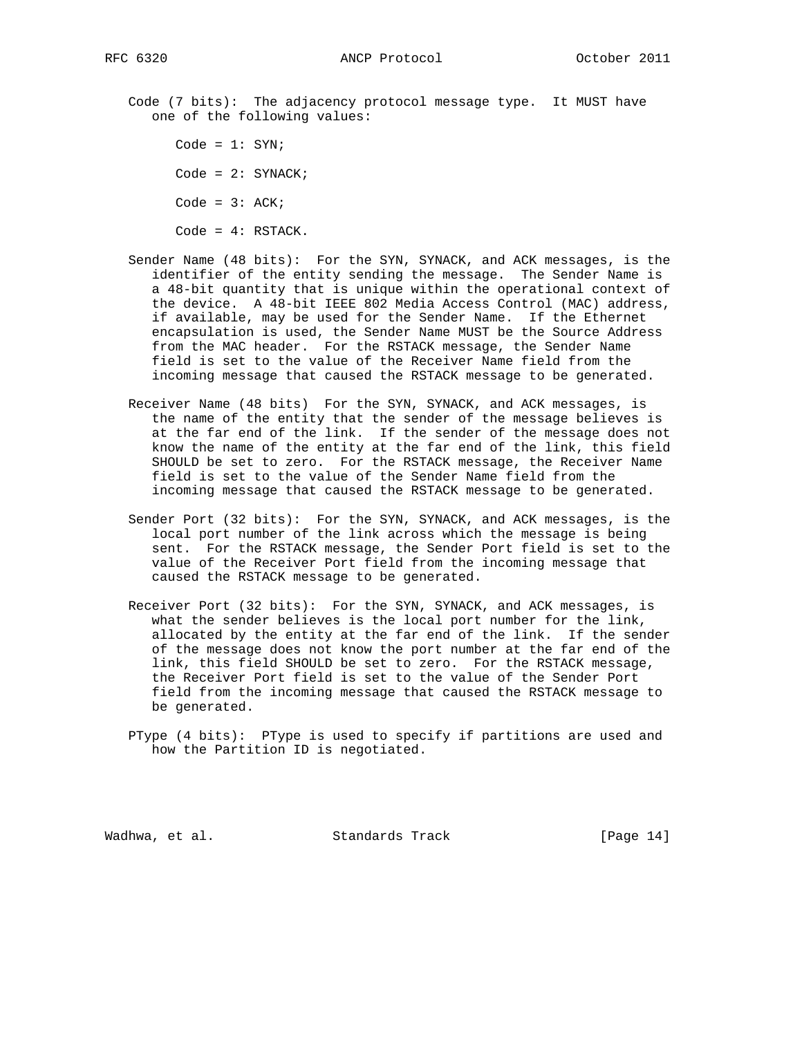Code (7 bits): The adjacency protocol message type. It MUST have one of the following values:

Code = 1: SYN;

Code = 2: SYNACK;

Code = 3: ACK;

Code = 4: RSTACK.

Sender Name (48 bits): For the SYN, SYNACK, and ACK messages, is the identifier of the entity sending the message. The Sender Name is a 48-bit quantity that is unique within the operational context of the device. A 48-bit IEEE 802 Media Access Control (MAC) address, if available, may be used for the Sender Name. If the Ethernet encapsulation is used, the Sender Name MUST be the Source Address from the MAC header. For the RSTACK message, the Sender Name field is set to the value of the Receiver Name field from the incoming message that caused the RSTACK message to be generated.

Receiver Name (48 bits) For the SYN, SYNACK, and ACK messages, is the name of the entity that the sender of the message believes is at the far end of the link. If the sender of the message does not know the name of the entity at the far end of the link, this field SHOULD be set to zero. For the RSTACK message, the Receiver Name field is set to the value of the Sender Name field from the incoming message that caused the RSTACK message to be generated.

Sender Port (32 bits): For the SYN, SYNACK, and ACK messages, is the local port number of the link across which the message is being sent. For the RSTACK message, the Sender Port field is set to the value of the Receiver Port field from the incoming message that caused the RSTACK message to be generated.

Receiver Port (32 bits): For the SYN, SYNACK, and ACK messages, is what the sender believes is the local port number for the link, allocated by the entity at the far end of the link. If the sender of the message does not know the port number at the far end of the link, this field SHOULD be set to zero. For the RSTACK message, the Receiver Port field is set to the value of the Sender Port field from the incoming message that caused the RSTACK message to be generated.

PType (4 bits): PType is used to specify if partitions are used and how the Partition ID is negotiated.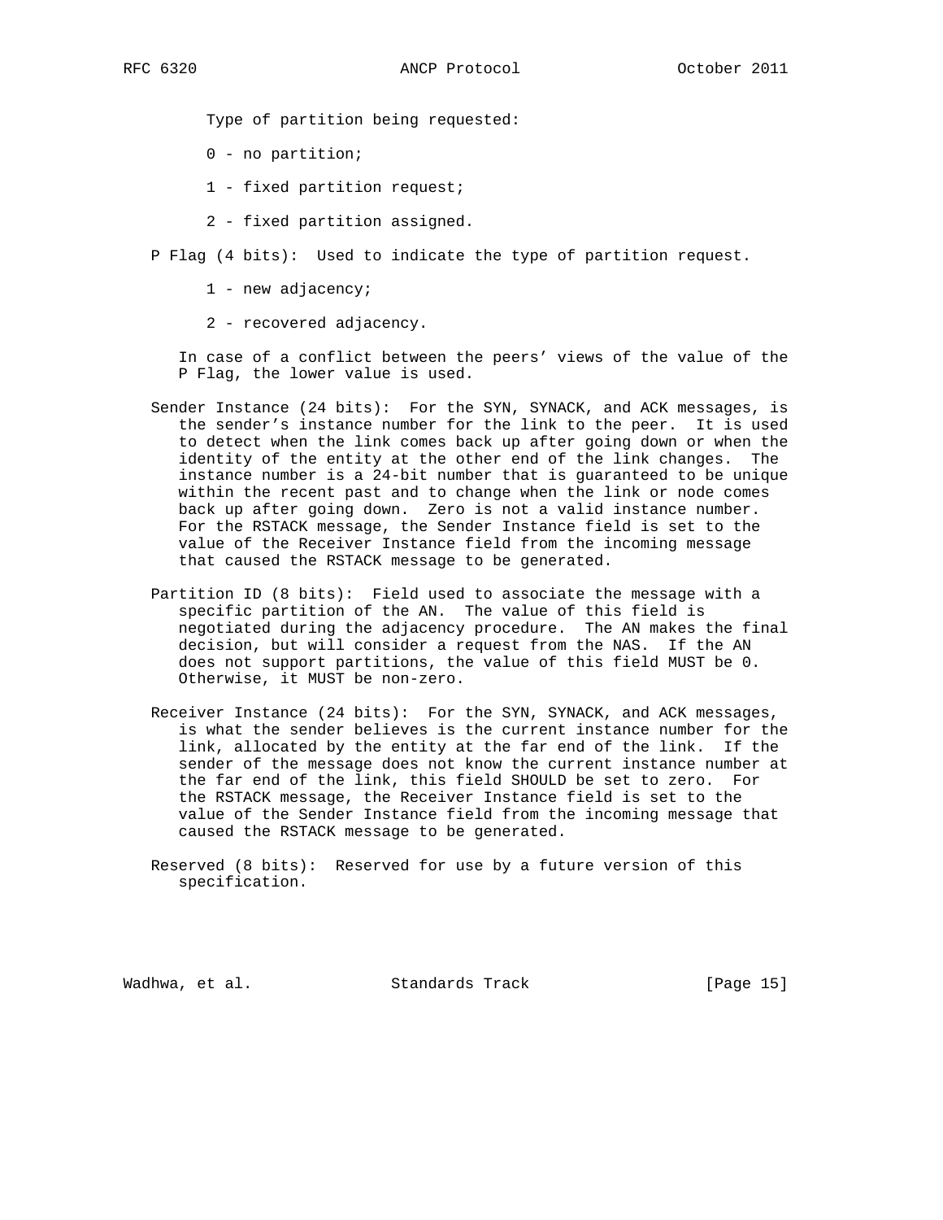Type of partition being requested:

0 - no partition;

1 - fixed partition request;

2 - fixed partition assigned.

P Flag (4 bits): Used to indicate the type of partition request.

1 - new adjacency;

2 - recovered adjacency.

In case of a conflict between the peers' views of the value of the P Flag, the lower value is used.

Sender Instance (24 bits): For the SYN, SYNACK, and ACK messages, is the sender's instance number for the link to the peer. It is used to detect when the link comes back up after going down or when the identity of the entity at the other end of the link changes. The instance number is a 24-bit number that is guaranteed to be unique within the recent past and to change when the link or node comes back up after going down. Zero is not a valid instance number. For the RSTACK message, the Sender Instance field is set to the value of the Receiver Instance field from the incoming message that caused the RSTACK message to be generated.

Partition ID (8 bits): Field used to associate the message with a specific partition of the AN. The value of this field is negotiated during the adjacency procedure. The AN makes the final decision, but will consider a request from the NAS. If the AN does not support partitions, the value of this field MUST be 0. Otherwise, it MUST be non-zero.

Receiver Instance (24 bits): For the SYN, SYNACK, and ACK messages, is what the sender believes is the current instance number for the link, allocated by the entity at the far end of the link. If the sender of the message does not know the current instance number at the far end of the link, this field SHOULD be set to zero. For the RSTACK message, the Receiver Instance field is set to the value of the Sender Instance field from the incoming message that caused the RSTACK message to be generated.

Reserved (8 bits): Reserved for use by a future version of this specification.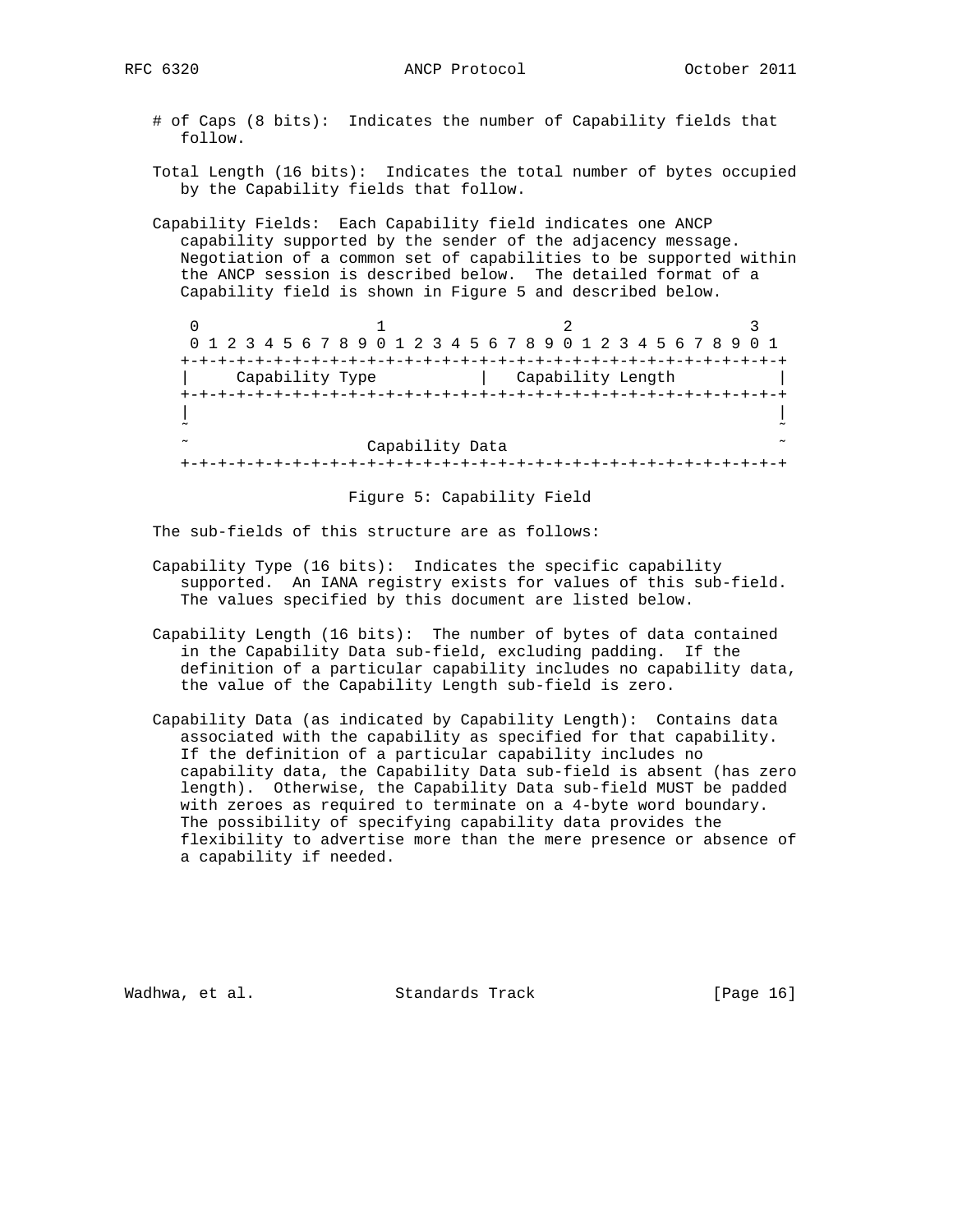# of Caps (8 bits): Indicates the number of Capability fields that follow.

Total Length (16 bits): Indicates the total number of bytes occupied by the Capability fields that follow.

Capability Fields: Each Capability field indicates one ANCP capability supported by the sender of the adjacency message. Negotiation of a common set of capabilities to be supported within the ANCP session is described below. The detailed format of a Capability field is shown in Figure 5 and described below.

```
 0                   1                   2                   3
 0 1 2 3 4 5 6 7 8 9 0 1 2 3 4 5 6 7 8 9 0 1 2 3 4 5 6 7 8 9 0 1
+-+-+-+-+-+-+-+-+-+-+-+-+-+-+-+-+-+-+-+-+-+-+-+-+-+-+-+-+-+-+-+-+
|     Capability Type           |   Capability Length           |
+-+-+-+-+-+-+-+-+-+-+-+-+-+-+-+-+-+-+-+-+-+-+-+-+-+-+-+-+-+-+-+-+
|                                                               |
~                                                               ~
~                   Capability Data                             ~
+-+-+-+-+-+-+-+-+-+-+-+-+-+-+-+-+-+-+-+-+-+-+-+-+-+-+-+-+-+-+-+-+
```

Figure 5: Capability Field

The sub-fields of this structure are as follows:

Capability Type (16 bits): Indicates the specific capability supported. An IANA registry exists for values of this sub-field. The values specified by this document are listed below.

Capability Length (16 bits): The number of bytes of data contained in the Capability Data sub-field, excluding padding. If the definition of a particular capability includes no capability data, the value of the Capability Length sub-field is zero.

Capability Data (as indicated by Capability Length): Contains data associated with the capability as specified for that capability. If the definition of a particular capability includes no capability data, the Capability Data sub-field is absent (has zero length). Otherwise, the Capability Data sub-field MUST be padded with zeroes as required to terminate on a 4-byte word boundary. The possibility of specifying capability data provides the flexibility to advertise more than the mere presence or absence of a capability if needed.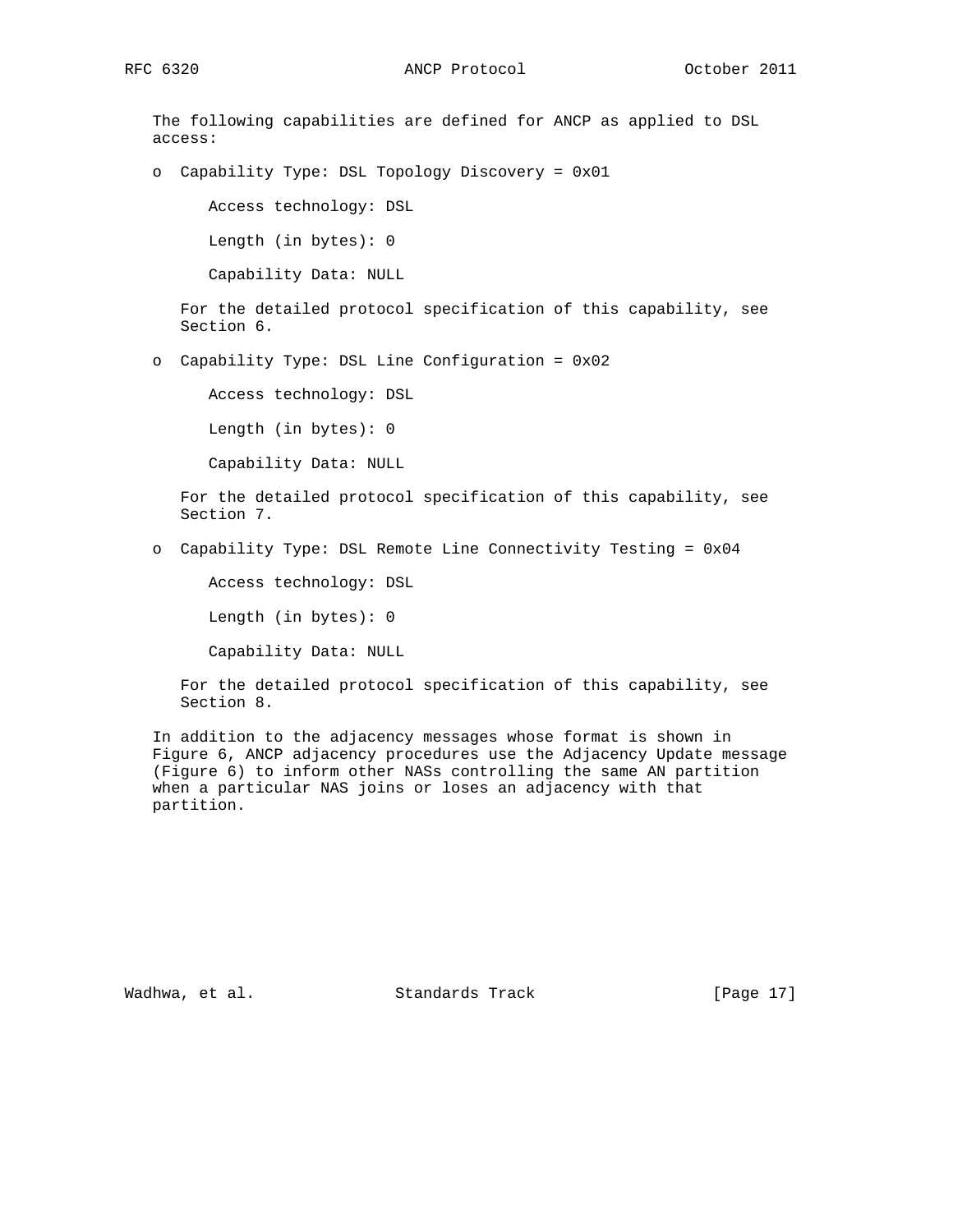The following capabilities are defined for ANCP as applied to DSL access:

- Capability Type: DSL Topology Discovery = 0x01

  Access technology: DSL

  Length (in bytes): 0

  Capability Data: NULL

  For the detailed protocol specification of this capability, see Section 6.

- Capability Type: DSL Line Configuration = 0x02

  Access technology: DSL

  Length (in bytes): 0

  Capability Data: NULL

  For the detailed protocol specification of this capability, see Section 7.

- Capability Type: DSL Remote Line Connectivity Testing = 0x04

  Access technology: DSL

  Length (in bytes): 0

  Capability Data: NULL

  For the detailed protocol specification of this capability, see Section 8.

In addition to the adjacency messages whose format is shown in Figure 6, ANCP adjacency procedures use the Adjacency Update message (Figure 6) to inform other NASs controlling the same AN partition when a particular NAS joins or loses an adjacency with that partition.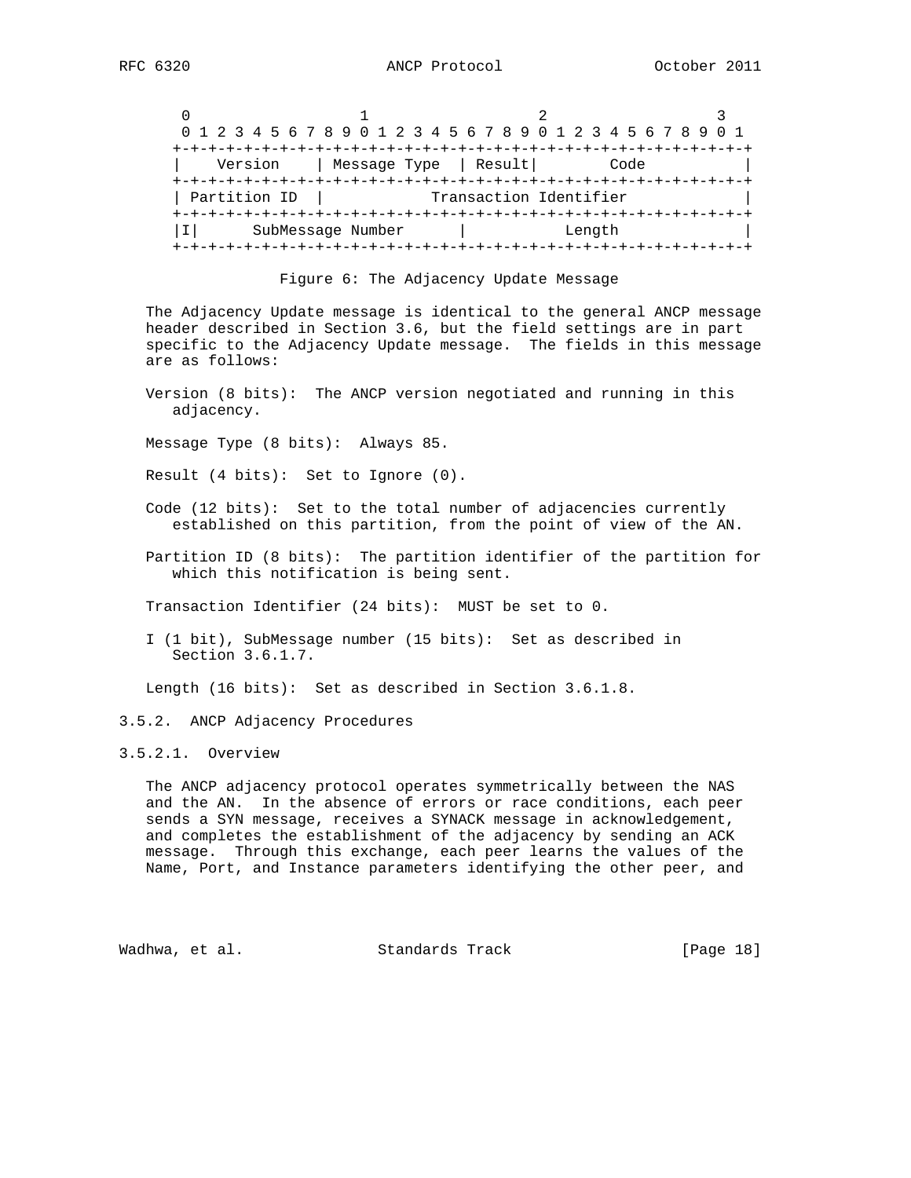```
    0                   1                   2                   3
    0 1 2 3 4 5 6 7 8 9 0 1 2 3 4 5 6 7 8 9 0 1 2 3 4 5 6 7 8 9 0 1
   +-+-+-+-+-+-+-+-+-+-+-+-+-+-+-+-+-+-+-+-+-+-+-+-+-+-+-+-+-+-+-+-+
   |    Version    | Message Type  | Result|        Code           |
   +-+-+-+-+-+-+-+-+-+-+-+-+-+-+-+-+-+-+-+-+-+-+-+-+-+-+-+-+-+-+-+-+
   | Partition ID  |           Transaction Identifier              |
   +-+-+-+-+-+-+-+-+-+-+-+-+-+-+-+-+-+-+-+-+-+-+-+-+-+-+-+-+-+-+-+-+
   |I|      SubMessage Number      |           Length              |
   +-+-+-+-+-+-+-+-+-+-+-+-+-+-+-+-+-+-+-+-+-+-+-+-+-+-+-+-+-+-+-+-+
```

Figure 6: The Adjacency Update Message

The Adjacency Update message is identical to the general ANCP message header described in Section 3.6, but the field settings are in part specific to the Adjacency Update message. The fields in this message are as follows:

Version (8 bits): The ANCP version negotiated and running in this adjacency.

Message Type (8 bits): Always 85.

Result (4 bits): Set to Ignore (0).

Code (12 bits): Set to the total number of adjacencies currently established on this partition, from the point of view of the AN.

Partition ID (8 bits): The partition identifier of the partition for which this notification is being sent.

Transaction Identifier (24 bits): MUST be set to 0.

I (1 bit), SubMessage number (15 bits): Set as described in Section 3.6.1.7.

Length (16 bits): Set as described in Section 3.6.1.8.

### 3.5.2. ANCP Adjacency Procedures

#### 3.5.2.1. Overview

The ANCP adjacency protocol operates symmetrically between the NAS and the AN. In the absence of errors or race conditions, each peer sends a SYN message, receives a SYNACK message in acknowledgement, and completes the establishment of the adjacency by sending an ACK message. Through this exchange, each peer learns the values of the Name, Port, and Instance parameters identifying the other peer, and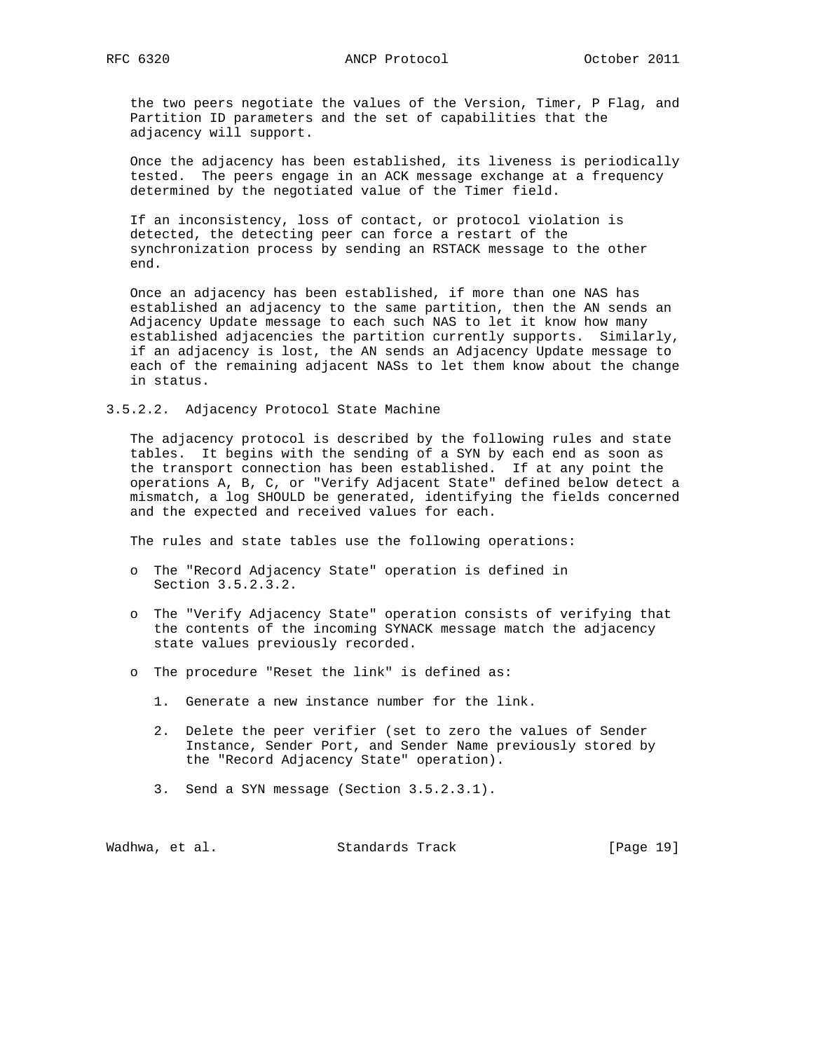the two peers negotiate the values of the Version, Timer, P Flag, and Partition ID parameters and the set of capabilities that the adjacency will support.

Once the adjacency has been established, its liveness is periodically tested. The peers engage in an ACK message exchange at a frequency determined by the negotiated value of the Timer field.

If an inconsistency, loss of contact, or protocol violation is detected, the detecting peer can force a restart of the synchronization process by sending an RSTACK message to the other end.

Once an adjacency has been established, if more than one NAS has established an adjacency to the same partition, then the AN sends an Adjacency Update message to each such NAS to let it know how many established adjacencies the partition currently supports. Similarly, if an adjacency is lost, the AN sends an Adjacency Update message to each of the remaining adjacent NASs to let them know about the change in status.

#### 3.5.2.2. Adjacency Protocol State Machine

The adjacency protocol is described by the following rules and state tables. It begins with the sending of a SYN by each end as soon as the transport connection has been established. If at any point the operations A, B, C, or "Verify Adjacent State" defined below detect a mismatch, a log SHOULD be generated, identifying the fields concerned and the expected and received values for each.

The rules and state tables use the following operations:

- The "Record Adjacency State" operation is defined in Section 3.5.2.3.2.
- The "Verify Adjacency State" operation consists of verifying that the contents of the incoming SYNACK message match the adjacency state values previously recorded.
- The procedure "Reset the link" is defined as:
  1. Generate a new instance number for the link.
  2. Delete the peer verifier (set to zero the values of Sender Instance, Sender Port, and Sender Name previously stored by the "Record Adjacency State" operation).
  3. Send a SYN message (Section 3.5.2.3.1).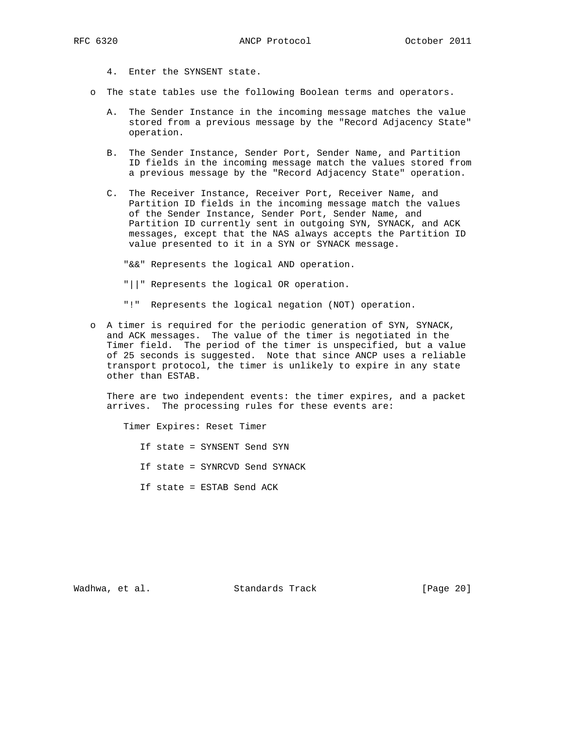4. Enter the SYNSENT state.

- The state tables use the following Boolean terms and operators.

   A. The Sender Instance in the incoming message matches the value stored from a previous message by the "Record Adjacency State" operation.

   B. The Sender Instance, Sender Port, Sender Name, and Partition ID fields in the incoming message match the values stored from a previous message by the "Record Adjacency State" operation.

   C. The Receiver Instance, Receiver Port, Receiver Name, and Partition ID fields in the incoming message match the values of the Sender Instance, Sender Port, Sender Name, and Partition ID currently sent in outgoing SYN, SYNACK, and ACK messages, except that the NAS always accepts the Partition ID value presented to it in a SYN or SYNACK message.

   "&&" Represents the logical AND operation.

   "||" Represents the logical OR operation.

   "!" Represents the logical negation (NOT) operation.

- A timer is required for the periodic generation of SYN, SYNACK, and ACK messages. The value of the timer is negotiated in the Timer field. The period of the timer is unspecified, but a value of 25 seconds is suggested. Note that since ANCP uses a reliable transport protocol, the timer is unlikely to expire in any state other than ESTAB.

  There are two independent events: the timer expires, and a packet arrives. The processing rules for these events are:

  Timer Expires: Reset Timer

  If state = SYNSENT Send SYN

  If state = SYNRCVD Send SYNACK

  If state = ESTAB Send ACK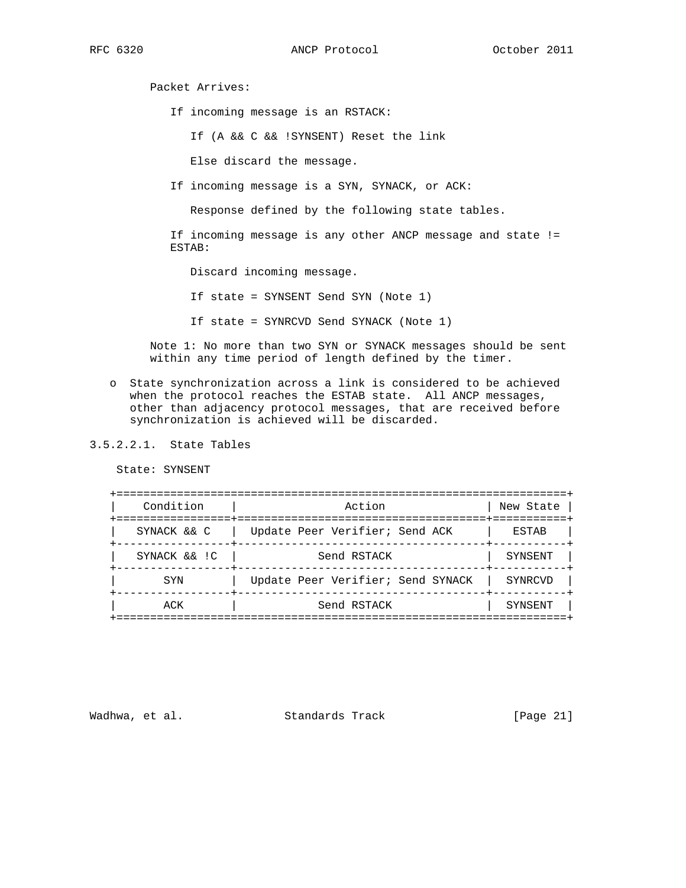Packet Arrives:

If incoming message is an RSTACK:

If (A && C && !SYNSENT) Reset the link

Else discard the message.

If incoming message is a SYN, SYNACK, or ACK:

Response defined by the following state tables.

If incoming message is any other ANCP message and state != ESTAB:

Discard incoming message.

If state = SYNSENT Send SYN (Note 1)

If state = SYNRCVD Send SYNACK (Note 1)

Note 1: No more than two SYN or SYNACK messages should be sent within any time period of length defined by the timer.

- State synchronization across a link is considered to be achieved when the protocol reaches the ESTAB state. All ANCP messages, other than adjacency protocol messages, that are received before synchronization is achieved will be discarded.

#### 3.5.2.2.1. State Tables

State: SYNSENT

| Condition | Action | New State |
|---|---|---|
| SYNACK && C | Update Peer Verifier; Send ACK | ESTAB |
| SYNACK && !C | Send RSTACK | SYNSENT |
| SYN | Update Peer Verifier; Send SYNACK | SYNRCVD |
| ACK | Send RSTACK | SYNSENT |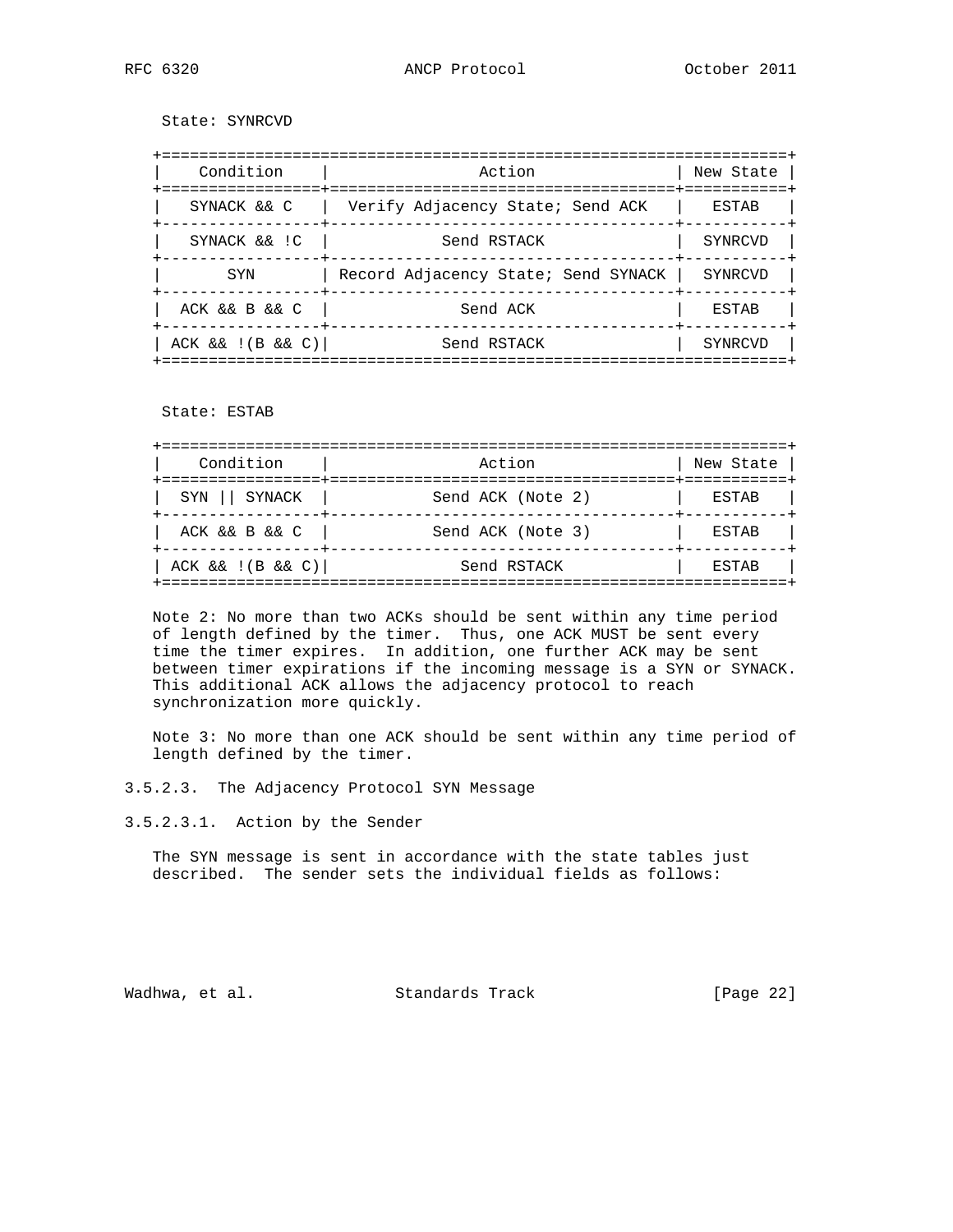State: SYNRCVD

| Condition | Action | New State |
|---|---|---|
| SYNACK && C | Verify Adjacency State; Send ACK | ESTAB |
| SYNACK && !C | Send RSTACK | SYNRCVD |
| SYN | Record Adjacency State; Send SYNACK | SYNRCVD |
| ACK && B && C | Send ACK | ESTAB |
| ACK && !(B && C) | Send RSTACK | SYNRCVD |

State: ESTAB

| Condition | Action | New State |
|---|---|---|
| SYN \|\| SYNACK | Send ACK (Note 2) | ESTAB |
| ACK && B && C | Send ACK (Note 3) | ESTAB |
| ACK && !(B && C) | Send RSTACK | ESTAB |

Note 2: No more than two ACKs should be sent within any time period of length defined by the timer. Thus, one ACK MUST be sent every time the timer expires. In addition, one further ACK may be sent between timer expirations if the incoming message is a SYN or SYNACK. This additional ACK allows the adjacency protocol to reach synchronization more quickly.

Note 3: No more than one ACK should be sent within any time period of length defined by the timer.

#### 3.5.2.3. The Adjacency Protocol SYN Message

##### 3.5.2.3.1. Action by the Sender

The SYN message is sent in accordance with the state tables just described. The sender sets the individual fields as follows: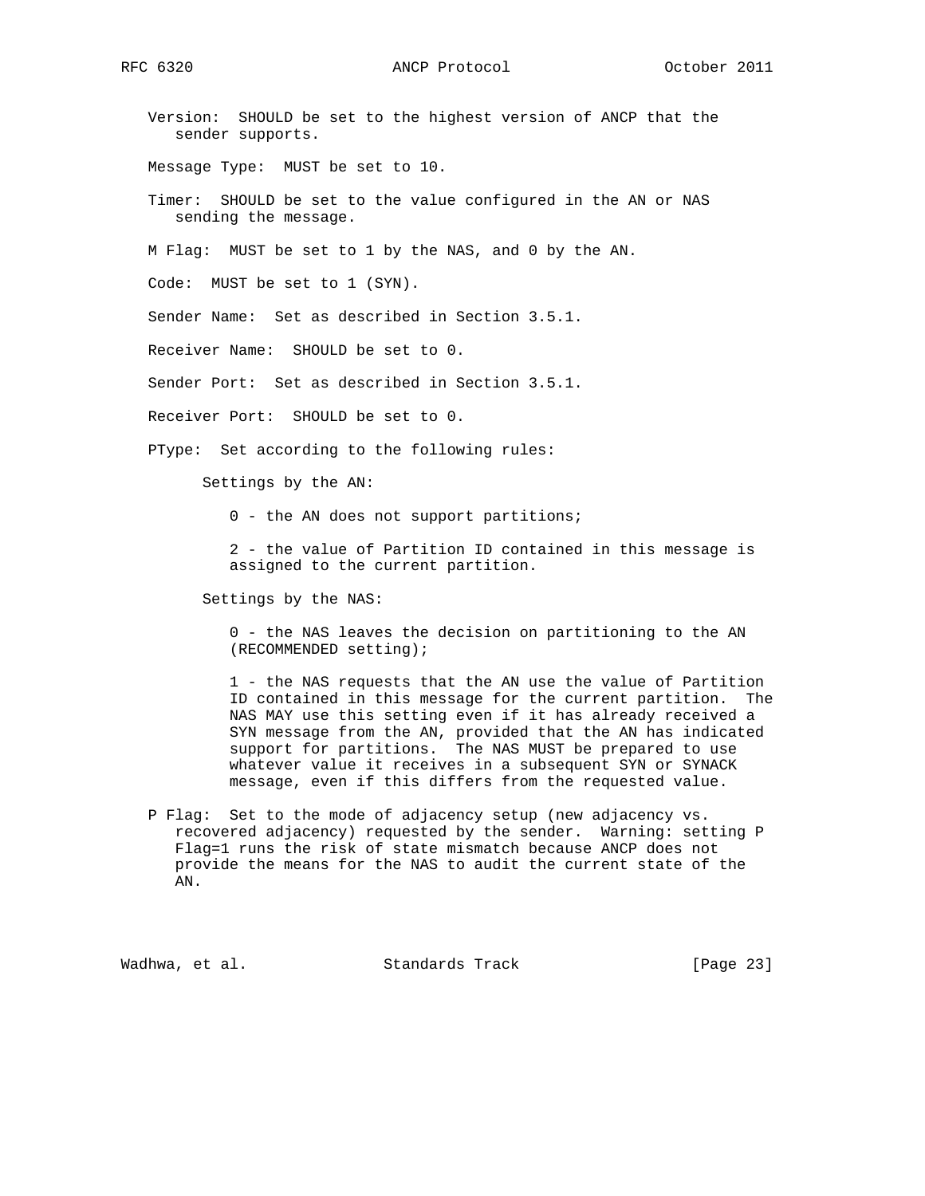Version: SHOULD be set to the highest version of ANCP that the sender supports.

Message Type: MUST be set to 10.

Timer: SHOULD be set to the value configured in the AN or NAS sending the message.

M Flag: MUST be set to 1 by the NAS, and 0 by the AN.

Code: MUST be set to 1 (SYN).

Sender Name: Set as described in Section 3.5.1.

Receiver Name: SHOULD be set to 0.

Sender Port: Set as described in Section 3.5.1.

Receiver Port: SHOULD be set to 0.

PType: Set according to the following rules:

Settings by the AN:

- 0 - the AN does not support partitions;
- 2 - the value of Partition ID contained in this message is assigned to the current partition.

Settings by the NAS:

- 0 - the NAS leaves the decision on partitioning to the AN (RECOMMENDED setting);
- 1 - the NAS requests that the AN use the value of Partition ID contained in this message for the current partition. The NAS MAY use this setting even if it has already received a SYN message from the AN, provided that the AN has indicated support for partitions. The NAS MUST be prepared to use whatever value it receives in a subsequent SYN or SYNACK message, even if this differs from the requested value.

P Flag: Set to the mode of adjacency setup (new adjacency vs. recovered adjacency) requested by the sender. Warning: setting P Flag=1 runs the risk of state mismatch because ANCP does not provide the means for the NAS to audit the current state of the AN.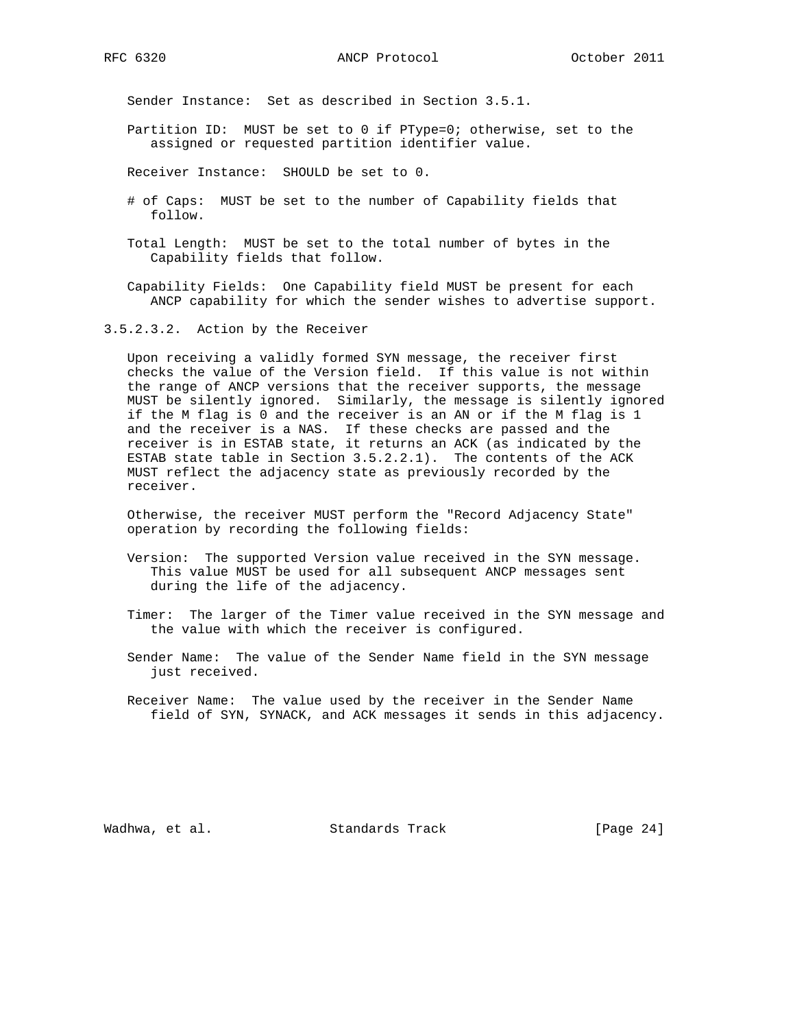Sender Instance: Set as described in Section 3.5.1.

Partition ID: MUST be set to 0 if PType=0; otherwise, set to the assigned or requested partition identifier value.

Receiver Instance: SHOULD be set to 0.

# of Caps: MUST be set to the number of Capability fields that follow.

Total Length: MUST be set to the total number of bytes in the Capability fields that follow.

Capability Fields: One Capability field MUST be present for each ANCP capability for which the sender wishes to advertise support.

#### 3.5.2.3.2. Action by the Receiver

Upon receiving a validly formed SYN message, the receiver first checks the value of the Version field. If this value is not within the range of ANCP versions that the receiver supports, the message MUST be silently ignored. Similarly, the message is silently ignored if the M flag is 0 and the receiver is an AN or if the M flag is 1 and the receiver is a NAS. If these checks are passed and the receiver is in ESTAB state, it returns an ACK (as indicated by the ESTAB state table in Section 3.5.2.2.1). The contents of the ACK MUST reflect the adjacency state as previously recorded by the receiver.

Otherwise, the receiver MUST perform the "Record Adjacency State" operation by recording the following fields:

Version: The supported Version value received in the SYN message. This value MUST be used for all subsequent ANCP messages sent during the life of the adjacency.

Timer: The larger of the Timer value received in the SYN message and the value with which the receiver is configured.

Sender Name: The value of the Sender Name field in the SYN message just received.

Receiver Name: The value used by the receiver in the Sender Name field of SYN, SYNACK, and ACK messages it sends in this adjacency.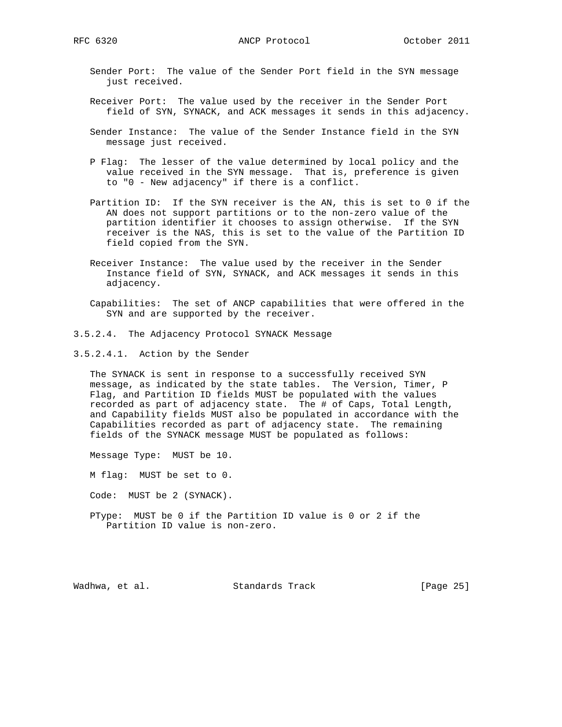Sender Port: The value of the Sender Port field in the SYN message just received.

Receiver Port: The value used by the receiver in the Sender Port field of SYN, SYNACK, and ACK messages it sends in this adjacency.

Sender Instance: The value of the Sender Instance field in the SYN message just received.

P Flag: The lesser of the value determined by local policy and the value received in the SYN message. That is, preference is given to "0 - New adjacency" if there is a conflict.

Partition ID: If the SYN receiver is the AN, this is set to 0 if the AN does not support partitions or to the non-zero value of the partition identifier it chooses to assign otherwise. If the SYN receiver is the NAS, this is set to the value of the Partition ID field copied from the SYN.

Receiver Instance: The value used by the receiver in the Sender Instance field of SYN, SYNACK, and ACK messages it sends in this adjacency.

Capabilities: The set of ANCP capabilities that were offered in the SYN and are supported by the receiver.

#### 3.5.2.4. The Adjacency Protocol SYNACK Message

##### 3.5.2.4.1. Action by the Sender

The SYNACK is sent in response to a successfully received SYN message, as indicated by the state tables. The Version, Timer, P Flag, and Partition ID fields MUST be populated with the values recorded as part of adjacency state. The # of Caps, Total Length, and Capability fields MUST also be populated in accordance with the Capabilities recorded as part of adjacency state. The remaining fields of the SYNACK message MUST be populated as follows:

Message Type: MUST be 10.

M flag: MUST be set to 0.

Code: MUST be 2 (SYNACK).

PType: MUST be 0 if the Partition ID value is 0 or 2 if the Partition ID value is non-zero.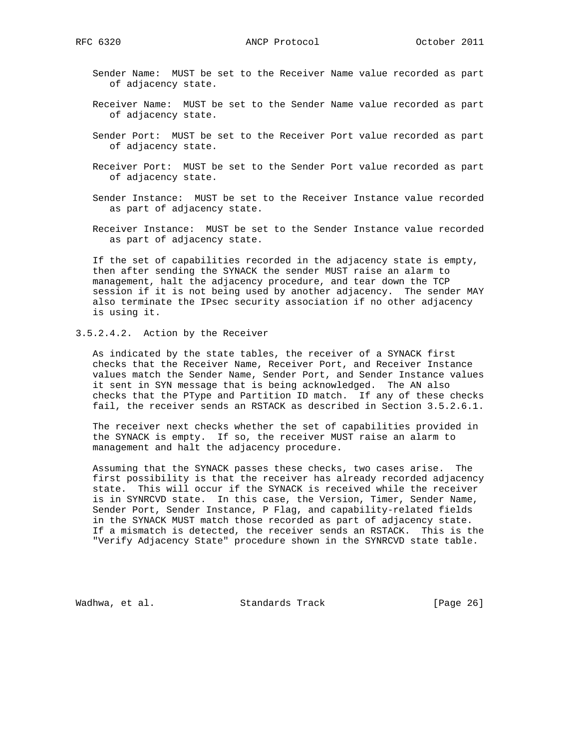Sender Name: MUST be set to the Receiver Name value recorded as part of adjacency state.

Receiver Name: MUST be set to the Sender Name value recorded as part of adjacency state.

Sender Port: MUST be set to the Receiver Port value recorded as part of adjacency state.

Receiver Port: MUST be set to the Sender Port value recorded as part of adjacency state.

Sender Instance: MUST be set to the Receiver Instance value recorded as part of adjacency state.

Receiver Instance: MUST be set to the Sender Instance value recorded as part of adjacency state.

If the set of capabilities recorded in the adjacency state is empty, then after sending the SYNACK the sender MUST raise an alarm to management, halt the adjacency procedure, and tear down the TCP session if it is not being used by another adjacency. The sender MAY also terminate the IPsec security association if no other adjacency is using it.

#### 3.5.2.4.2. Action by the Receiver

As indicated by the state tables, the receiver of a SYNACK first checks that the Receiver Name, Receiver Port, and Receiver Instance values match the Sender Name, Sender Port, and Sender Instance values it sent in SYN message that is being acknowledged. The AN also checks that the PType and Partition ID match. If any of these checks fail, the receiver sends an RSTACK as described in Section 3.5.2.6.1.

The receiver next checks whether the set of capabilities provided in the SYNACK is empty. If so, the receiver MUST raise an alarm to management and halt the adjacency procedure.

Assuming that the SYNACK passes these checks, two cases arise. The first possibility is that the receiver has already recorded adjacency state. This will occur if the SYNACK is received while the receiver is in SYNRCVD state. In this case, the Version, Timer, Sender Name, Sender Port, Sender Instance, P Flag, and capability-related fields in the SYNACK MUST match those recorded as part of adjacency state. If a mismatch is detected, the receiver sends an RSTACK. This is the "Verify Adjacency State" procedure shown in the SYNRCVD state table.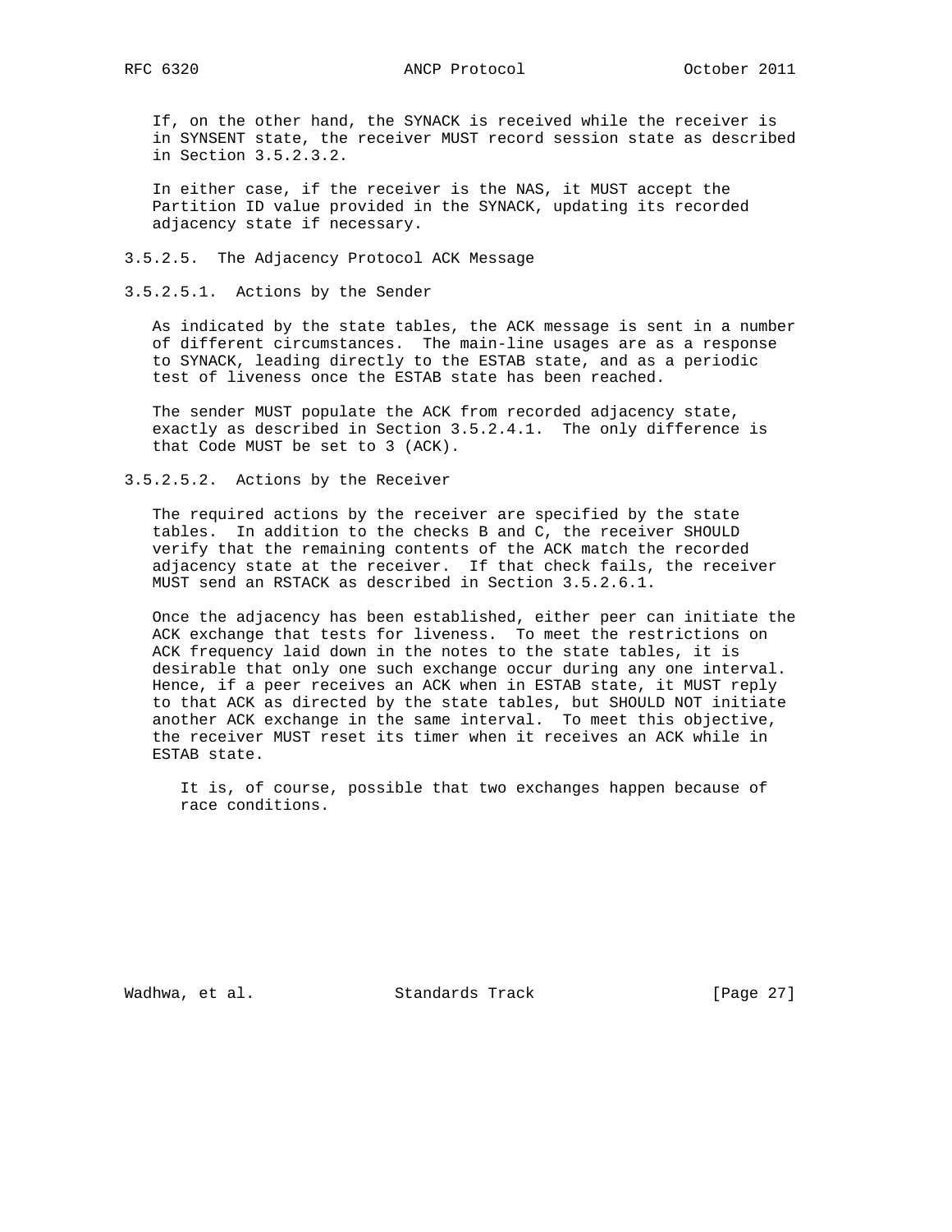If, on the other hand, the SYNACK is received while the receiver is in SYNSENT state, the receiver MUST record session state as described in Section 3.5.2.3.2.

In either case, if the receiver is the NAS, it MUST accept the Partition ID value provided in the SYNACK, updating its recorded adjacency state if necessary.

#### 3.5.2.5. The Adjacency Protocol ACK Message

##### 3.5.2.5.1. Actions by the Sender

As indicated by the state tables, the ACK message is sent in a number of different circumstances. The main-line usages are as a response to SYNACK, leading directly to the ESTAB state, and as a periodic test of liveness once the ESTAB state has been reached.

The sender MUST populate the ACK from recorded adjacency state, exactly as described in Section 3.5.2.4.1. The only difference is that Code MUST be set to 3 (ACK).

##### 3.5.2.5.2. Actions by the Receiver

The required actions by the receiver are specified by the state tables. In addition to the checks B and C, the receiver SHOULD verify that the remaining contents of the ACK match the recorded adjacency state at the receiver. If that check fails, the receiver MUST send an RSTACK as described in Section 3.5.2.6.1.

Once the adjacency has been established, either peer can initiate the ACK exchange that tests for liveness. To meet the restrictions on ACK frequency laid down in the notes to the state tables, it is desirable that only one such exchange occur during any one interval. Hence, if a peer receives an ACK when in ESTAB state, it MUST reply to that ACK as directed by the state tables, but SHOULD NOT initiate another ACK exchange in the same interval. To meet this objective, the receiver MUST reset its timer when it receives an ACK while in ESTAB state.

> It is, of course, possible that two exchanges happen because of race conditions.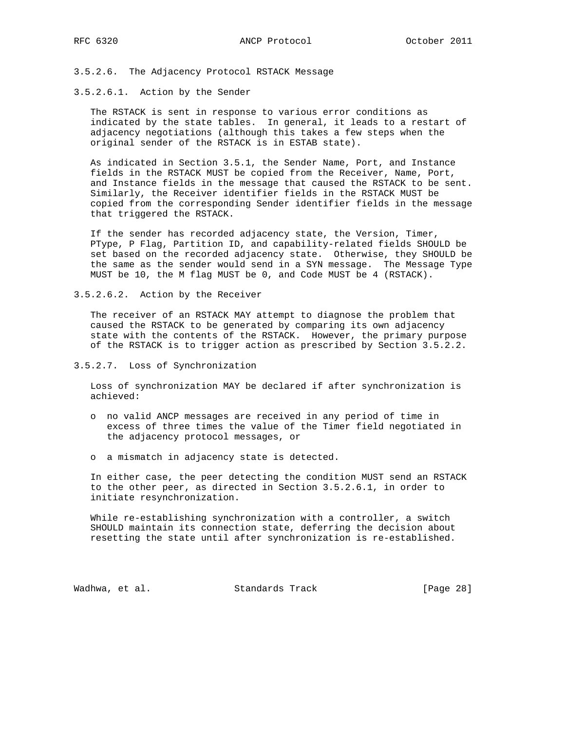#### 3.5.2.6. The Adjacency Protocol RSTACK Message

##### 3.5.2.6.1. Action by the Sender

The RSTACK is sent in response to various error conditions as indicated by the state tables. In general, it leads to a restart of adjacency negotiations (although this takes a few steps when the original sender of the RSTACK is in ESTAB state).

As indicated in Section 3.5.1, the Sender Name, Port, and Instance fields in the RSTACK MUST be copied from the Receiver, Name, Port, and Instance fields in the message that caused the RSTACK to be sent. Similarly, the Receiver identifier fields in the RSTACK MUST be copied from the corresponding Sender identifier fields in the message that triggered the RSTACK.

If the sender has recorded adjacency state, the Version, Timer, PType, P Flag, Partition ID, and capability-related fields SHOULD be set based on the recorded adjacency state. Otherwise, they SHOULD be the same as the sender would send in a SYN message. The Message Type MUST be 10, the M flag MUST be 0, and Code MUST be 4 (RSTACK).

##### 3.5.2.6.2. Action by the Receiver

The receiver of an RSTACK MAY attempt to diagnose the problem that caused the RSTACK to be generated by comparing its own adjacency state with the contents of the RSTACK. However, the primary purpose of the RSTACK is to trigger action as prescribed by Section 3.5.2.2.

#### 3.5.2.7. Loss of Synchronization

Loss of synchronization MAY be declared if after synchronization is achieved:

- no valid ANCP messages are received in any period of time in excess of three times the value of the Timer field negotiated in the adjacency protocol messages, or
- a mismatch in adjacency state is detected.

In either case, the peer detecting the condition MUST send an RSTACK to the other peer, as directed in Section 3.5.2.6.1, in order to initiate resynchronization.

While re-establishing synchronization with a controller, a switch SHOULD maintain its connection state, deferring the decision about resetting the state until after synchronization is re-established.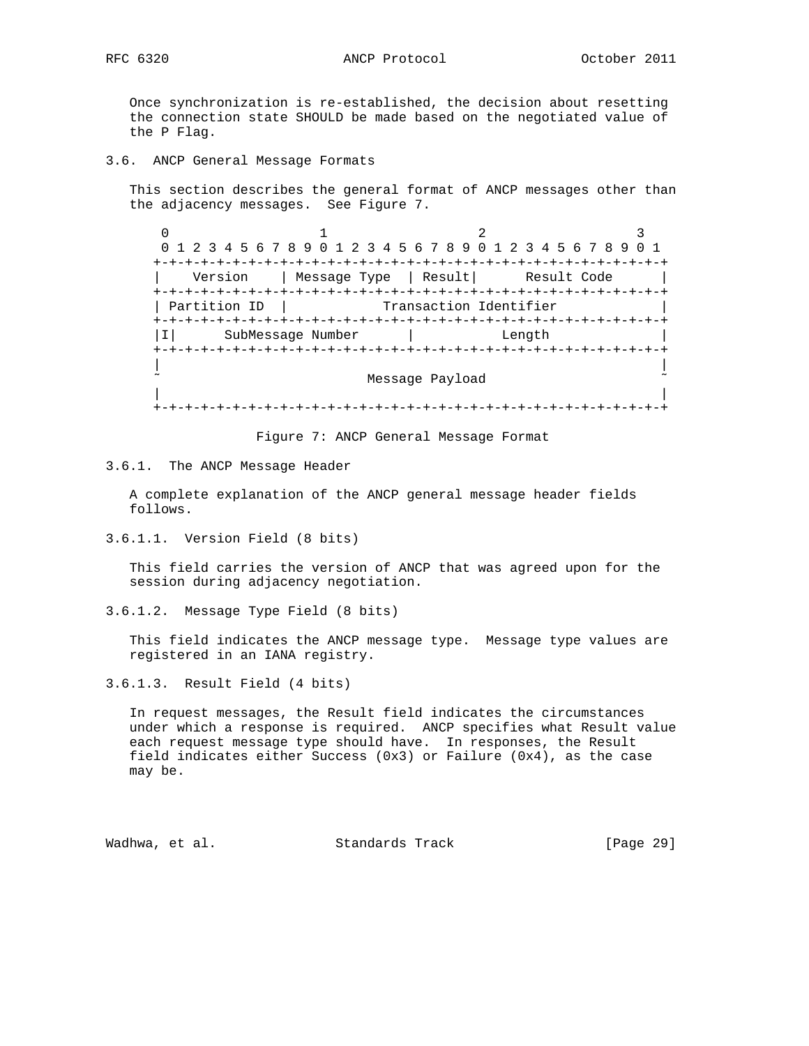Once synchronization is re-established, the decision about resetting the connection state SHOULD be made based on the negotiated value of the P Flag.

## 3.6. ANCP General Message Formats

This section describes the general format of ANCP messages other than the adjacency messages. See Figure 7.

```
 0                   1                   2                   3
 0 1 2 3 4 5 6 7 8 9 0 1 2 3 4 5 6 7 8 9 0 1 2 3 4 5 6 7 8 9 0 1
+-+-+-+-+-+-+-+-+-+-+-+-+-+-+-+-+-+-+-+-+-+-+-+-+-+-+-+-+-+-+-+-+
|    Version    | Message Type  | Result|      Result Code      |
+-+-+-+-+-+-+-+-+-+-+-+-+-+-+-+-+-+-+-+-+-+-+-+-+-+-+-+-+-+-+-+-+
| Partition ID  |            Transaction Identifier             |
+-+-+-+-+-+-+-+-+-+-+-+-+-+-+-+-+-+-+-+-+-+-+-+-+-+-+-+-+-+-+-+-+
|I|      SubMessage Number      |           Length              |
+-+-+-+-+-+-+-+-+-+-+-+-+-+-+-+-+-+-+-+-+-+-+-+-+-+-+-+-+-+-+-+-+
|                                                               |
~                         Message Payload                       ~
|                                                               |
+-+-+-+-+-+-+-+-+-+-+-+-+-+-+-+-+-+-+-+-+-+-+-+-+-+-+-+-+-+-+-+-+
```

Figure 7: ANCP General Message Format

### 3.6.1. The ANCP Message Header

A complete explanation of the ANCP general message header fields follows.

#### 3.6.1.1. Version Field (8 bits)

This field carries the version of ANCP that was agreed upon for the session during adjacency negotiation.

#### 3.6.1.2. Message Type Field (8 bits)

This field indicates the ANCP message type. Message type values are registered in an IANA registry.

#### 3.6.1.3. Result Field (4 bits)

In request messages, the Result field indicates the circumstances under which a response is required. ANCP specifies what Result value each request message type should have. In responses, the Result field indicates either Success (0x3) or Failure (0x4), as the case may be.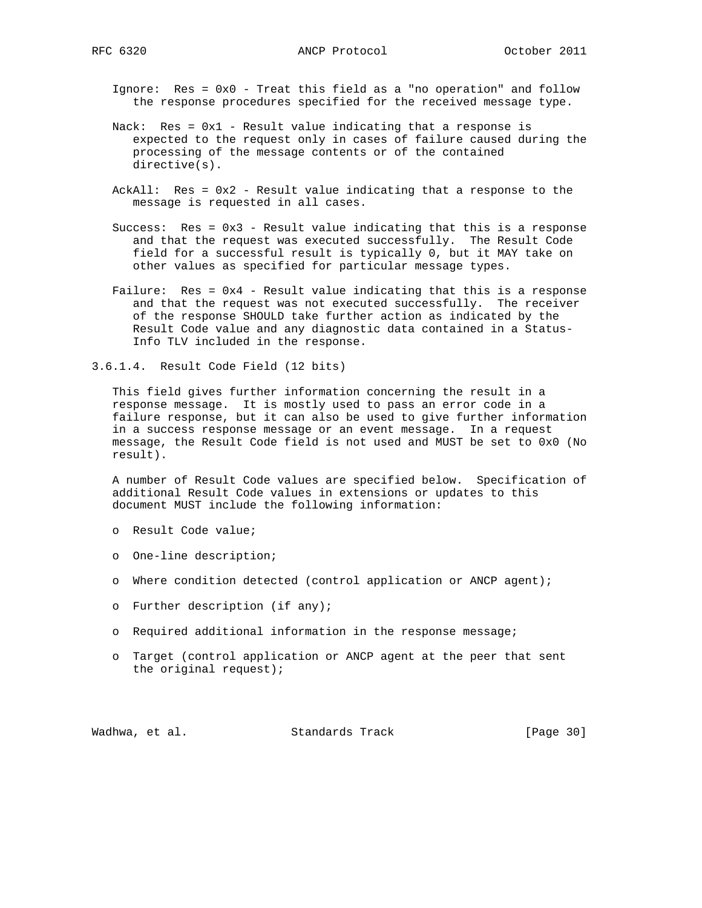Ignore: Res = 0x0 - Treat this field as a "no operation" and follow the response procedures specified for the received message type.

Nack: Res = 0x1 - Result value indicating that a response is expected to the request only in cases of failure caused during the processing of the message contents or of the contained directive(s).

AckAll: Res = 0x2 - Result value indicating that a response to the message is requested in all cases.

Success: Res = 0x3 - Result value indicating that this is a response and that the request was executed successfully. The Result Code field for a successful result is typically 0, but it MAY take on other values as specified for particular message types.

Failure: Res = 0x4 - Result value indicating that this is a response and that the request was not executed successfully. The receiver of the response SHOULD take further action as indicated by the Result Code value and any diagnostic data contained in a Status-Info TLV included in the response.

#### 3.6.1.4. Result Code Field (12 bits)

This field gives further information concerning the result in a response message. It is mostly used to pass an error code in a failure response, but it can also be used to give further information in a success response message or an event message. In a request message, the Result Code field is not used and MUST be set to 0x0 (No result).

A number of Result Code values are specified below. Specification of additional Result Code values in extensions or updates to this document MUST include the following information:

- Result Code value;
- One-line description;
- Where condition detected (control application or ANCP agent);
- Further description (if any);
- Required additional information in the response message;
- Target (control application or ANCP agent at the peer that sent the original request);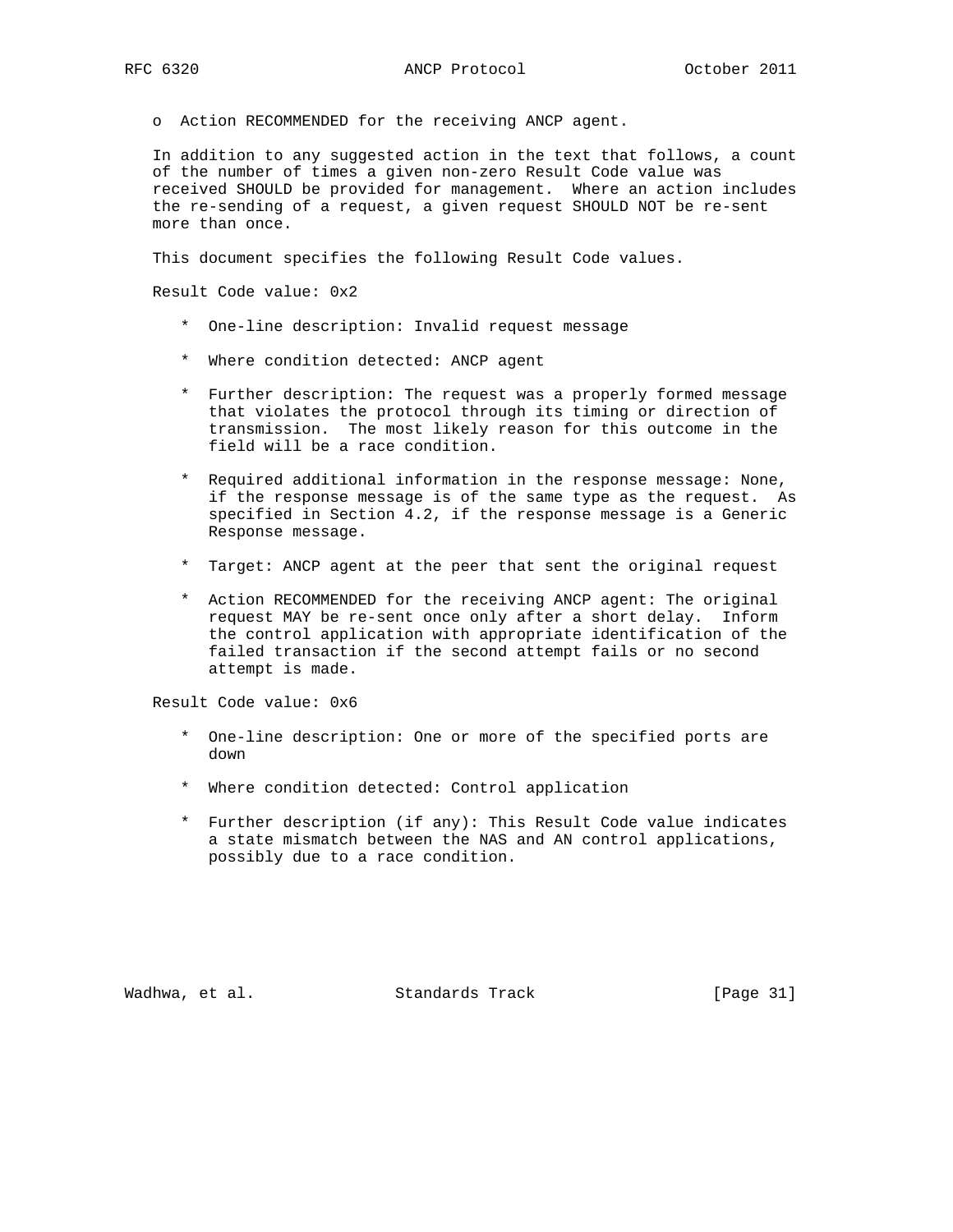o  Action RECOMMENDED for the receiving ANCP agent.

In addition to any suggested action in the text that follows, a count of the number of times a given non-zero Result Code value was received SHOULD be provided for management.  Where an action includes the re-sending of a request, a given request SHOULD NOT be re-sent more than once.

This document specifies the following Result Code values.

Result Code value: 0x2

* One-line description: Invalid request message

* Where condition detected: ANCP agent

* Further description: The request was a properly formed message that violates the protocol through its timing or direction of transmission.  The most likely reason for this outcome in the field will be a race condition.

* Required additional information in the response message: None, if the response message is of the same type as the request.  As specified in Section 4.2, if the response message is a Generic Response message.

* Target: ANCP agent at the peer that sent the original request

* Action RECOMMENDED for the receiving ANCP agent: The original request MAY be re-sent once only after a short delay.  Inform the control application with appropriate identification of the failed transaction if the second attempt fails or no second attempt is made.

Result Code value: 0x6

* One-line description: One or more of the specified ports are down

* Where condition detected: Control application

* Further description (if any): This Result Code value indicates a state mismatch between the NAS and AN control applications, possibly due to a race condition.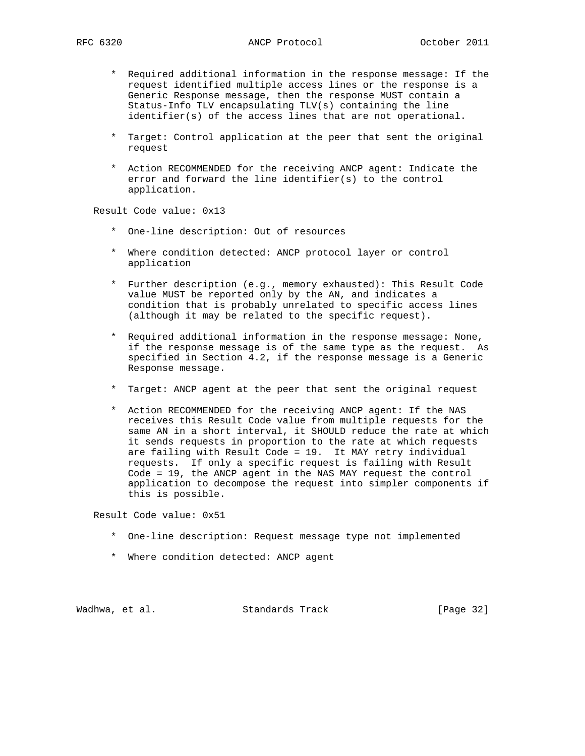* Required additional information in the response message: If the request identified multiple access lines or the response is a Generic Response message, then the response MUST contain a Status-Info TLV encapsulating TLV(s) containing the line identifier(s) of the access lines that are not operational.

* Target: Control application at the peer that sent the original request

* Action RECOMMENDED for the receiving ANCP agent: Indicate the error and forward the line identifier(s) to the control application.

Result Code value: 0x13

* One-line description: Out of resources

* Where condition detected: ANCP protocol layer or control application

* Further description (e.g., memory exhausted): This Result Code value MUST be reported only by the AN, and indicates a condition that is probably unrelated to specific access lines (although it may be related to the specific request).

* Required additional information in the response message: None, if the response message is of the same type as the request. As specified in Section 4.2, if the response message is a Generic Response message.

* Target: ANCP agent at the peer that sent the original request

* Action RECOMMENDED for the receiving ANCP agent: If the NAS receives this Result Code value from multiple requests for the same AN in a short interval, it SHOULD reduce the rate at which it sends requests in proportion to the rate at which requests are failing with Result Code = 19. It MAY retry individual requests. If only a specific request is failing with Result Code = 19, the ANCP agent in the NAS MAY request the control application to decompose the request into simpler components if this is possible.

Result Code value: 0x51

* One-line description: Request message type not implemented

* Where condition detected: ANCP agent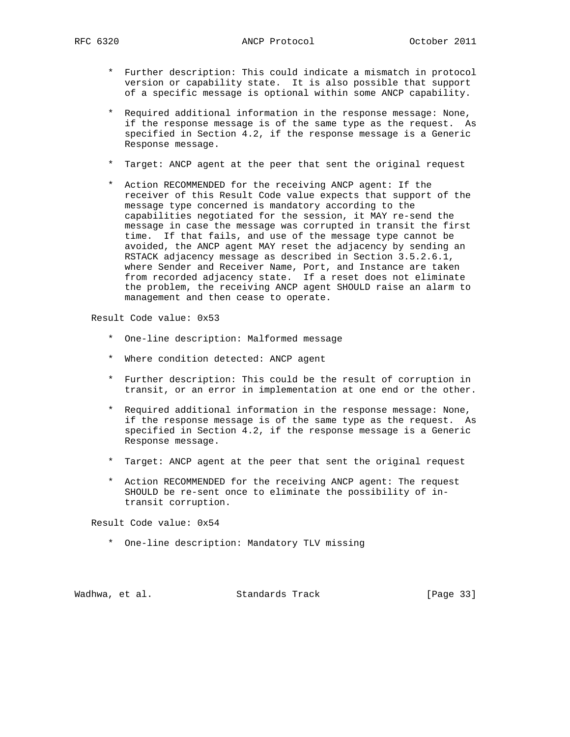* Further description: This could indicate a mismatch in protocol version or capability state. It is also possible that support of a specific message is optional within some ANCP capability.

* Required additional information in the response message: None, if the response message is of the same type as the request. As specified in Section 4.2, if the response message is a Generic Response message.

* Target: ANCP agent at the peer that sent the original request

* Action RECOMMENDED for the receiving ANCP agent: If the receiver of this Result Code value expects that support of the message type concerned is mandatory according to the capabilities negotiated for the session, it MAY re-send the message in case the message was corrupted in transit the first time. If that fails, and use of the message type cannot be avoided, the ANCP agent MAY reset the adjacency by sending an RSTACK adjacency message as described in Section 3.5.2.6.1, where Sender and Receiver Name, Port, and Instance are taken from recorded adjacency state. If a reset does not eliminate the problem, the receiving ANCP agent SHOULD raise an alarm to management and then cease to operate.

Result Code value: 0x53

* One-line description: Malformed message

* Where condition detected: ANCP agent

* Further description: This could be the result of corruption in transit, or an error in implementation at one end or the other.

* Required additional information in the response message: None, if the response message is of the same type as the request. As specified in Section 4.2, if the response message is a Generic Response message.

* Target: ANCP agent at the peer that sent the original request

* Action RECOMMENDED for the receiving ANCP agent: The request SHOULD be re-sent once to eliminate the possibility of in-transit corruption.

Result Code value: 0x54

* One-line description: Mandatory TLV missing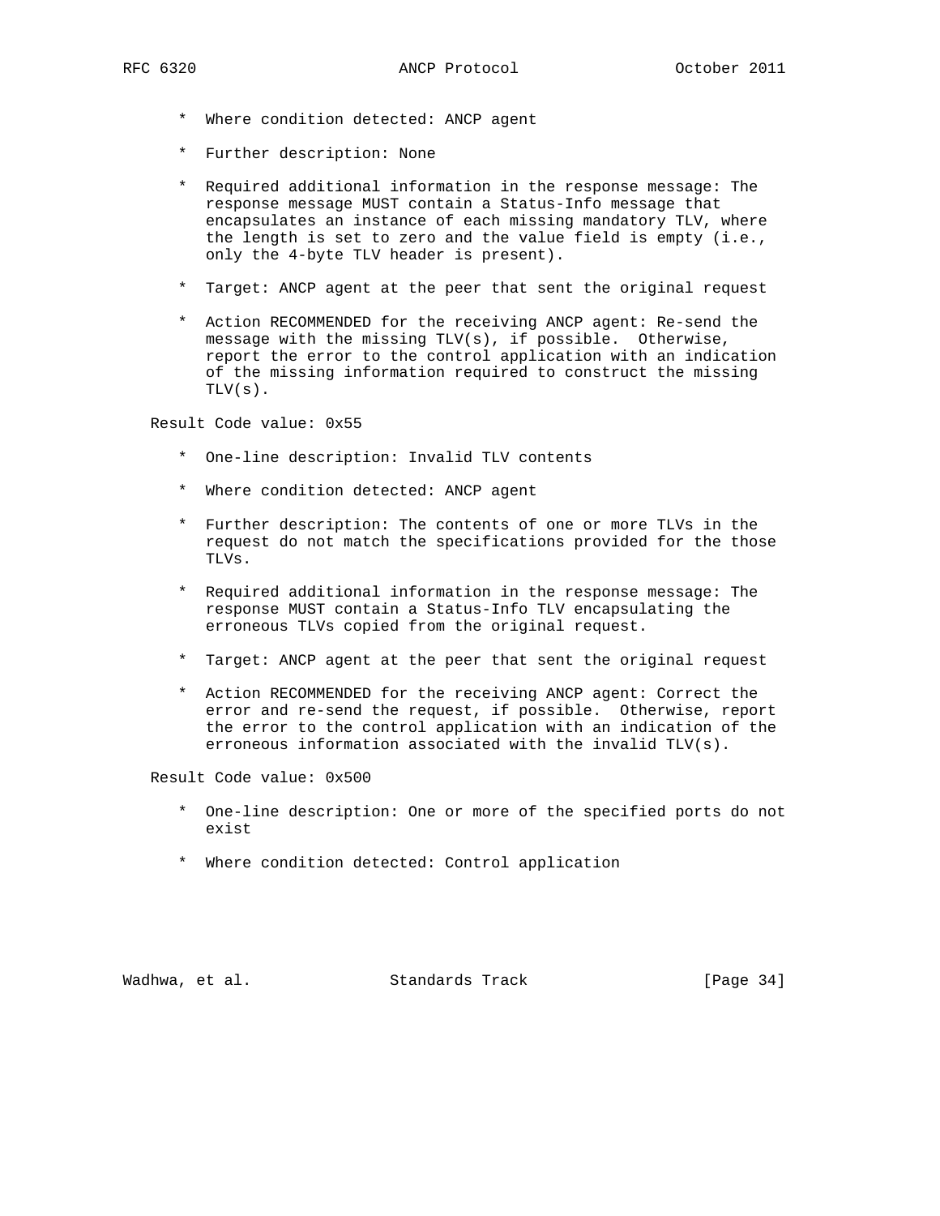* Where condition detected: ANCP agent

* Further description: None

* Required additional information in the response message: The response message MUST contain a Status-Info message that encapsulates an instance of each missing mandatory TLV, where the length is set to zero and the value field is empty (i.e., only the 4-byte TLV header is present).

* Target: ANCP agent at the peer that sent the original request

* Action RECOMMENDED for the receiving ANCP agent: Re-send the message with the missing TLV(s), if possible. Otherwise, report the error to the control application with an indication of the missing information required to construct the missing TLV(s).

Result Code value: 0x55

* One-line description: Invalid TLV contents

* Where condition detected: ANCP agent

* Further description: The contents of one or more TLVs in the request do not match the specifications provided for the those TLVs.

* Required additional information in the response message: The response MUST contain a Status-Info TLV encapsulating the erroneous TLVs copied from the original request.

* Target: ANCP agent at the peer that sent the original request

* Action RECOMMENDED for the receiving ANCP agent: Correct the error and re-send the request, if possible. Otherwise, report the error to the control application with an indication of the erroneous information associated with the invalid TLV(s).

Result Code value: 0x500

* One-line description: One or more of the specified ports do not exist

* Where condition detected: Control application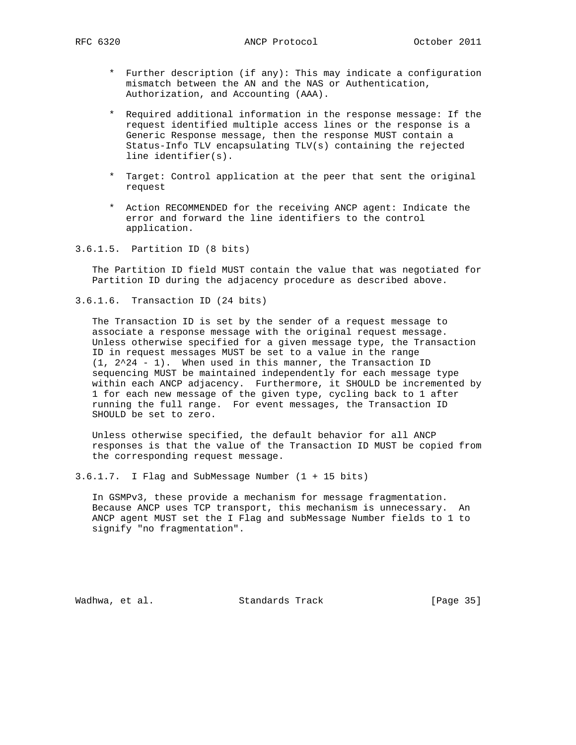* Further description (if any): This may indicate a configuration mismatch between the AN and the NAS or Authentication, Authorization, and Accounting (AAA).

* Required additional information in the response message: If the request identified multiple access lines or the response is a Generic Response message, then the response MUST contain a Status-Info TLV encapsulating TLV(s) containing the rejected line identifier(s).

* Target: Control application at the peer that sent the original request

* Action RECOMMENDED for the receiving ANCP agent: Indicate the error and forward the line identifiers to the control application.

#### 3.6.1.5. Partition ID (8 bits)

The Partition ID field MUST contain the value that was negotiated for Partition ID during the adjacency procedure as described above.

#### 3.6.1.6. Transaction ID (24 bits)

The Transaction ID is set by the sender of a request message to associate a response message with the original request message. Unless otherwise specified for a given message type, the Transaction ID in request messages MUST be set to a value in the range $(1, 2^{24} - 1)$. When used in this manner, the Transaction ID sequencing MUST be maintained independently for each message type within each ANCP adjacency. Furthermore, it SHOULD be incremented by 1 for each new message of the given type, cycling back to 1 after running the full range. For event messages, the Transaction ID SHOULD be set to zero.

Unless otherwise specified, the default behavior for all ANCP responses is that the value of the Transaction ID MUST be copied from the corresponding request message.

#### 3.6.1.7. I Flag and SubMessage Number (1 + 15 bits)

In GSMPv3, these provide a mechanism for message fragmentation. Because ANCP uses TCP transport, this mechanism is unnecessary. An ANCP agent MUST set the I Flag and subMessage Number fields to 1 to signify "no fragmentation".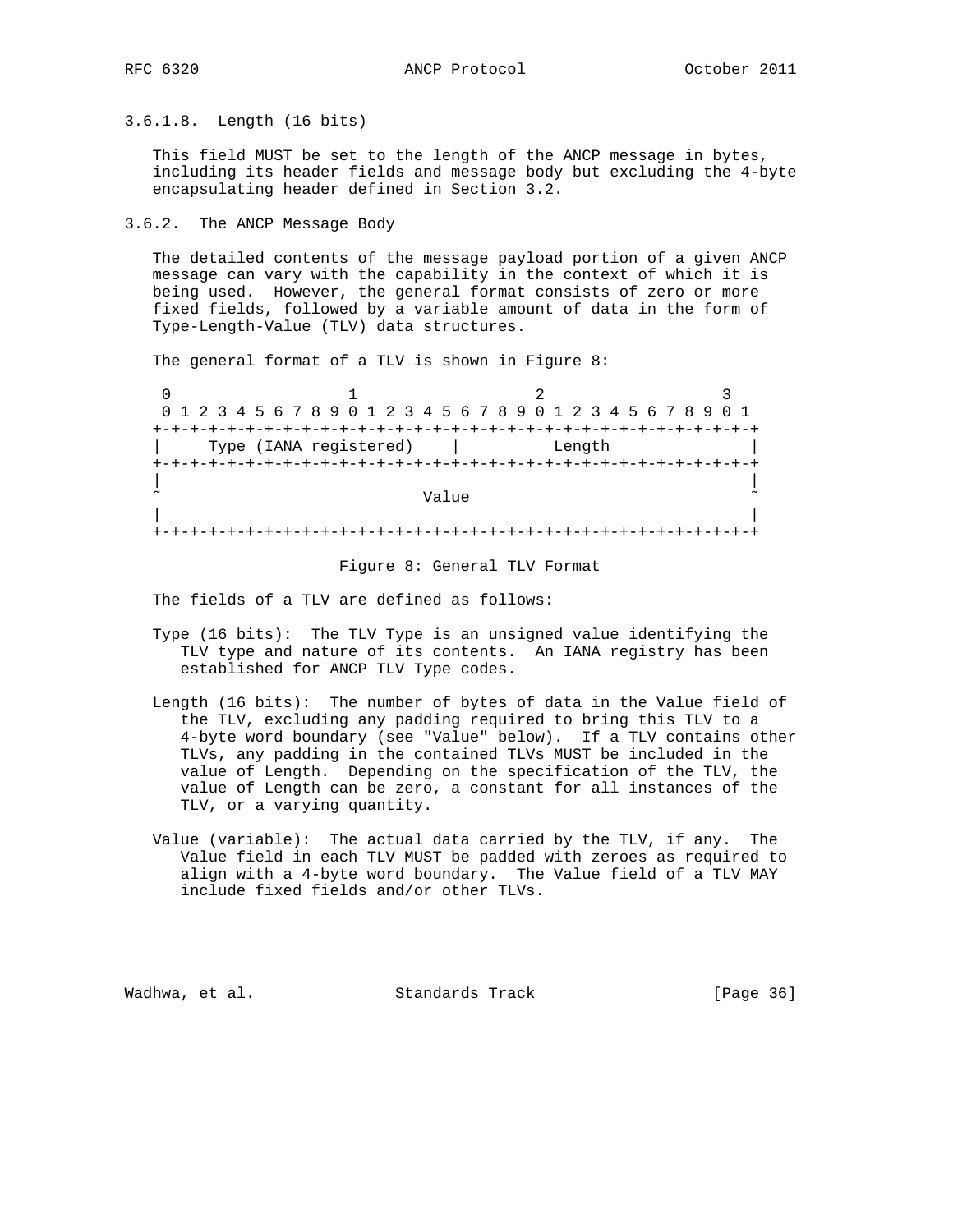#### 3.6.1.8. Length (16 bits)

This field MUST be set to the length of the ANCP message in bytes, including its header fields and message body but excluding the 4-byte encapsulating header defined in Section 3.2.

### 3.6.2. The ANCP Message Body

The detailed contents of the message payload portion of a given ANCP message can vary with the capability in the context of which it is being used. However, the general format consists of zero or more fixed fields, followed by a variable amount of data in the form of Type-Length-Value (TLV) data structures.

The general format of a TLV is shown in Figure 8:

```
 0                   1                   2                   3
 0 1 2 3 4 5 6 7 8 9 0 1 2 3 4 5 6 7 8 9 0 1 2 3 4 5 6 7 8 9 0 1
+-+-+-+-+-+-+-+-+-+-+-+-+-+-+-+-+-+-+-+-+-+-+-+-+-+-+-+-+-+-+-+-+
|     Type (IANA registered)    |          Length               |
+-+-+-+-+-+-+-+-+-+-+-+-+-+-+-+-+-+-+-+-+-+-+-+-+-+-+-+-+-+-+-+-+
|                                                               |
~                             Value                             ~
|                                                               |
+-+-+-+-+-+-+-+-+-+-+-+-+-+-+-+-+-+-+-+-+-+-+-+-+-+-+-+-+-+-+-+-+
```

Figure 8: General TLV Format

The fields of a TLV are defined as follows:

Type (16 bits): The TLV Type is an unsigned value identifying the TLV type and nature of its contents. An IANA registry has been established for ANCP TLV Type codes.

Length (16 bits): The number of bytes of data in the Value field of the TLV, excluding any padding required to bring this TLV to a 4-byte word boundary (see "Value" below). If a TLV contains other TLVs, any padding in the contained TLVs MUST be included in the value of Length. Depending on the specification of the TLV, the value of Length can be zero, a constant for all instances of the TLV, or a varying quantity.

Value (variable): The actual data carried by the TLV, if any. The Value field in each TLV MUST be padded with zeroes as required to align with a 4-byte word boundary. The Value field of a TLV MAY include fixed fields and/or other TLVs.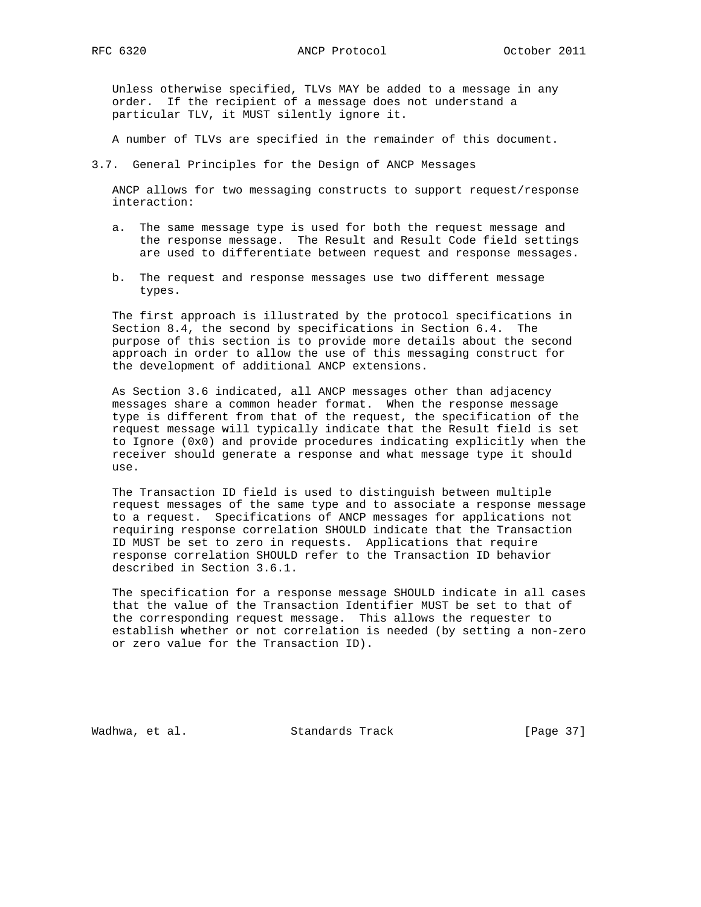Unless otherwise specified, TLVs MAY be added to a message in any order. If the recipient of a message does not understand a particular TLV, it MUST silently ignore it.

A number of TLVs are specified in the remainder of this document.

### 3.7. General Principles for the Design of ANCP Messages

ANCP allows for two messaging constructs to support request/response interaction:

a. The same message type is used for both the request message and the response message. The Result and Result Code field settings are used to differentiate between request and response messages.

b. The request and response messages use two different message types.

The first approach is illustrated by the protocol specifications in Section 8.4, the second by specifications in Section 6.4. The purpose of this section is to provide more details about the second approach in order to allow the use of this messaging construct for the development of additional ANCP extensions.

As Section 3.6 indicated, all ANCP messages other than adjacency messages share a common header format. When the response message type is different from that of the request, the specification of the request message will typically indicate that the Result field is set to Ignore (0x0) and provide procedures indicating explicitly when the receiver should generate a response and what message type it should use.

The Transaction ID field is used to distinguish between multiple request messages of the same type and to associate a response message to a request. Specifications of ANCP messages for applications not requiring response correlation SHOULD indicate that the Transaction ID MUST be set to zero in requests. Applications that require response correlation SHOULD refer to the Transaction ID behavior described in Section 3.6.1.

The specification for a response message SHOULD indicate in all cases that the value of the Transaction Identifier MUST be set to that of the corresponding request message. This allows the requester to establish whether or not correlation is needed (by setting a non-zero or zero value for the Transaction ID).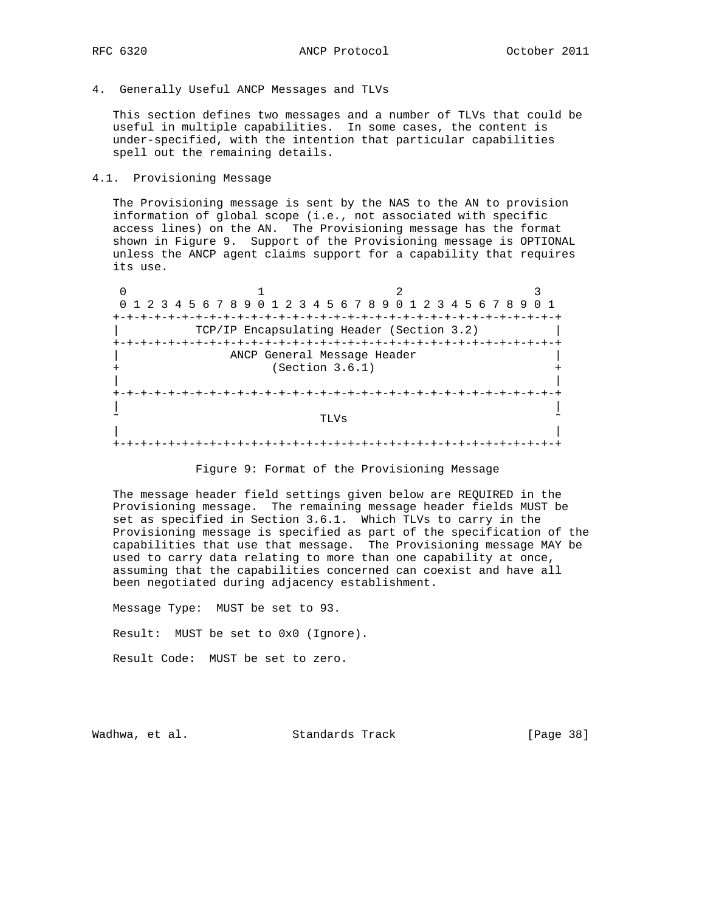## 4. Generally Useful ANCP Messages and TLVs

This section defines two messages and a number of TLVs that could be useful in multiple capabilities. In some cases, the content is under-specified, with the intention that particular capabilities spell out the remaining details.

### 4.1. Provisioning Message

The Provisioning message is sent by the NAS to the AN to provision information of global scope (i.e., not associated with specific access lines) on the AN. The Provisioning message has the format shown in Figure 9. Support of the Provisioning message is OPTIONAL unless the ANCP agent claims support for a capability that requires its use.

```
 0                   1                   2                   3
 0 1 2 3 4 5 6 7 8 9 0 1 2 3 4 5 6 7 8 9 0 1 2 3 4 5 6 7 8 9 0 1
+-+-+-+-+-+-+-+-+-+-+-+-+-+-+-+-+-+-+-+-+-+-+-+-+-+-+-+-+-+-+-+-+
|           TCP/IP Encapsulating Header (Section 3.2)           |
+-+-+-+-+-+-+-+-+-+-+-+-+-+-+-+-+-+-+-+-+-+-+-+-+-+-+-+-+-+-+-+-+
|                ANCP General Message Header                    |
+                      (Section 3.6.1)                          +
|                                                               |
+-+-+-+-+-+-+-+-+-+-+-+-+-+-+-+-+-+-+-+-+-+-+-+-+-+-+-+-+-+-+-+-+
|                                                               |
~                             TLVs                              ~
|                                                               |
+-+-+-+-+-+-+-+-+-+-+-+-+-+-+-+-+-+-+-+-+-+-+-+-+-+-+-+-+-+-+-+-+
```

Figure 9: Format of the Provisioning Message

The message header field settings given below are REQUIRED in the Provisioning message. The remaining message header fields MUST be set as specified in Section 3.6.1. Which TLVs to carry in the Provisioning message is specified as part of the specification of the capabilities that use that message. The Provisioning message MAY be used to carry data relating to more than one capability at once, assuming that the capabilities concerned can coexist and have all been negotiated during adjacency establishment.

Message Type: MUST be set to 93.

Result: MUST be set to 0x0 (Ignore).

Result Code: MUST be set to zero.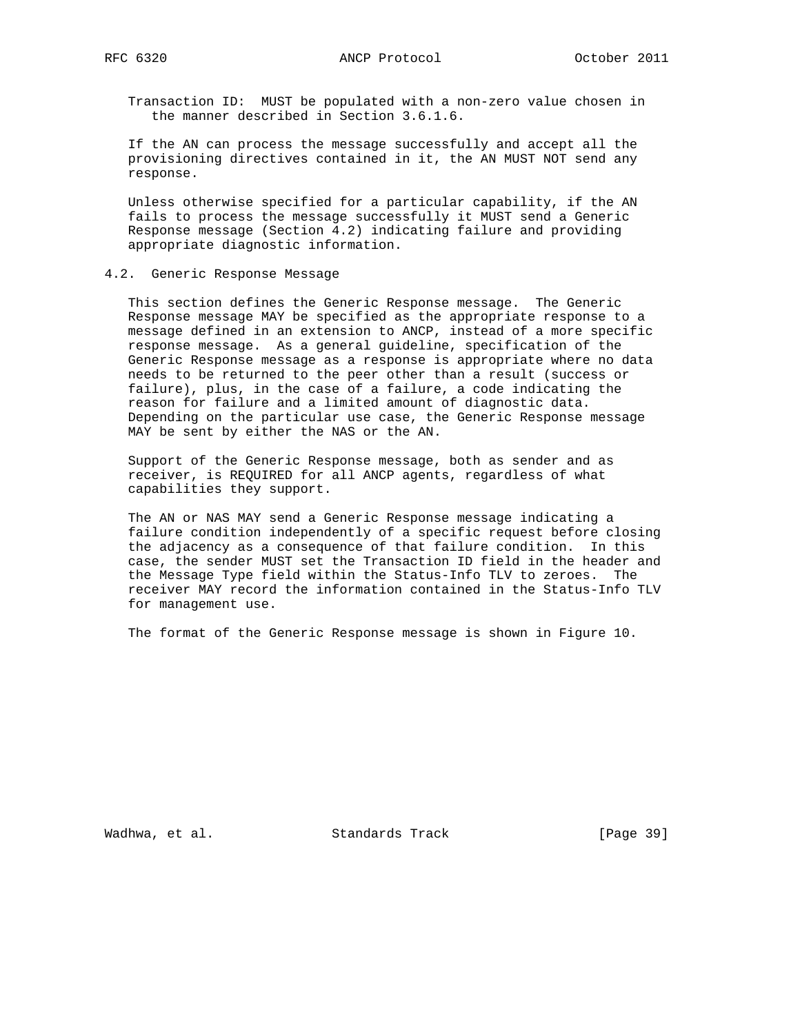Transaction ID: MUST be populated with a non-zero value chosen in the manner described in Section 3.6.1.6.

If the AN can process the message successfully and accept all the provisioning directives contained in it, the AN MUST NOT send any response.

Unless otherwise specified for a particular capability, if the AN fails to process the message successfully it MUST send a Generic Response message (Section 4.2) indicating failure and providing appropriate diagnostic information.

## 4.2. Generic Response Message

This section defines the Generic Response message. The Generic Response message MAY be specified as the appropriate response to a message defined in an extension to ANCP, instead of a more specific response message. As a general guideline, specification of the Generic Response message as a response is appropriate where no data needs to be returned to the peer other than a result (success or failure), plus, in the case of a failure, a code indicating the reason for failure and a limited amount of diagnostic data. Depending on the particular use case, the Generic Response message MAY be sent by either the NAS or the AN.

Support of the Generic Response message, both as sender and as receiver, is REQUIRED for all ANCP agents, regardless of what capabilities they support.

The AN or NAS MAY send a Generic Response message indicating a failure condition independently of a specific request before closing the adjacency as a consequence of that failure condition. In this case, the sender MUST set the Transaction ID field in the header and the Message Type field within the Status-Info TLV to zeroes. The receiver MAY record the information contained in the Status-Info TLV for management use.

The format of the Generic Response message is shown in Figure 10.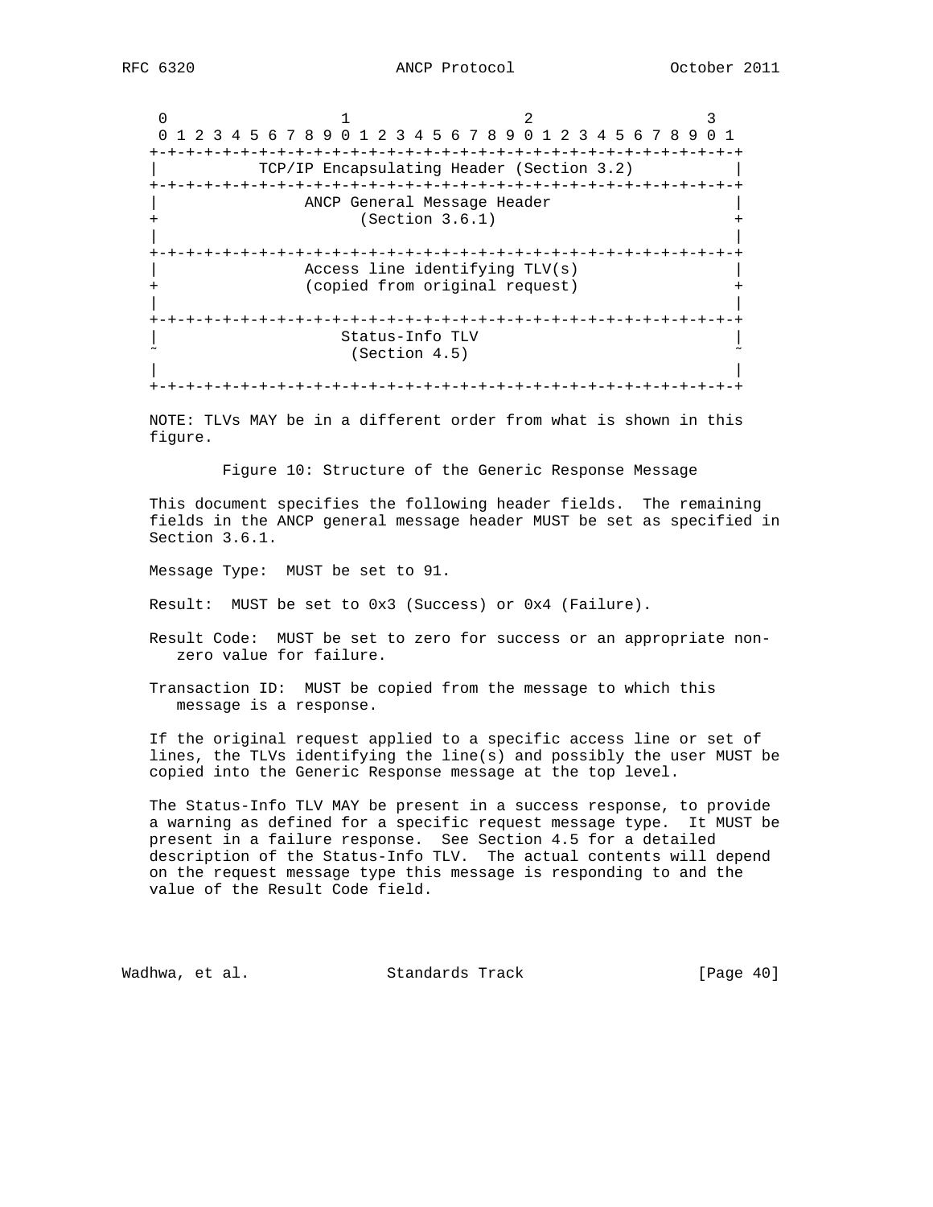```
     0                   1                   2                   3
     0 1 2 3 4 5 6 7 8 9 0 1 2 3 4 5 6 7 8 9 0 1 2 3 4 5 6 7 8 9 0 1
    +-+-+-+-+-+-+-+-+-+-+-+-+-+-+-+-+-+-+-+-+-+-+-+-+-+-+-+-+-+-+-+-+
    |          TCP/IP Encapsulating Header (Section 3.2)            |
    +-+-+-+-+-+-+-+-+-+-+-+-+-+-+-+-+-+-+-+-+-+-+-+-+-+-+-+-+-+-+-+-+
    |               ANCP General Message Header                     |
    +                     (Section 3.6.1)                           +
    |                                                               |
    +-+-+-+-+-+-+-+-+-+-+-+-+-+-+-+-+-+-+-+-+-+-+-+-+-+-+-+-+-+-+-+-+
    |               Access line identifying TLV(s)                  |
    +               (copied from original request)                  +
    |                                                               |
    +-+-+-+-+-+-+-+-+-+-+-+-+-+-+-+-+-+-+-+-+-+-+-+-+-+-+-+-+-+-+-+-+
    |                   Status-Info TLV                             |
    ~                    (Section 4.5)                              ~
    |                                                               |
    +-+-+-+-+-+-+-+-+-+-+-+-+-+-+-+-+-+-+-+-+-+-+-+-+-+-+-+-+-+-+-+-+
```

NOTE: TLVs MAY be in a different order from what is shown in this figure.

Figure 10: Structure of the Generic Response Message

This document specifies the following header fields. The remaining fields in the ANCP general message header MUST be set as specified in Section 3.6.1.

Message Type: MUST be set to 91.

Result: MUST be set to 0x3 (Success) or 0x4 (Failure).

Result Code: MUST be set to zero for success or an appropriate non-zero value for failure.

Transaction ID: MUST be copied from the message to which this message is a response.

If the original request applied to a specific access line or set of lines, the TLVs identifying the line(s) and possibly the user MUST be copied into the Generic Response message at the top level.

The Status-Info TLV MAY be present in a success response, to provide a warning as defined for a specific request message type. It MUST be present in a failure response. See Section 4.5 for a detailed description of the Status-Info TLV. The actual contents will depend on the request message type this message is responding to and the value of the Result Code field.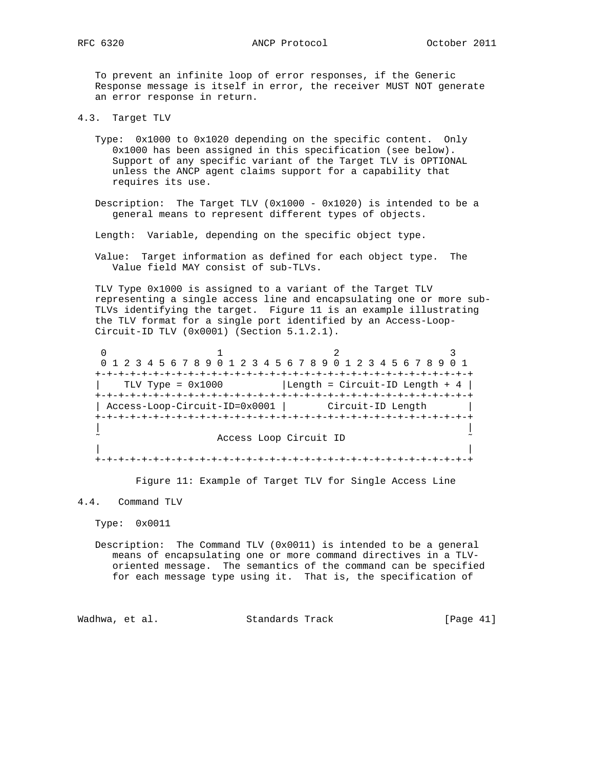To prevent an infinite loop of error responses, if the Generic Response message is itself in error, the receiver MUST NOT generate an error response in return.

### 4.3. Target TLV

Type: 0x1000 to 0x1020 depending on the specific content. Only 0x1000 has been assigned in this specification (see below). Support of any specific variant of the Target TLV is OPTIONAL unless the ANCP agent claims support for a capability that requires its use.

Description: The Target TLV (0x1000 - 0x1020) is intended to be a general means to represent different types of objects.

Length: Variable, depending on the specific object type.

Value: Target information as defined for each object type. The Value field MAY consist of sub-TLVs.

TLV Type 0x1000 is assigned to a variant of the Target TLV representing a single access line and encapsulating one or more sub-TLVs identifying the target. Figure 11 is an example illustrating the TLV format for a single port identified by an Access-Loop-Circuit-ID TLV (0x0001) (Section 5.1.2.1).

```
 0                   1                   2                   3
 0 1 2 3 4 5 6 7 8 9 0 1 2 3 4 5 6 7 8 9 0 1 2 3 4 5 6 7 8 9 0 1
+-+-+-+-+-+-+-+-+-+-+-+-+-+-+-+-+-+-+-+-+-+-+-+-+-+-+-+-+-+-+-+-+
|    TLV Type = 0x1000          |Length = Circuit-ID Length + 4 |
+-+-+-+-+-+-+-+-+-+-+-+-+-+-+-+-+-+-+-+-+-+-+-+-+-+-+-+-+-+-+-+-+
| Access-Loop-Circuit-ID=0x0001 |       Circuit-ID Length       |
+-+-+-+-+-+-+-+-+-+-+-+-+-+-+-+-+-+-+-+-+-+-+-+-+-+-+-+-+-+-+-+-+
|                                                               |
~                    Access Loop Circuit ID                     ~
|                                                               |
+-+-+-+-+-+-+-+-+-+-+-+-+-+-+-+-+-+-+-+-+-+-+-+-+-+-+-+-+-+-+-+-+
```

Figure 11: Example of Target TLV for Single Access Line

### 4.4. Command TLV

Type: 0x0011

Description: The Command TLV (0x0011) is intended to be a general means of encapsulating one or more command directives in a TLV-oriented message. The semantics of the command can be specified for each message type using it. That is, the specification of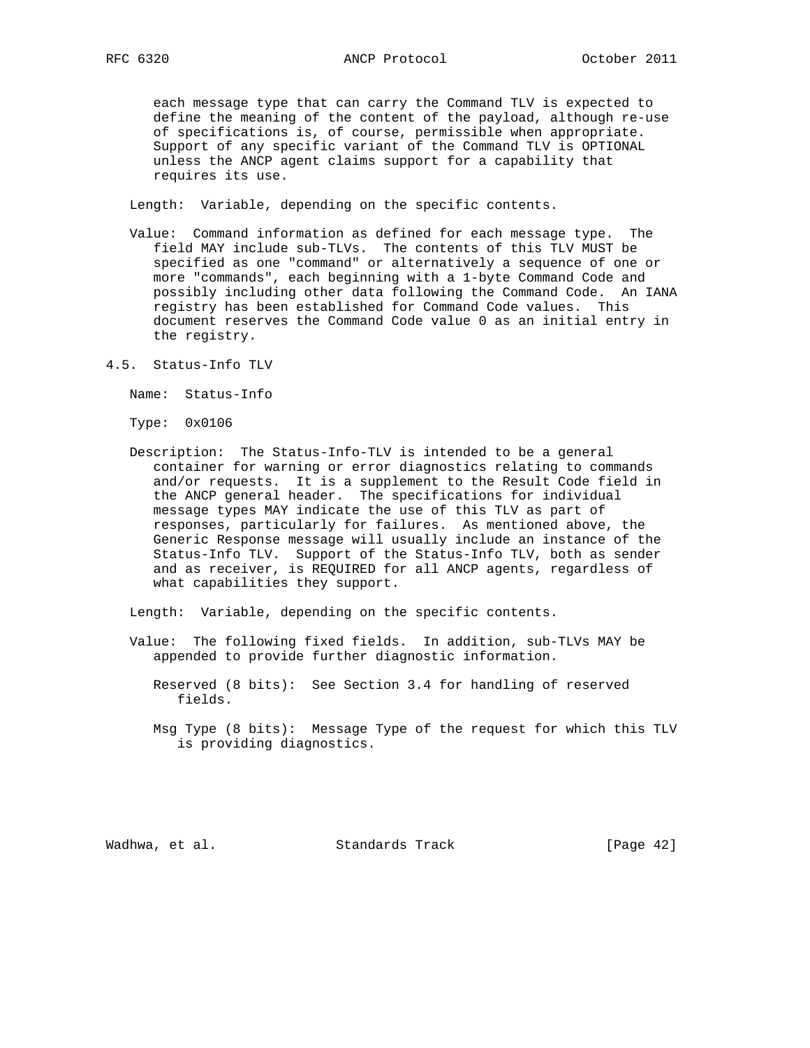each message type that can carry the Command TLV is expected to define the meaning of the content of the payload, although re-use of specifications is, of course, permissible when appropriate. Support of any specific variant of the Command TLV is OPTIONAL unless the ANCP agent claims support for a capability that requires its use.

Length: Variable, depending on the specific contents.

Value: Command information as defined for each message type. The field MAY include sub-TLVs. The contents of this TLV MUST be specified as one "command" or alternatively a sequence of one or more "commands", each beginning with a 1-byte Command Code and possibly including other data following the Command Code. An IANA registry has been established for Command Code values. This document reserves the Command Code value 0 as an initial entry in the registry.

### 4.5. Status-Info TLV

Name: Status-Info

Type: 0x0106

Description: The Status-Info-TLV is intended to be a general container for warning or error diagnostics relating to commands and/or requests. It is a supplement to the Result Code field in the ANCP general header. The specifications for individual message types MAY indicate the use of this TLV as part of responses, particularly for failures. As mentioned above, the Generic Response message will usually include an instance of the Status-Info TLV. Support of the Status-Info TLV, both as sender and as receiver, is REQUIRED for all ANCP agents, regardless of what capabilities they support.

Length: Variable, depending on the specific contents.

Value: The following fixed fields. In addition, sub-TLVs MAY be appended to provide further diagnostic information.

Reserved (8 bits): See Section 3.4 for handling of reserved fields.

Msg Type (8 bits): Message Type of the request for which this TLV is providing diagnostics.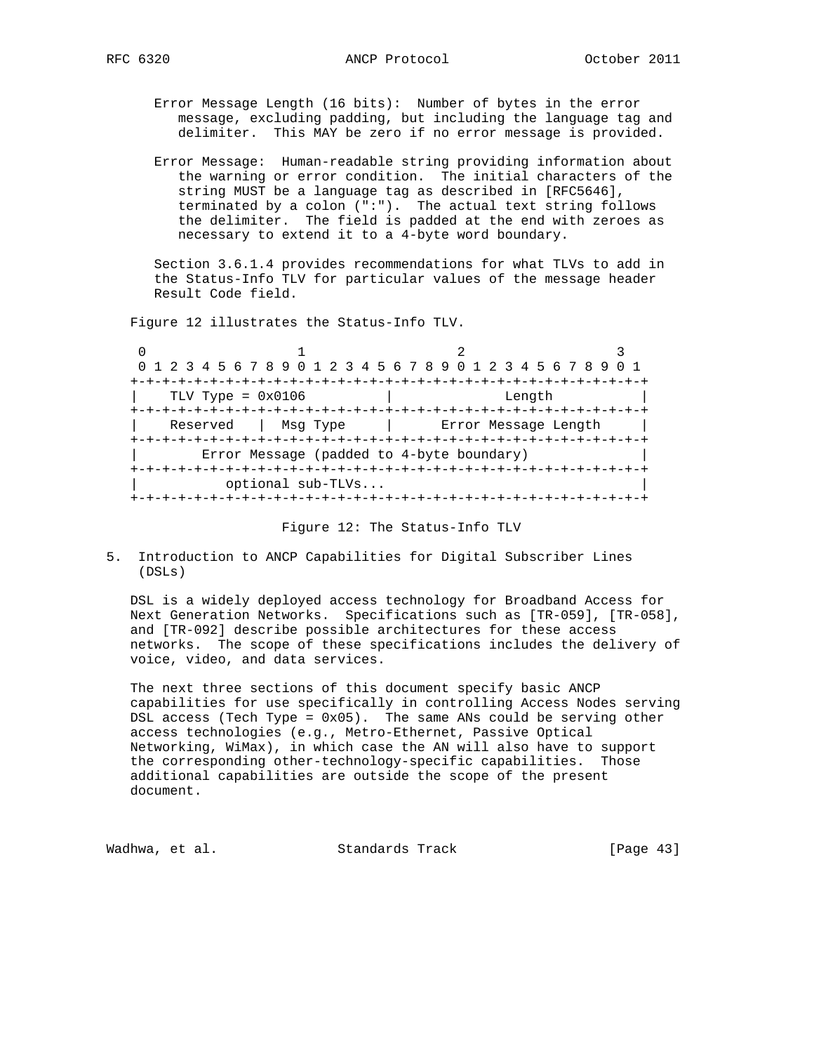Error Message Length (16 bits): Number of bytes in the error message, excluding padding, but including the language tag and delimiter. This MAY be zero if no error message is provided.

Error Message: Human-readable string providing information about the warning or error condition. The initial characters of the string MUST be a language tag as described in [RFC5646], terminated by a colon (":"). The actual text string follows the delimiter. The field is padded at the end with zeroes as necessary to extend it to a 4-byte word boundary.

Section 3.6.1.4 provides recommendations for what TLVs to add in the Status-Info TLV for particular values of the message header Result Code field.

Figure 12 illustrates the Status-Info TLV.

```
 0                   1                   2                   3
 0 1 2 3 4 5 6 7 8 9 0 1 2 3 4 5 6 7 8 9 0 1 2 3 4 5 6 7 8 9 0 1
+-+-+-+-+-+-+-+-+-+-+-+-+-+-+-+-+-+-+-+-+-+-+-+-+-+-+-+-+-+-+-+-+
|    TLV Type = 0x0106          |             Length            |
+-+-+-+-+-+-+-+-+-+-+-+-+-+-+-+-+-+-+-+-+-+-+-+-+-+-+-+-+-+-+-+-+
|   Reserved    |  Msg Type     |      Error Message Length     |
+-+-+-+-+-+-+-+-+-+-+-+-+-+-+-+-+-+-+-+-+-+-+-+-+-+-+-+-+-+-+-+-+
|       Error Message (padded to 4-byte boundary)               |
+-+-+-+-+-+-+-+-+-+-+-+-+-+-+-+-+-+-+-+-+-+-+-+-+-+-+-+-+-+-+-+-+
|          optional sub-TLVs...                                 |
+-+-+-+-+-+-+-+-+-+-+-+-+-+-+-+-+-+-+-+-+-+-+-+-+-+-+-+-+-+-+-+-+
```

Figure 12: The Status-Info TLV

# 5. Introduction to ANCP Capabilities for Digital Subscriber Lines (DSLs)

DSL is a widely deployed access technology for Broadband Access for Next Generation Networks. Specifications such as [TR-059], [TR-058], and [TR-092] describe possible architectures for these access networks. The scope of these specifications includes the delivery of voice, video, and data services.

The next three sections of this document specify basic ANCP capabilities for use specifically in controlling Access Nodes serving DSL access (Tech Type = 0x05). The same ANs could be serving other access technologies (e.g., Metro-Ethernet, Passive Optical Networking, WiMax), in which case the AN will also have to support the corresponding other-technology-specific capabilities. Those additional capabilities are outside the scope of the present document.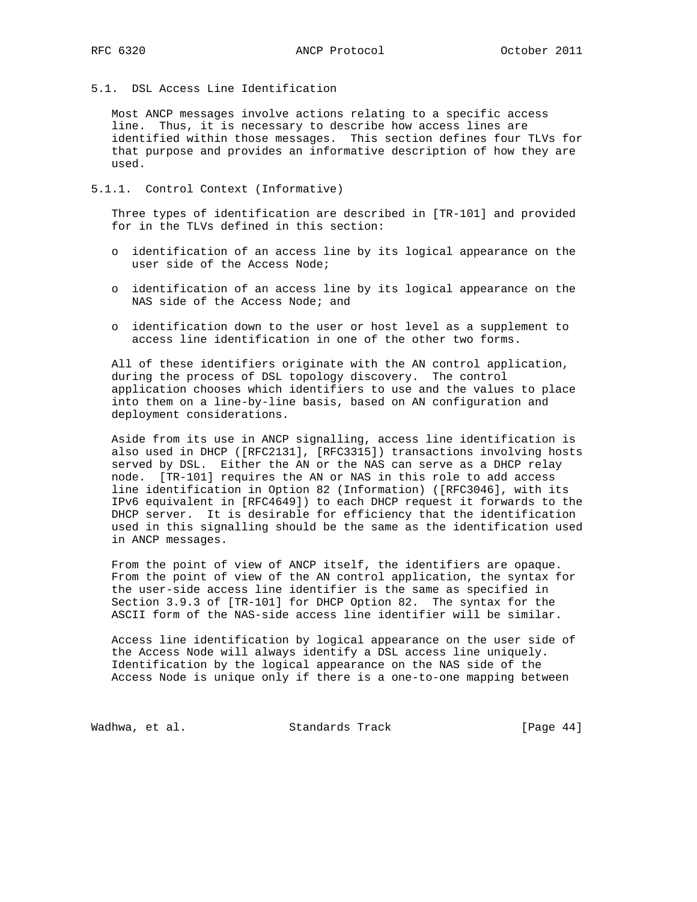### 5.1. DSL Access Line Identification

Most ANCP messages involve actions relating to a specific access line. Thus, it is necessary to describe how access lines are identified within those messages. This section defines four TLVs for that purpose and provides an informative description of how they are used.

#### 5.1.1. Control Context (Informative)

Three types of identification are described in [TR-101] and provided for in the TLVs defined in this section:

- identification of an access line by its logical appearance on the user side of the Access Node;
- identification of an access line by its logical appearance on the NAS side of the Access Node; and
- identification down to the user or host level as a supplement to access line identification in one of the other two forms.

All of these identifiers originate with the AN control application, during the process of DSL topology discovery. The control application chooses which identifiers to use and the values to place into them on a line-by-line basis, based on AN configuration and deployment considerations.

Aside from its use in ANCP signalling, access line identification is also used in DHCP ([RFC2131], [RFC3315]) transactions involving hosts served by DSL. Either the AN or the NAS can serve as a DHCP relay node. [TR-101] requires the AN or NAS in this role to add access line identification in Option 82 (Information) ([RFC3046], with its IPv6 equivalent in [RFC4649]) to each DHCP request it forwards to the DHCP server. It is desirable for efficiency that the identification used in this signalling should be the same as the identification used in ANCP messages.

From the point of view of ANCP itself, the identifiers are opaque. From the point of view of the AN control application, the syntax for the user-side access line identifier is the same as specified in Section 3.9.3 of [TR-101] for DHCP Option 82. The syntax for the ASCII form of the NAS-side access line identifier will be similar.

Access line identification by logical appearance on the user side of the Access Node will always identify a DSL access line uniquely. Identification by the logical appearance on the NAS side of the Access Node is unique only if there is a one-to-one mapping between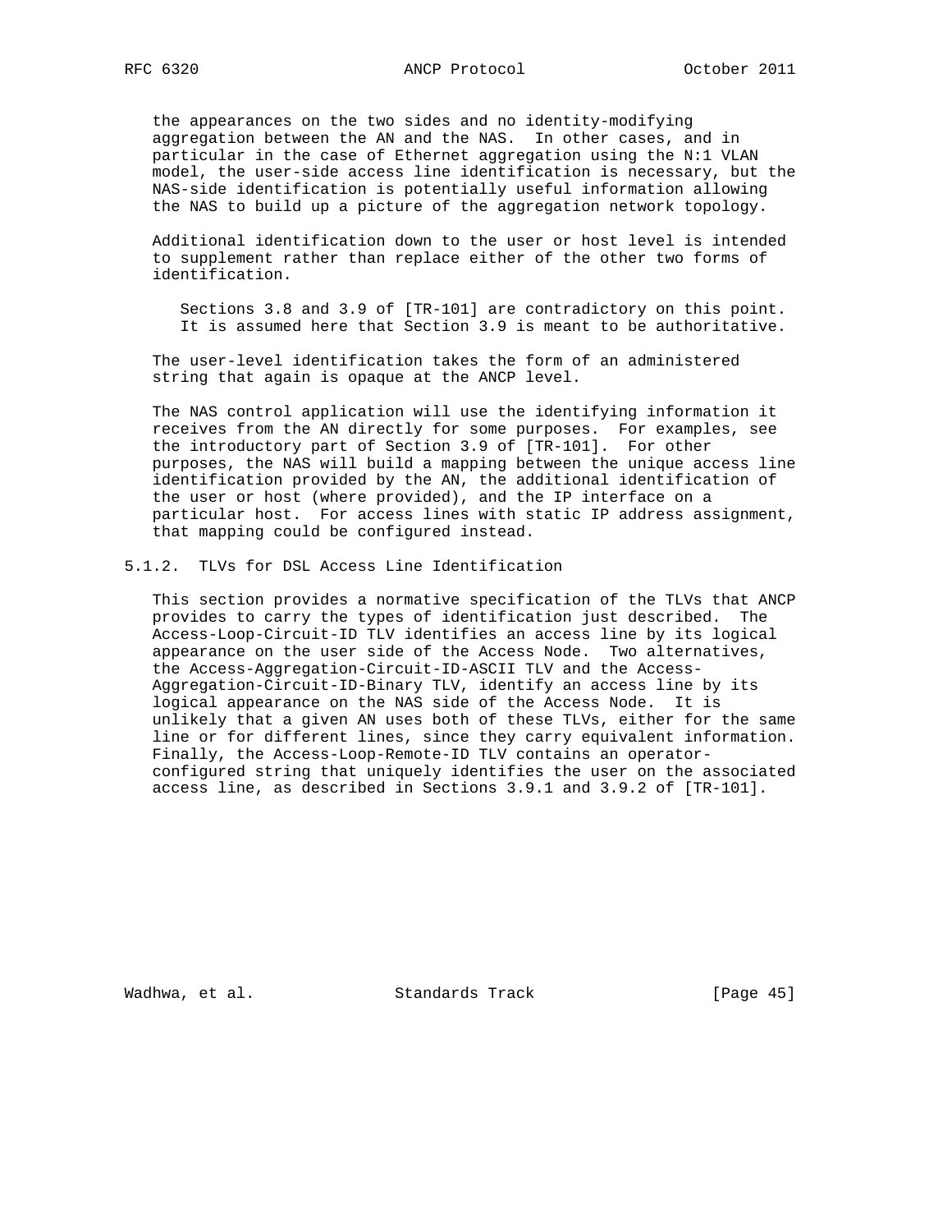the appearances on the two sides and no identity-modifying aggregation between the AN and the NAS. In other cases, and in particular in the case of Ethernet aggregation using the N:1 VLAN model, the user-side access line identification is necessary, but the NAS-side identification is potentially useful information allowing the NAS to build up a picture of the aggregation network topology.

Additional identification down to the user or host level is intended to supplement rather than replace either of the other two forms of identification.

> Sections 3.8 and 3.9 of [TR-101] are contradictory on this point. It is assumed here that Section 3.9 is meant to be authoritative.

The user-level identification takes the form of an administered string that again is opaque at the ANCP level.

The NAS control application will use the identifying information it receives from the AN directly for some purposes. For examples, see the introductory part of Section 3.9 of [TR-101]. For other purposes, the NAS will build a mapping between the unique access line identification provided by the AN, the additional identification of the user or host (where provided), and the IP interface on a particular host. For access lines with static IP address assignment, that mapping could be configured instead.

### 5.1.2. TLVs for DSL Access Line Identification

This section provides a normative specification of the TLVs that ANCP provides to carry the types of identification just described. The Access-Loop-Circuit-ID TLV identifies an access line by its logical appearance on the user side of the Access Node. Two alternatives, the Access-Aggregation-Circuit-ID-ASCII TLV and the Access-Aggregation-Circuit-ID-Binary TLV, identify an access line by its logical appearance on the NAS side of the Access Node. It is unlikely that a given AN uses both of these TLVs, either for the same line or for different lines, since they carry equivalent information. Finally, the Access-Loop-Remote-ID TLV contains an operator-configured string that uniquely identifies the user on the associated access line, as described in Sections 3.9.1 and 3.9.2 of [TR-101].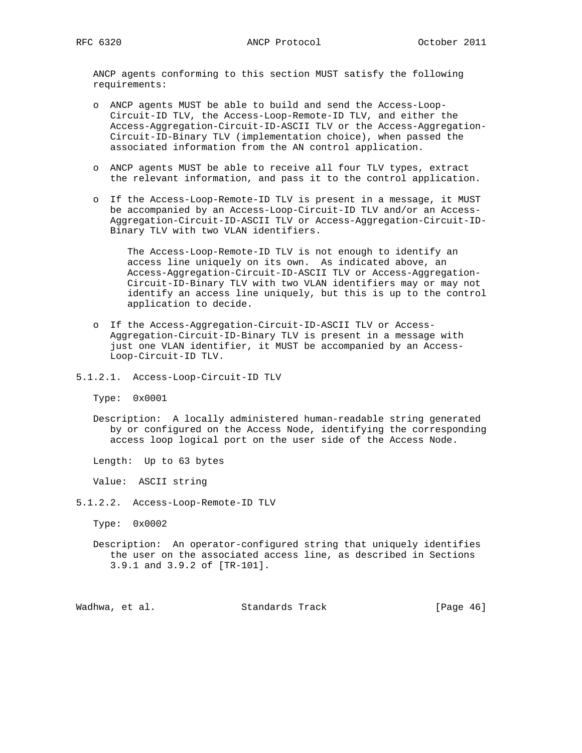ANCP agents conforming to this section MUST satisfy the following requirements:

- ANCP agents MUST be able to build and send the Access-Loop-Circuit-ID TLV, the Access-Loop-Remote-ID TLV, and either the Access-Aggregation-Circuit-ID-ASCII TLV or the Access-Aggregation-Circuit-ID-Binary TLV (implementation choice), when passed the associated information from the AN control application.

- ANCP agents MUST be able to receive all four TLV types, extract the relevant information, and pass it to the control application.

- If the Access-Loop-Remote-ID TLV is present in a message, it MUST be accompanied by an Access-Loop-Circuit-ID TLV and/or an Access-Aggregation-Circuit-ID-ASCII TLV or Access-Aggregation-Circuit-ID-Binary TLV with two VLAN identifiers.

  The Access-Loop-Remote-ID TLV is not enough to identify an access line uniquely on its own. As indicated above, an Access-Aggregation-Circuit-ID-ASCII TLV or Access-Aggregation-Circuit-ID-Binary TLV with two VLAN identifiers may or may not identify an access line uniquely, but this is up to the control application to decide.

- If the Access-Aggregation-Circuit-ID-ASCII TLV or Access-Aggregation-Circuit-ID-Binary TLV is present in a message with just one VLAN identifier, it MUST be accompanied by an Access-Loop-Circuit-ID TLV.

#### 5.1.2.1. Access-Loop-Circuit-ID TLV

Type: 0x0001

Description: A locally administered human-readable string generated by or configured on the Access Node, identifying the corresponding access loop logical port on the user side of the Access Node.

Length: Up to 63 bytes

Value: ASCII string

#### 5.1.2.2. Access-Loop-Remote-ID TLV

Type: 0x0002

Description: An operator-configured string that uniquely identifies the user on the associated access line, as described in Sections 3.9.1 and 3.9.2 of [TR-101].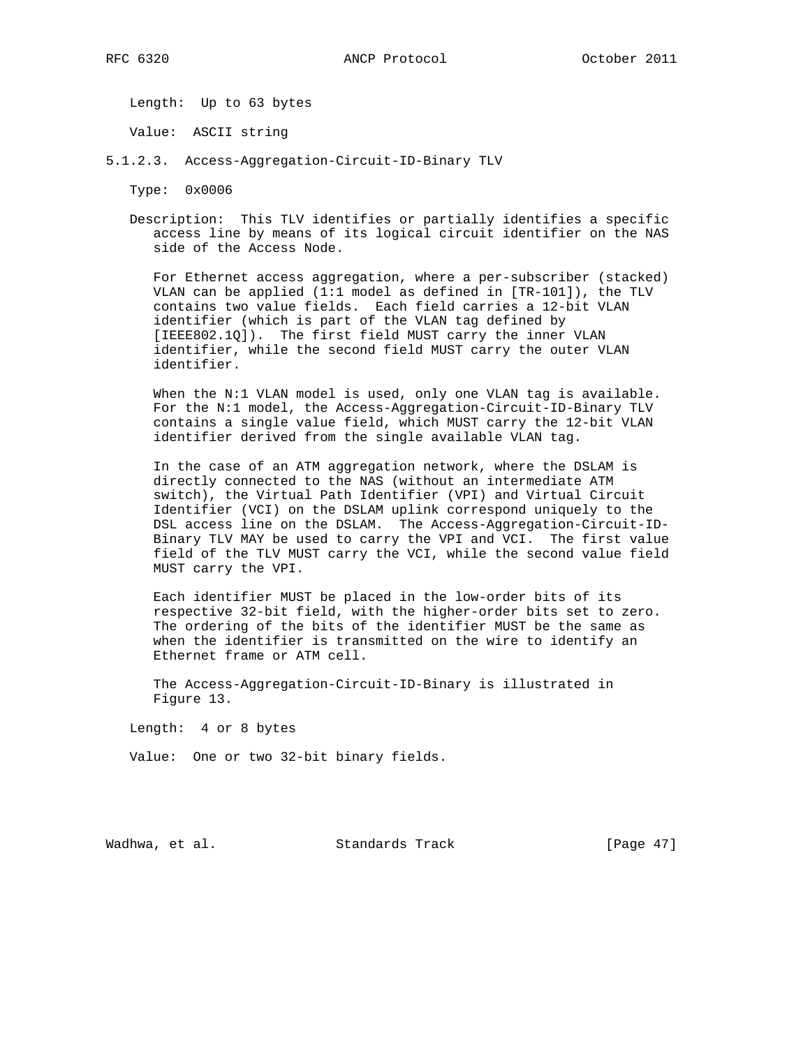Length: Up to 63 bytes

Value: ASCII string

#### 5.1.2.3. Access-Aggregation-Circuit-ID-Binary TLV

Type: 0x0006

Description: This TLV identifies or partially identifies a specific access line by means of its logical circuit identifier on the NAS side of the Access Node.

For Ethernet access aggregation, where a per-subscriber (stacked) VLAN can be applied (1:1 model as defined in [TR-101]), the TLV contains two value fields. Each field carries a 12-bit VLAN identifier (which is part of the VLAN tag defined by [IEEE802.1Q]). The first field MUST carry the inner VLAN identifier, while the second field MUST carry the outer VLAN identifier.

When the N:1 VLAN model is used, only one VLAN tag is available. For the N:1 model, the Access-Aggregation-Circuit-ID-Binary TLV contains a single value field, which MUST carry the 12-bit VLAN identifier derived from the single available VLAN tag.

In the case of an ATM aggregation network, where the DSLAM is directly connected to the NAS (without an intermediate ATM switch), the Virtual Path Identifier (VPI) and Virtual Circuit Identifier (VCI) on the DSLAM uplink correspond uniquely to the DSL access line on the DSLAM. The Access-Aggregation-Circuit-ID-Binary TLV MAY be used to carry the VPI and VCI. The first value field of the TLV MUST carry the VCI, while the second value field MUST carry the VPI.

Each identifier MUST be placed in the low-order bits of its respective 32-bit field, with the higher-order bits set to zero. The ordering of the bits of the identifier MUST be the same as when the identifier is transmitted on the wire to identify an Ethernet frame or ATM cell.

The Access-Aggregation-Circuit-ID-Binary is illustrated in Figure 13.

Length: 4 or 8 bytes

Value: One or two 32-bit binary fields.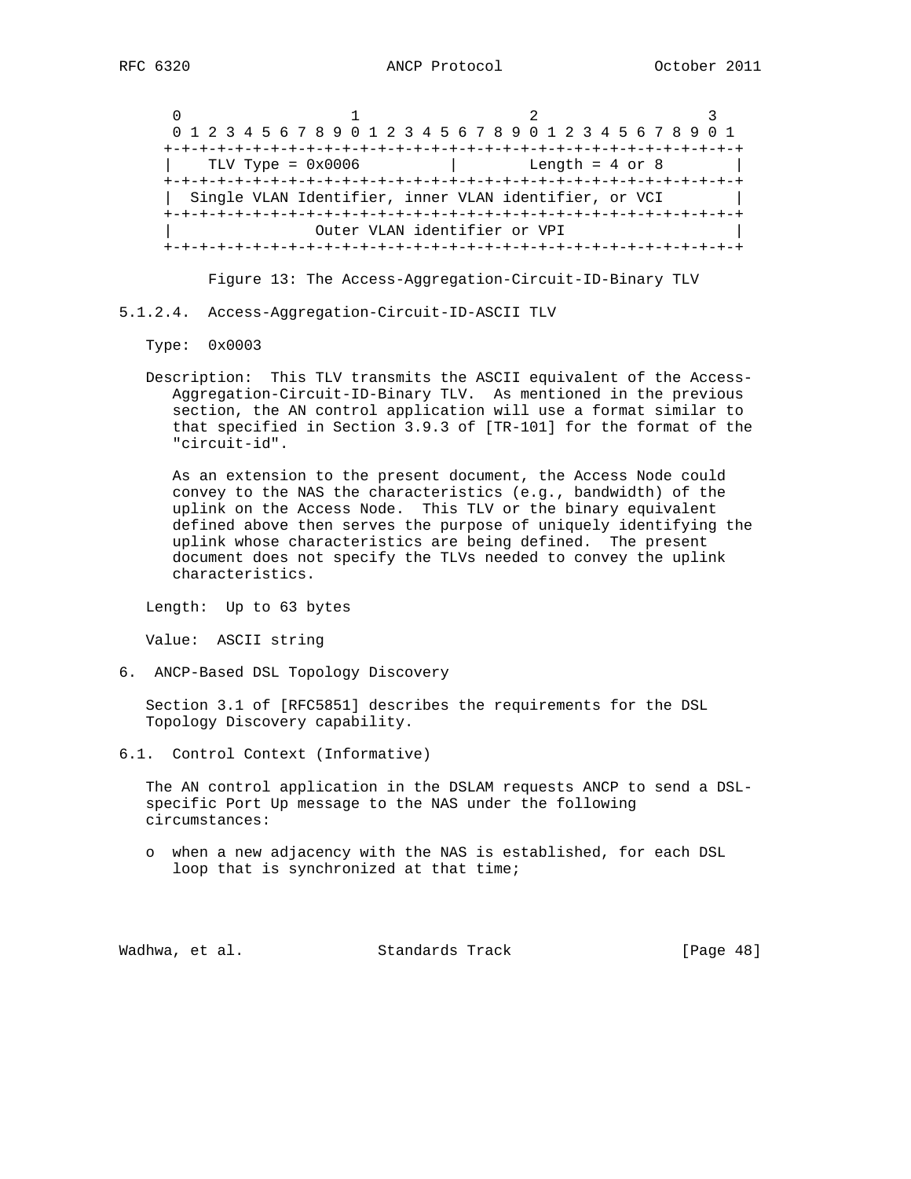```
    0                   1                   2                   3
    0 1 2 3 4 5 6 7 8 9 0 1 2 3 4 5 6 7 8 9 0 1 2 3 4 5 6 7 8 9 0 1
   +-+-+-+-+-+-+-+-+-+-+-+-+-+-+-+-+-+-+-+-+-+-+-+-+-+-+-+-+-+-+-+-+
   |    TLV Type = 0x0006          |        Length = 4 or 8       |
   +-+-+-+-+-+-+-+-+-+-+-+-+-+-+-+-+-+-+-+-+-+-+-+-+-+-+-+-+-+-+-+-+
   |  Single VLAN Identifier, inner VLAN identifier, or VCI        |
   +-+-+-+-+-+-+-+-+-+-+-+-+-+-+-+-+-+-+-+-+-+-+-+-+-+-+-+-+-+-+-+-+
   |                 Outer VLAN identifier or VPI                  |
   +-+-+-+-+-+-+-+-+-+-+-+-+-+-+-+-+-+-+-+-+-+-+-+-+-+-+-+-+-+-+-+-+
```

Figure 13: The Access-Aggregation-Circuit-ID-Binary TLV

#### 5.1.2.4. Access-Aggregation-Circuit-ID-ASCII TLV

Type: 0x0003

Description: This TLV transmits the ASCII equivalent of the Access-Aggregation-Circuit-ID-Binary TLV. As mentioned in the previous section, the AN control application will use a format similar to that specified in Section 3.9.3 of [TR-101] for the format of the "circuit-id".

As an extension to the present document, the Access Node could convey to the NAS the characteristics (e.g., bandwidth) of the uplink on the Access Node. This TLV or the binary equivalent defined above then serves the purpose of uniquely identifying the uplink whose characteristics are being defined. The present document does not specify the TLVs needed to convey the uplink characteristics.

Length: Up to 63 bytes

Value: ASCII string

## 6. ANCP-Based DSL Topology Discovery

Section 3.1 of [RFC5851] describes the requirements for the DSL Topology Discovery capability.

### 6.1. Control Context (Informative)

The AN control application in the DSLAM requests ANCP to send a DSL-specific Port Up message to the NAS under the following circumstances:

- when a new adjacency with the NAS is established, for each DSL loop that is synchronized at that time;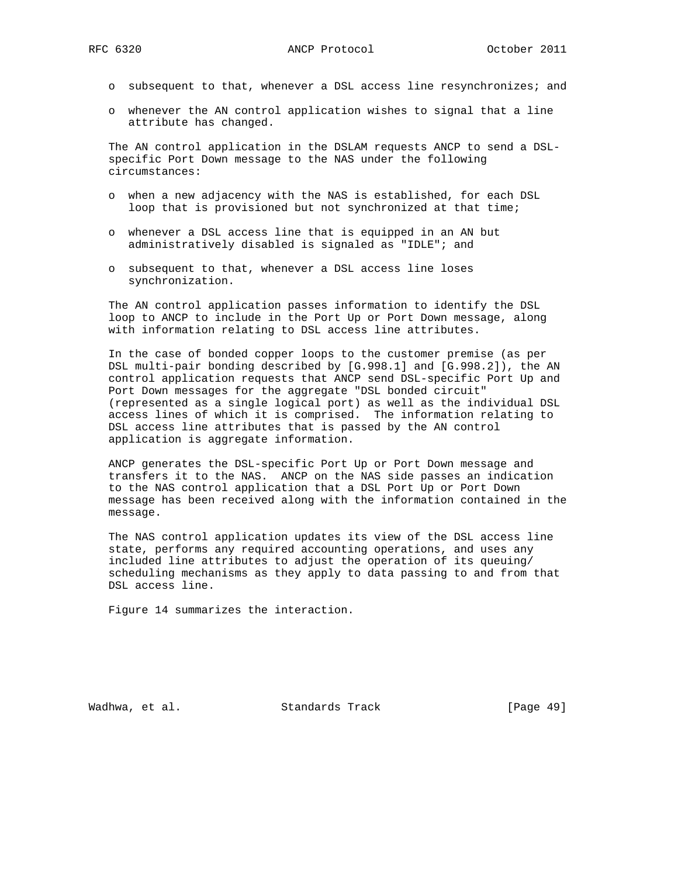- subsequent to that, whenever a DSL access line resynchronizes; and
- whenever the AN control application wishes to signal that a line attribute has changed.

The AN control application in the DSLAM requests ANCP to send a DSL-specific Port Down message to the NAS under the following circumstances:

- when a new adjacency with the NAS is established, for each DSL loop that is provisioned but not synchronized at that time;
- whenever a DSL access line that is equipped in an AN but administratively disabled is signaled as "IDLE"; and
- subsequent to that, whenever a DSL access line loses synchronization.

The AN control application passes information to identify the DSL loop to ANCP to include in the Port Up or Port Down message, along with information relating to DSL access line attributes.

In the case of bonded copper loops to the customer premise (as per DSL multi-pair bonding described by [G.998.1] and [G.998.2]), the AN control application requests that ANCP send DSL-specific Port Up and Port Down messages for the aggregate "DSL bonded circuit" (represented as a single logical port) as well as the individual DSL access lines of which it is comprised. The information relating to DSL access line attributes that is passed by the AN control application is aggregate information.

ANCP generates the DSL-specific Port Up or Port Down message and transfers it to the NAS. ANCP on the NAS side passes an indication to the NAS control application that a DSL Port Up or Port Down message has been received along with the information contained in the message.

The NAS control application updates its view of the DSL access line state, performs any required accounting operations, and uses any included line attributes to adjust the operation of its queuing/scheduling mechanisms as they apply to data passing to and from that DSL access line.

Figure 14 summarizes the interaction.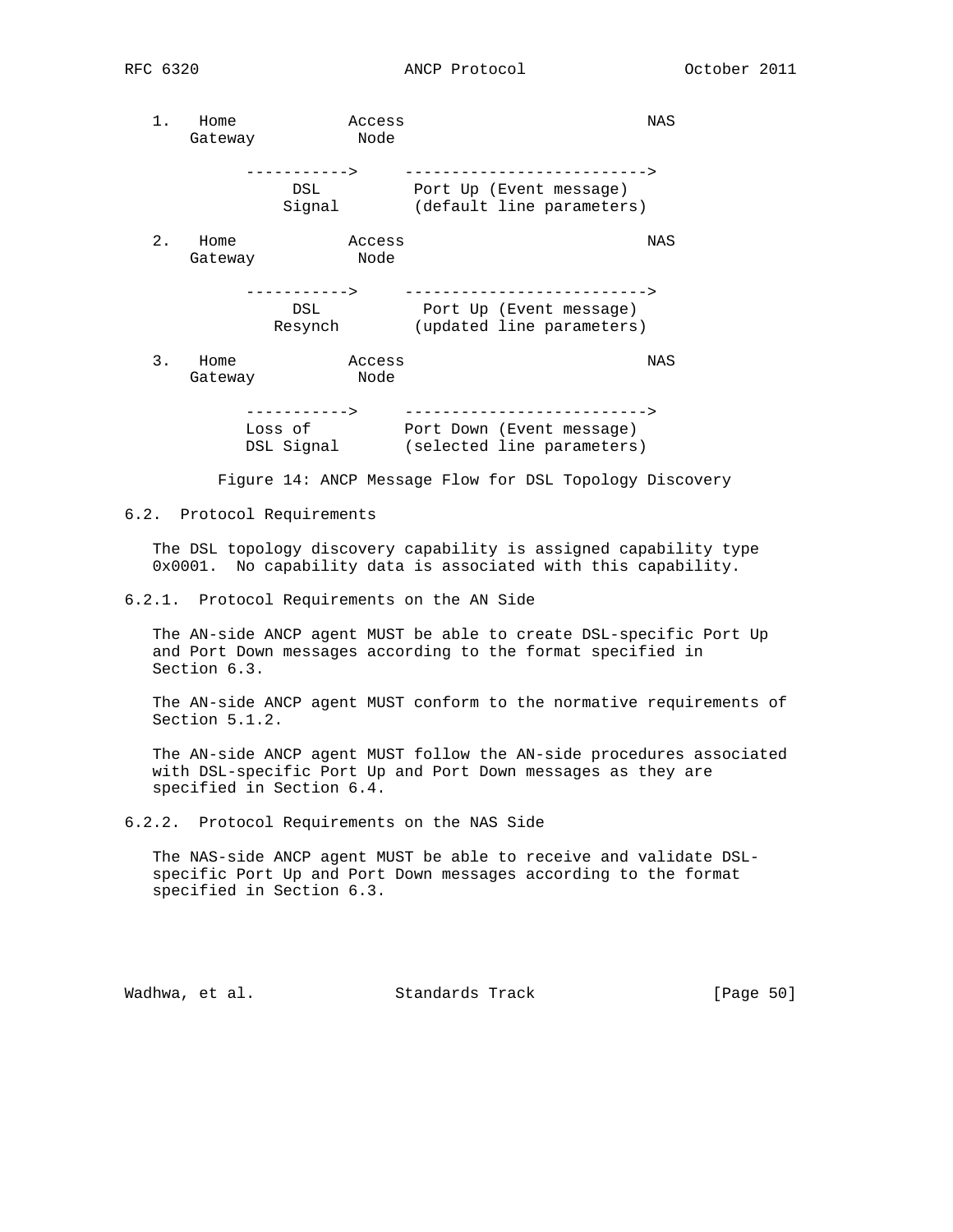```
   1.   Home            Access                          NAS
       Gateway           Node

             ----------->     -------------------------->
                  DSL          Port Up (Event message)
                 Signal       (default line parameters)

   2.   Home            Access                          NAS
       Gateway           Node

             ----------->     -------------------------->
                  DSL           Port Up (Event message)
                Resynch       (updated line parameters)

   3.   Home            Access                          NAS
       Gateway           Node

             ----------->     -------------------------->
             Loss of          Port Down (Event message)
             DSL Signal       (selected line parameters)
```

Figure 14: ANCP Message Flow for DSL Topology Discovery

### 6.2. Protocol Requirements

The DSL topology discovery capability is assigned capability type 0x0001. No capability data is associated with this capability.

#### 6.2.1. Protocol Requirements on the AN Side

The AN-side ANCP agent MUST be able to create DSL-specific Port Up and Port Down messages according to the format specified in Section 6.3.

The AN-side ANCP agent MUST conform to the normative requirements of Section 5.1.2.

The AN-side ANCP agent MUST follow the AN-side procedures associated with DSL-specific Port Up and Port Down messages as they are specified in Section 6.4.

#### 6.2.2. Protocol Requirements on the NAS Side

The NAS-side ANCP agent MUST be able to receive and validate DSL-specific Port Up and Port Down messages according to the format specified in Section 6.3.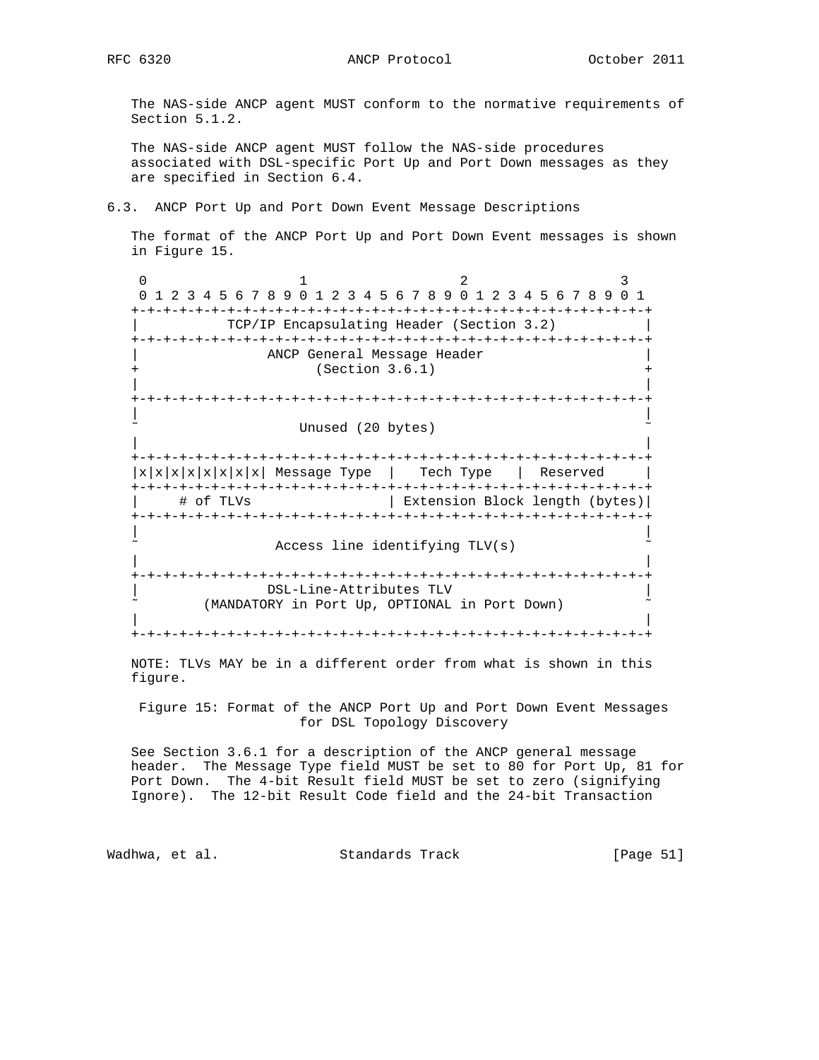The NAS-side ANCP agent MUST conform to the normative requirements of Section 5.1.2.

The NAS-side ANCP agent MUST follow the NAS-side procedures associated with DSL-specific Port Up and Port Down messages as they are specified in Section 6.4.

### 6.3. ANCP Port Up and Port Down Event Message Descriptions

The format of the ANCP Port Up and Port Down Event messages is shown in Figure 15.

```
 0                   1                   2                   3
 0 1 2 3 4 5 6 7 8 9 0 1 2 3 4 5 6 7 8 9 0 1 2 3 4 5 6 7 8 9 0 1
+-+-+-+-+-+-+-+-+-+-+-+-+-+-+-+-+-+-+-+-+-+-+-+-+-+-+-+-+-+-+-+-+
|           TCP/IP Encapsulating Header (Section 3.2)           |
+-+-+-+-+-+-+-+-+-+-+-+-+-+-+-+-+-+-+-+-+-+-+-+-+-+-+-+-+-+-+-+-+
|                ANCP General Message Header                    |
+                      (Section 3.6.1)                          +
|                                                               |
+-+-+-+-+-+-+-+-+-+-+-+-+-+-+-+-+-+-+-+-+-+-+-+-+-+-+-+-+-+-+-+-+
|                                                               |
~                     Unused (20 bytes)                         ~
|                                                               |
+-+-+-+-+-+-+-+-+-+-+-+-+-+-+-+-+-+-+-+-+-+-+-+-+-+-+-+-+-+-+-+-+
|x|x|x|x|x|x|x|x| Message Type  |   Tech Type   |  Reserved     |
+-+-+-+-+-+-+-+-+-+-+-+-+-+-+-+-+-+-+-+-+-+-+-+-+-+-+-+-+-+-+-+-+
|     # of TLVs                 | Extension Block length (bytes)|
+-+-+-+-+-+-+-+-+-+-+-+-+-+-+-+-+-+-+-+-+-+-+-+-+-+-+-+-+-+-+-+-+
|                                                               |
~                 Access line identifying TLV(s)                ~
|                                                               |
+-+-+-+-+-+-+-+-+-+-+-+-+-+-+-+-+-+-+-+-+-+-+-+-+-+-+-+-+-+-+-+-+
|                DSL-Line-Attributes TLV                        |
~        (MANDATORY in Port Up, OPTIONAL in Port Down)          ~
|                                                               |
+-+-+-+-+-+-+-+-+-+-+-+-+-+-+-+-+-+-+-+-+-+-+-+-+-+-+-+-+-+-+-+-+
```

NOTE: TLVs MAY be in a different order from what is shown in this figure.

Figure 15: Format of the ANCP Port Up and Port Down Event Messages for DSL Topology Discovery

See Section 3.6.1 for a description of the ANCP general message header. The Message Type field MUST be set to 80 for Port Up, 81 for Port Down. The 4-bit Result field MUST be set to zero (signifying Ignore). The 12-bit Result Code field and the 24-bit Transaction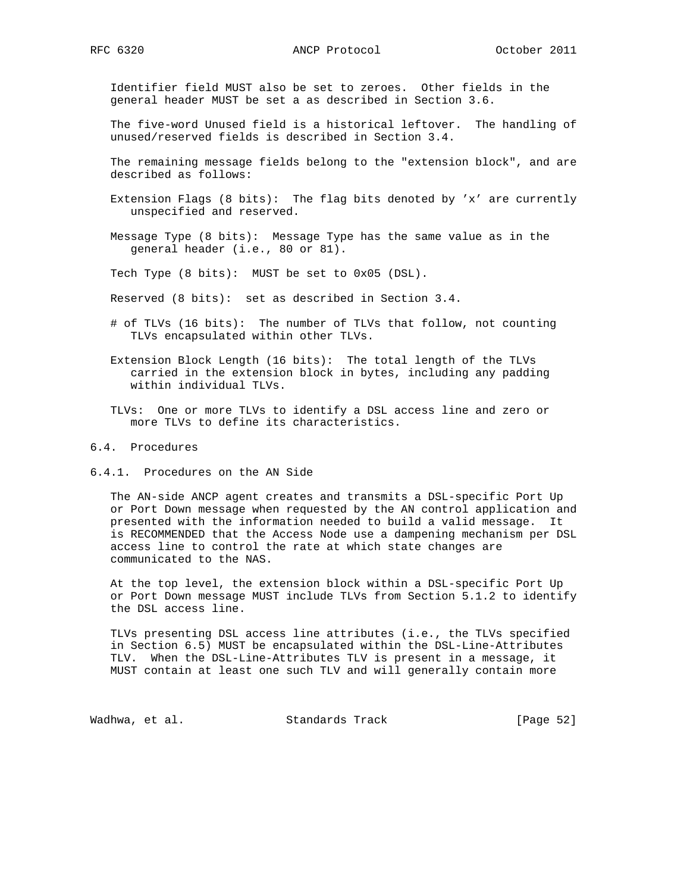Identifier field MUST also be set to zeroes. Other fields in the general header MUST be set a as described in Section 3.6.

The five-word Unused field is a historical leftover. The handling of unused/reserved fields is described in Section 3.4.

The remaining message fields belong to the "extension block", and are described as follows:

Extension Flags (8 bits): The flag bits denoted by 'x' are currently unspecified and reserved.

Message Type (8 bits): Message Type has the same value as in the general header (i.e., 80 or 81).

Tech Type (8 bits): MUST be set to 0x05 (DSL).

Reserved (8 bits): set as described in Section 3.4.

# of TLVs (16 bits): The number of TLVs that follow, not counting TLVs encapsulated within other TLVs.

Extension Block Length (16 bits): The total length of the TLVs carried in the extension block in bytes, including any padding within individual TLVs.

TLVs: One or more TLVs to identify a DSL access line and zero or more TLVs to define its characteristics.

## 6.4. Procedures

### 6.4.1. Procedures on the AN Side

The AN-side ANCP agent creates and transmits a DSL-specific Port Up or Port Down message when requested by the AN control application and presented with the information needed to build a valid message. It is RECOMMENDED that the Access Node use a dampening mechanism per DSL access line to control the rate at which state changes are communicated to the NAS.

At the top level, the extension block within a DSL-specific Port Up or Port Down message MUST include TLVs from Section 5.1.2 to identify the DSL access line.

TLVs presenting DSL access line attributes (i.e., the TLVs specified in Section 6.5) MUST be encapsulated within the DSL-Line-Attributes TLV. When the DSL-Line-Attributes TLV is present in a message, it MUST contain at least one such TLV and will generally contain more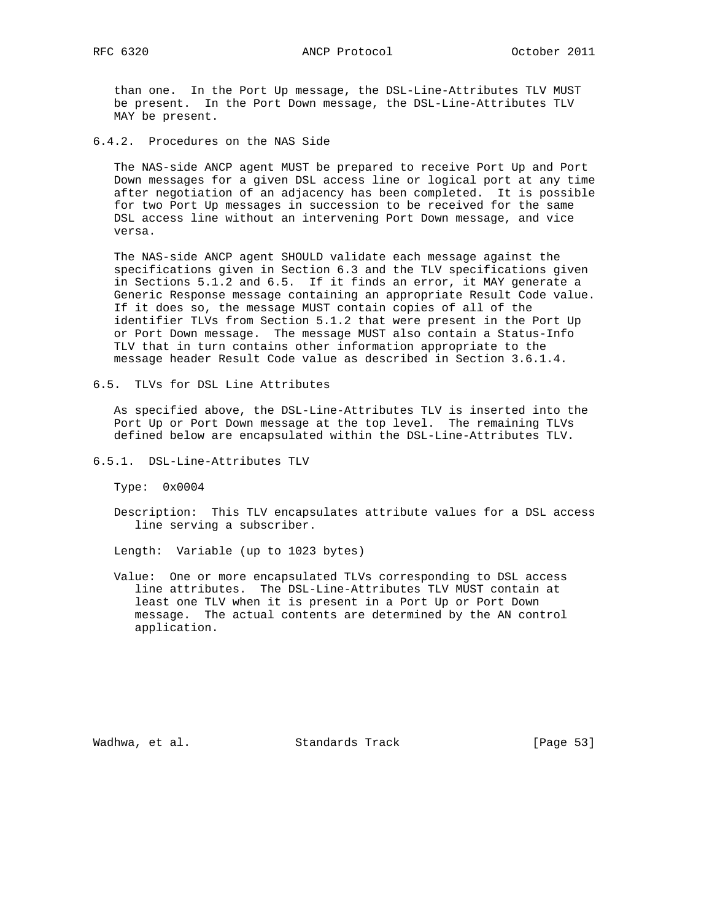than one. In the Port Up message, the DSL-Line-Attributes TLV MUST be present. In the Port Down message, the DSL-Line-Attributes TLV MAY be present.

### 6.4.2. Procedures on the NAS Side

The NAS-side ANCP agent MUST be prepared to receive Port Up and Port Down messages for a given DSL access line or logical port at any time after negotiation of an adjacency has been completed. It is possible for two Port Up messages in succession to be received for the same DSL access line without an intervening Port Down message, and vice versa.

The NAS-side ANCP agent SHOULD validate each message against the specifications given in Section 6.3 and the TLV specifications given in Sections 5.1.2 and 6.5. If it finds an error, it MAY generate a Generic Response message containing an appropriate Result Code value. If it does so, the message MUST contain copies of all of the identifier TLVs from Section 5.1.2 that were present in the Port Up or Port Down message. The message MUST also contain a Status-Info TLV that in turn contains other information appropriate to the message header Result Code value as described in Section 3.6.1.4.

## 6.5. TLVs for DSL Line Attributes

As specified above, the DSL-Line-Attributes TLV is inserted into the Port Up or Port Down message at the top level. The remaining TLVs defined below are encapsulated within the DSL-Line-Attributes TLV.

### 6.5.1. DSL-Line-Attributes TLV

Type: 0x0004

Description: This TLV encapsulates attribute values for a DSL access line serving a subscriber.

Length: Variable (up to 1023 bytes)

Value: One or more encapsulated TLVs corresponding to DSL access line attributes. The DSL-Line-Attributes TLV MUST contain at least one TLV when it is present in a Port Up or Port Down message. The actual contents are determined by the AN control application.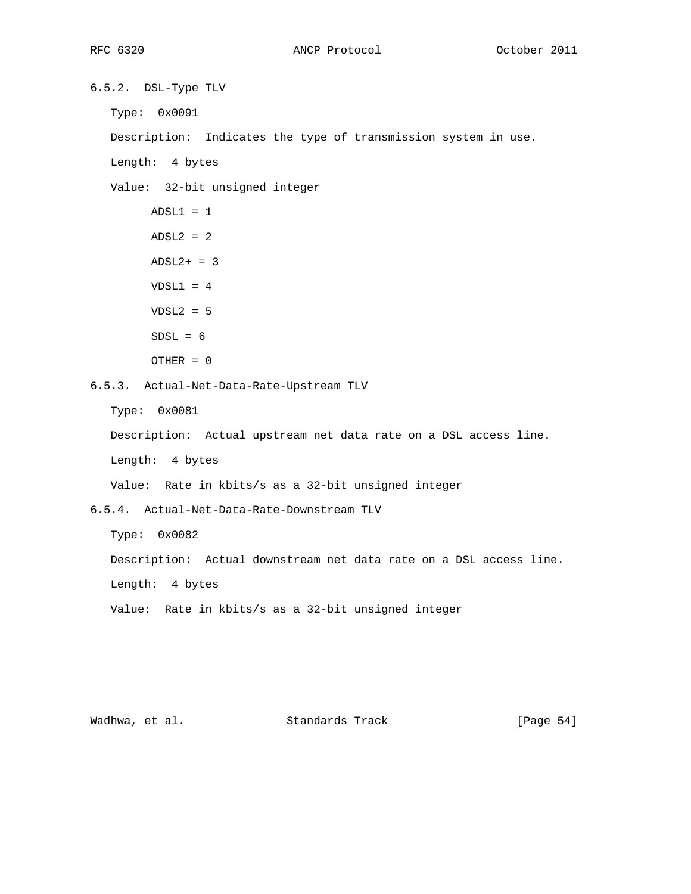### 6.5.2. DSL-Type TLV

Type: 0x0091

Description: Indicates the type of transmission system in use.

Length: 4 bytes

Value: 32-bit unsigned integer

ADSL1 = 1

ADSL2 = 2

ADSL2+ = 3

VDSL1 = 4

VDSL2 = 5

SDSL = 6

OTHER = 0

### 6.5.3. Actual-Net-Data-Rate-Upstream TLV

Type: 0x0081

Description: Actual upstream net data rate on a DSL access line.

Length: 4 bytes

Value: Rate in kbits/s as a 32-bit unsigned integer

### 6.5.4. Actual-Net-Data-Rate-Downstream TLV

Type: 0x0082

Description: Actual downstream net data rate on a DSL access line.

Length: 4 bytes

Value: Rate in kbits/s as a 32-bit unsigned integer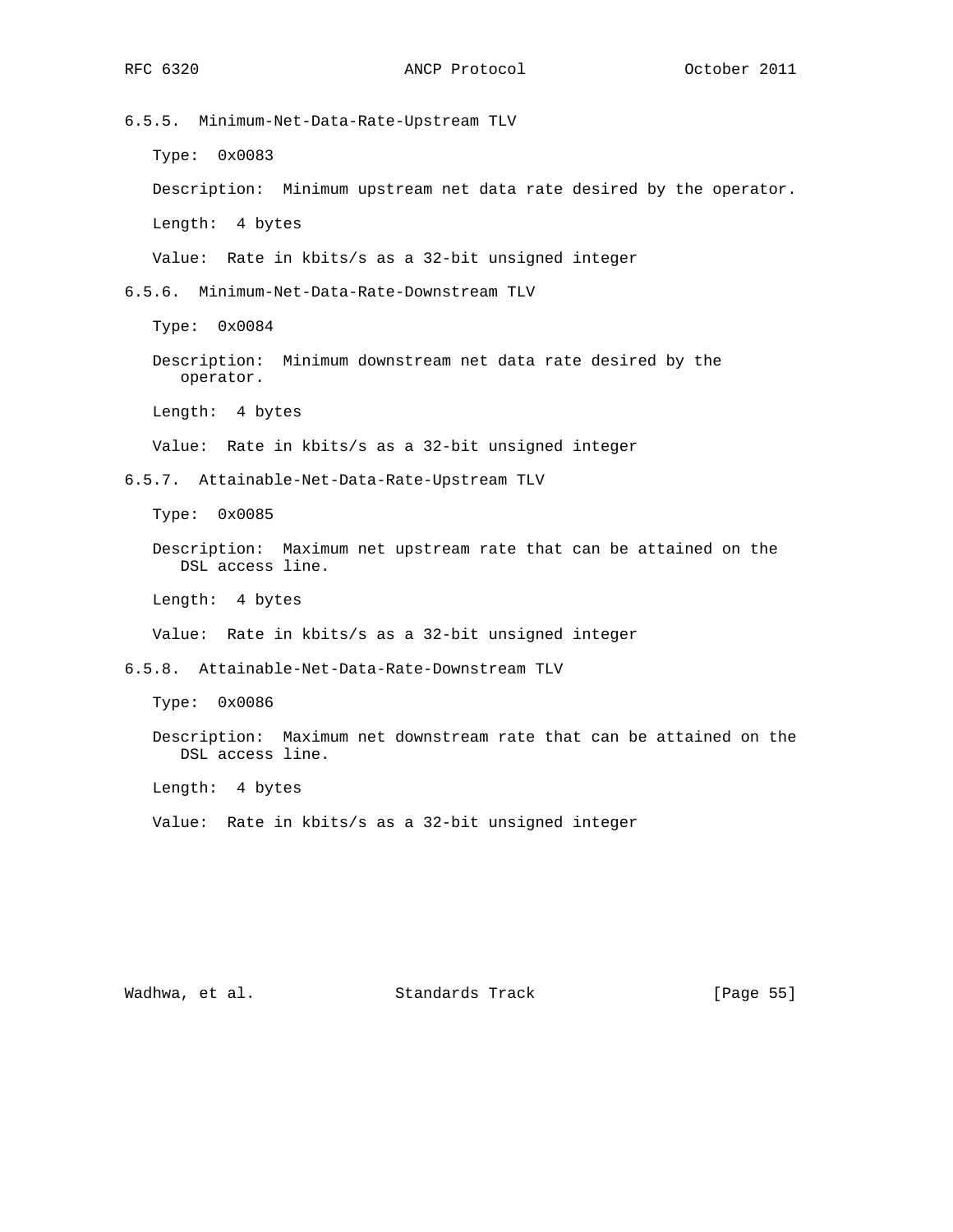#### 6.5.5. Minimum-Net-Data-Rate-Upstream TLV

Type: 0x0083

Description: Minimum upstream net data rate desired by the operator.

Length: 4 bytes

Value: Rate in kbits/s as a 32-bit unsigned integer

#### 6.5.6. Minimum-Net-Data-Rate-Downstream TLV

Type: 0x0084

Description: Minimum downstream net data rate desired by the operator.

Length: 4 bytes

Value: Rate in kbits/s as a 32-bit unsigned integer

#### 6.5.7. Attainable-Net-Data-Rate-Upstream TLV

Type: 0x0085

Description: Maximum net upstream rate that can be attained on the DSL access line.

Length: 4 bytes

Value: Rate in kbits/s as a 32-bit unsigned integer

#### 6.5.8. Attainable-Net-Data-Rate-Downstream TLV

Type: 0x0086

Description: Maximum net downstream rate that can be attained on the DSL access line.

Length: 4 bytes

Value: Rate in kbits/s as a 32-bit unsigned integer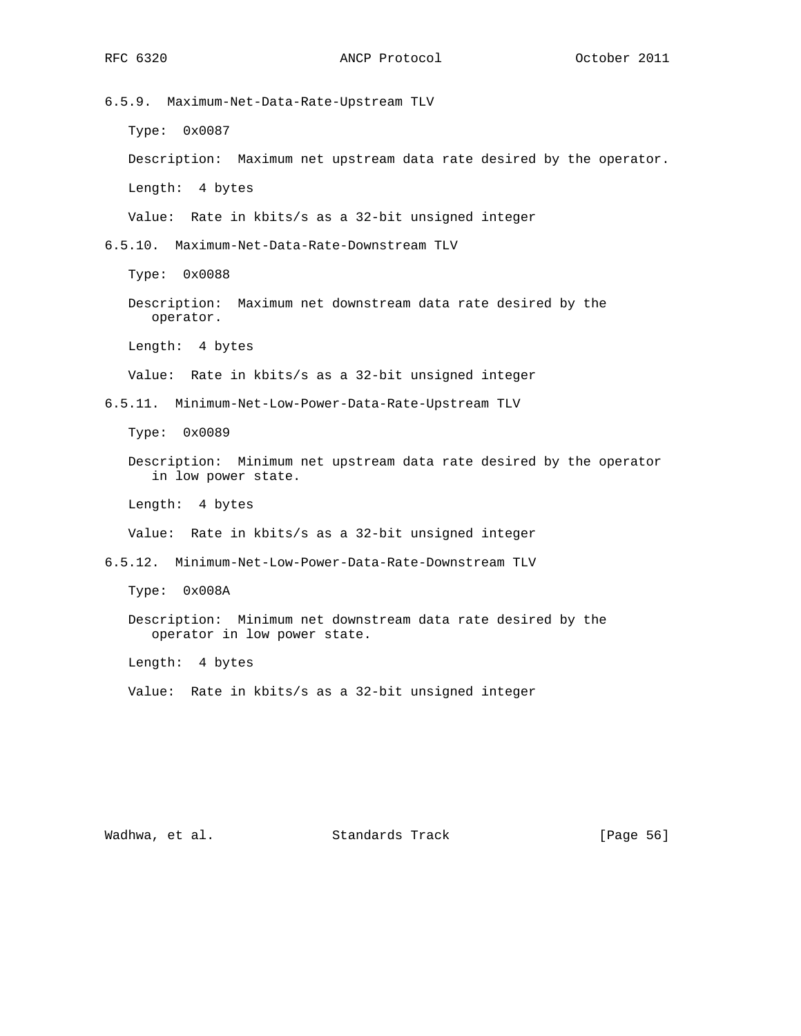#### 6.5.9. Maximum-Net-Data-Rate-Upstream TLV

Type: 0x0087

Description: Maximum net upstream data rate desired by the operator.

Length: 4 bytes

Value: Rate in kbits/s as a 32-bit unsigned integer

#### 6.5.10. Maximum-Net-Data-Rate-Downstream TLV

Type: 0x0088

Description: Maximum net downstream data rate desired by the operator.

Length: 4 bytes

Value: Rate in kbits/s as a 32-bit unsigned integer

#### 6.5.11. Minimum-Net-Low-Power-Data-Rate-Upstream TLV

Type: 0x0089

Description: Minimum net upstream data rate desired by the operator in low power state.

Length: 4 bytes

Value: Rate in kbits/s as a 32-bit unsigned integer

#### 6.5.12. Minimum-Net-Low-Power-Data-Rate-Downstream TLV

Type: 0x008A

Description: Minimum net downstream data rate desired by the operator in low power state.

Length: 4 bytes

Value: Rate in kbits/s as a 32-bit unsigned integer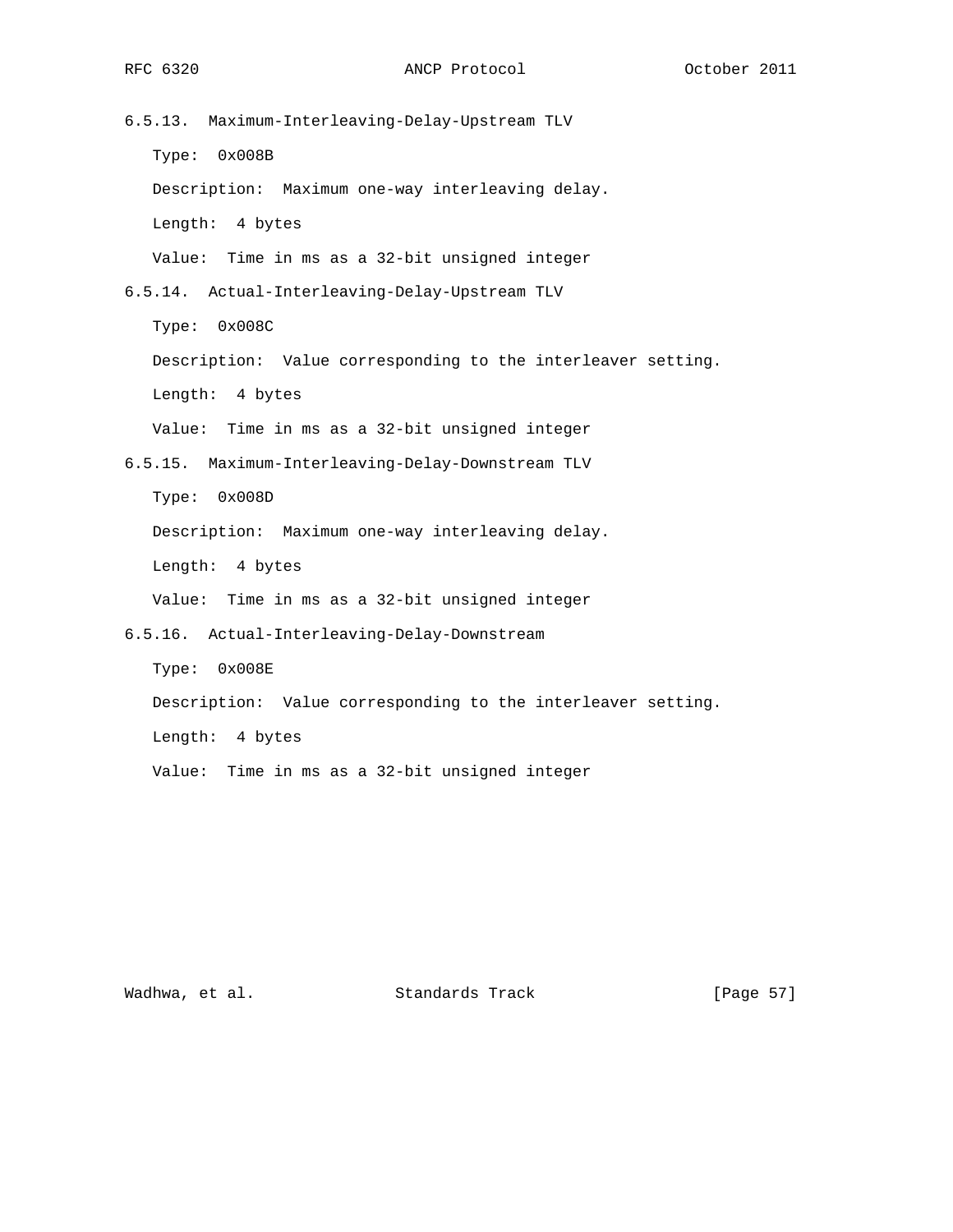#### 6.5.13. Maximum-Interleaving-Delay-Upstream TLV

Type: 0x008B

Description: Maximum one-way interleaving delay.

Length: 4 bytes

Value: Time in ms as a 32-bit unsigned integer

#### 6.5.14. Actual-Interleaving-Delay-Upstream TLV

Type: 0x008C

Description: Value corresponding to the interleaver setting.

Length: 4 bytes

Value: Time in ms as a 32-bit unsigned integer

#### 6.5.15. Maximum-Interleaving-Delay-Downstream TLV

Type: 0x008D

Description: Maximum one-way interleaving delay.

Length: 4 bytes

Value: Time in ms as a 32-bit unsigned integer

#### 6.5.16. Actual-Interleaving-Delay-Downstream

Type: 0x008E

Description: Value corresponding to the interleaver setting.

Length: 4 bytes

Value: Time in ms as a 32-bit unsigned integer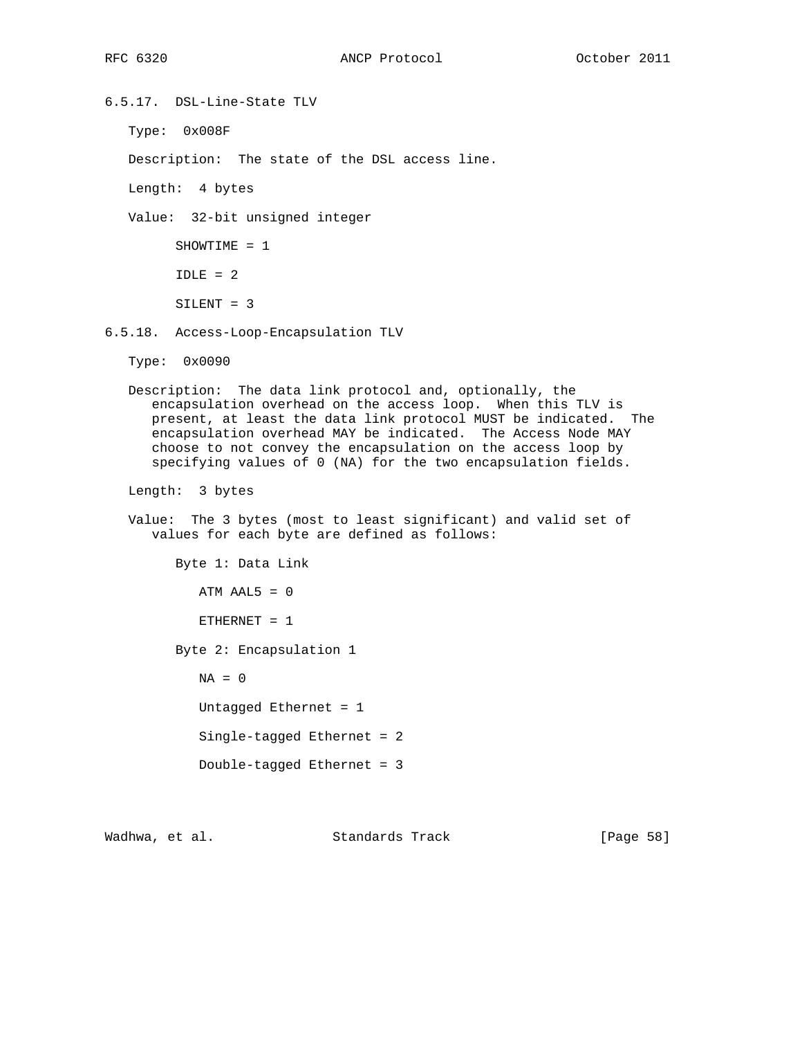#### 6.5.17. DSL-Line-State TLV

Type: 0x008F

Description: The state of the DSL access line.

Length: 4 bytes

Value: 32-bit unsigned integer

SHOWTIME = 1

IDLE = 2

SILENT = 3

#### 6.5.18. Access-Loop-Encapsulation TLV

Type: 0x0090

Description: The data link protocol and, optionally, the encapsulation overhead on the access loop. When this TLV is present, at least the data link protocol MUST be indicated. The encapsulation overhead MAY be indicated. The Access Node MAY choose to not convey the encapsulation on the access loop by specifying values of 0 (NA) for the two encapsulation fields.

Length: 3 bytes

Value: The 3 bytes (most to least significant) and valid set of values for each byte are defined as follows:

Byte 1: Data Link

ATM AAL5 = 0

ETHERNET = 1

Byte 2: Encapsulation 1

NA = 0

Untagged Ethernet = 1

Single-tagged Ethernet = 2

Double-tagged Ethernet = 3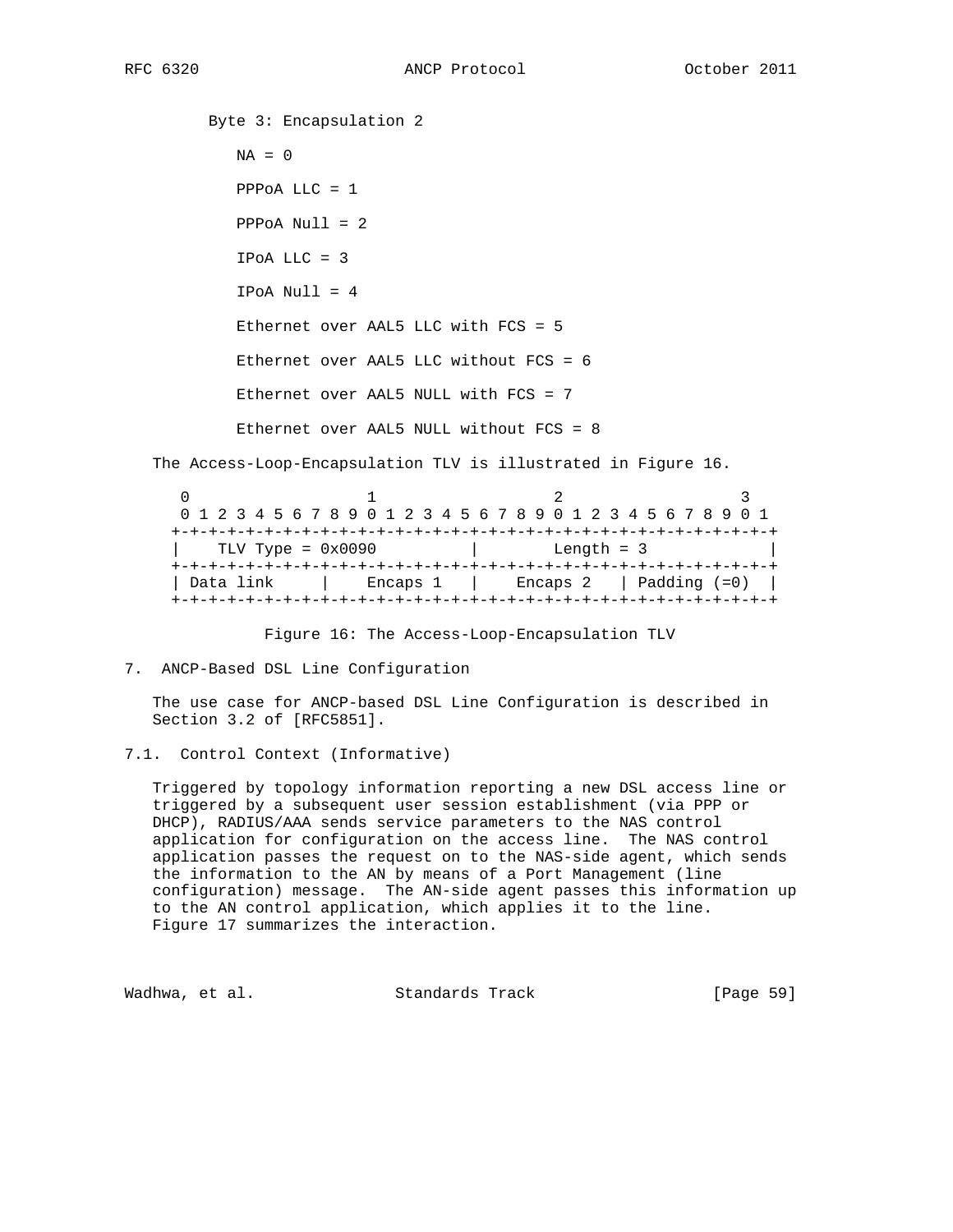Byte 3: Encapsulation 2

NA = 0

PPPoA LLC = 1

PPPoA Null = 2

IPoA LLC = 3

IPoA Null = 4

Ethernet over AAL5 LLC with FCS = 5

Ethernet over AAL5 LLC without FCS = 6

Ethernet over AAL5 NULL with FCS = 7

Ethernet over AAL5 NULL without FCS = 8

The Access-Loop-Encapsulation TLV is illustrated in Figure 16.

```
  0                   1                   2                   3
  0 1 2 3 4 5 6 7 8 9 0 1 2 3 4 5 6 7 8 9 0 1 2 3 4 5 6 7 8 9 0 1
 +-+-+-+-+-+-+-+-+-+-+-+-+-+-+-+-+-+-+-+-+-+-+-+-+-+-+-+-+-+-+-+-+
 |    TLV Type = 0x0090          |        Length = 3             |
 +-+-+-+-+-+-+-+-+-+-+-+-+-+-+-+-+-+-+-+-+-+-+-+-+-+-+-+-+-+-+-+-+
 | Data link     |    Encaps 1   |    Encaps 2   | Padding (=0)  |
 +-+-+-+-+-+-+-+-+-+-+-+-+-+-+-+-+-+-+-+-+-+-+-+-+-+-+-+-+-+-+-+-+
```

Figure 16: The Access-Loop-Encapsulation TLV

## 7. ANCP-Based DSL Line Configuration

The use case for ANCP-based DSL Line Configuration is described in Section 3.2 of [RFC5851].

### 7.1. Control Context (Informative)

Triggered by topology information reporting a new DSL access line or triggered by a subsequent user session establishment (via PPP or DHCP), RADIUS/AAA sends service parameters to the NAS control application for configuration on the access line. The NAS control application passes the request on to the NAS-side agent, which sends the information to the AN by means of a Port Management (line configuration) message. The AN-side agent passes this information up to the AN control application, which applies it to the line. Figure 17 summarizes the interaction.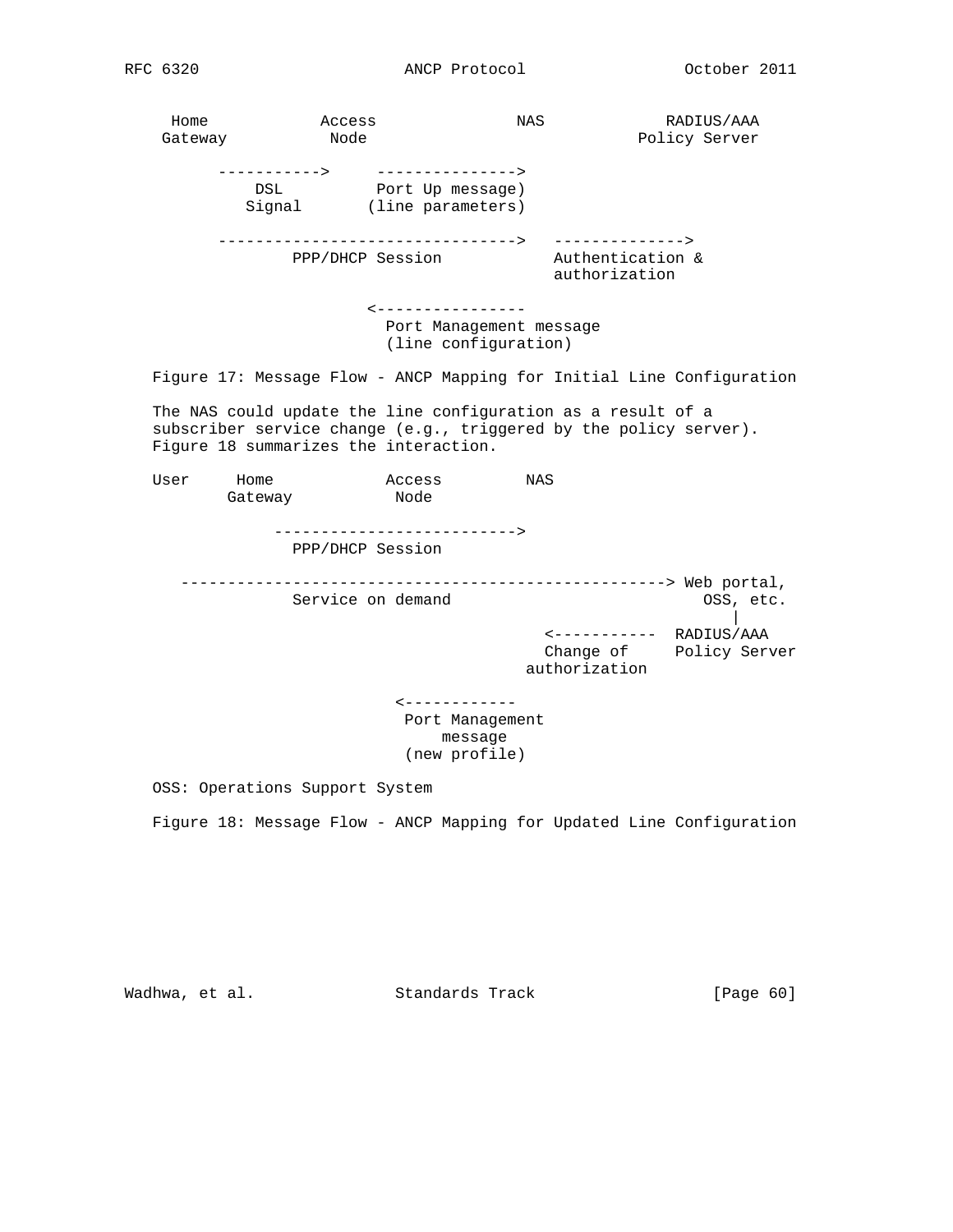```
     Home            Access              NAS            RADIUS/AAA
    Gateway           Node                             Policy Server

         ----------->     --------------->
            DSL         Port Up message)
           Signal       (line parameters)

         -------------------------------->   -------------->
                PPP/DHCP Session             Authentication &
                                             authorization

                          <----------------
                            Port Management message
                            (line configuration)
```

Figure 17: Message Flow - ANCP Mapping for Initial Line Configuration

The NAS could update the line configuration as a result of a subscriber service change (e.g., triggered by the policy server). Figure 18 summarizes the interaction.

```
   User     Home            Access         NAS
           Gateway           Node

               -------------------------->
                 PPP/DHCP Session

      ----------------------------------------------------> Web portal,
                 Service on demand                            OSS, etc.
                                                                 |
                                             <-----------  RADIUS/AAA
                                               Change of    Policy Server
                                             authorization

                              <------------
                               Port Management
                                   message
                               (new profile)
```

OSS: Operations Support System

Figure 18: Message Flow - ANCP Mapping for Updated Line Configuration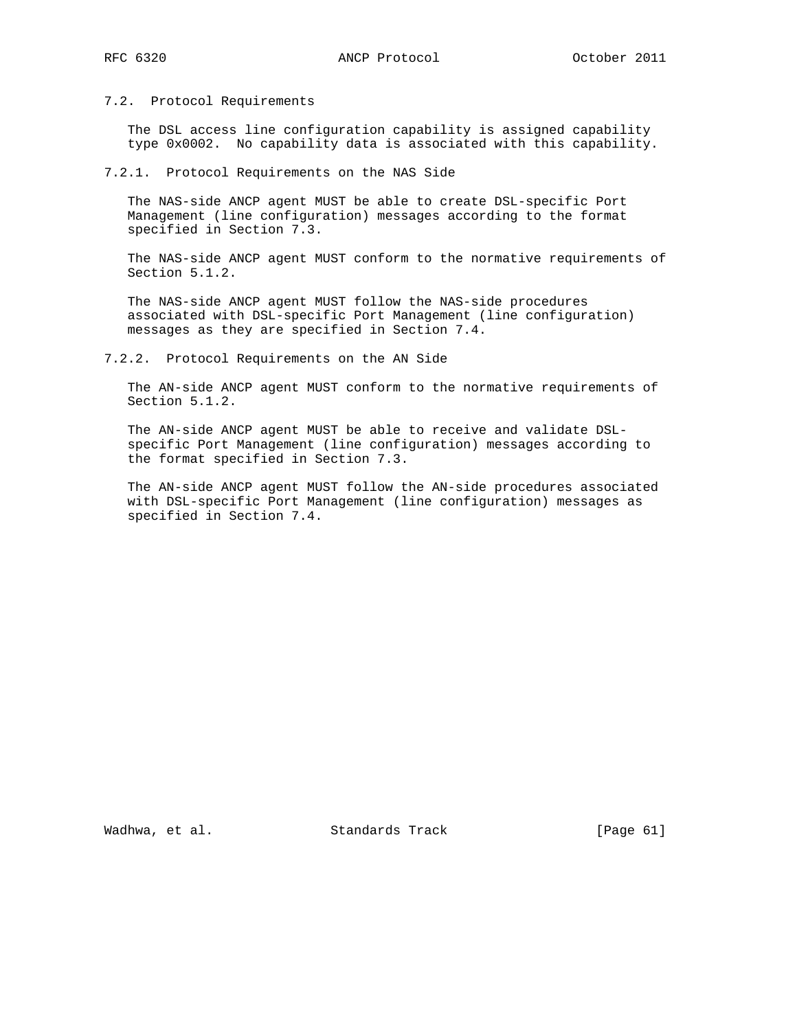### 7.2. Protocol Requirements

The DSL access line configuration capability is assigned capability type 0x0002. No capability data is associated with this capability.

#### 7.2.1. Protocol Requirements on the NAS Side

The NAS-side ANCP agent MUST be able to create DSL-specific Port Management (line configuration) messages according to the format specified in Section 7.3.

The NAS-side ANCP agent MUST conform to the normative requirements of Section 5.1.2.

The NAS-side ANCP agent MUST follow the NAS-side procedures associated with DSL-specific Port Management (line configuration) messages as they are specified in Section 7.4.

#### 7.2.2. Protocol Requirements on the AN Side

The AN-side ANCP agent MUST conform to the normative requirements of Section 5.1.2.

The AN-side ANCP agent MUST be able to receive and validate DSL-specific Port Management (line configuration) messages according to the format specified in Section 7.3.

The AN-side ANCP agent MUST follow the AN-side procedures associated with DSL-specific Port Management (line configuration) messages as specified in Section 7.4.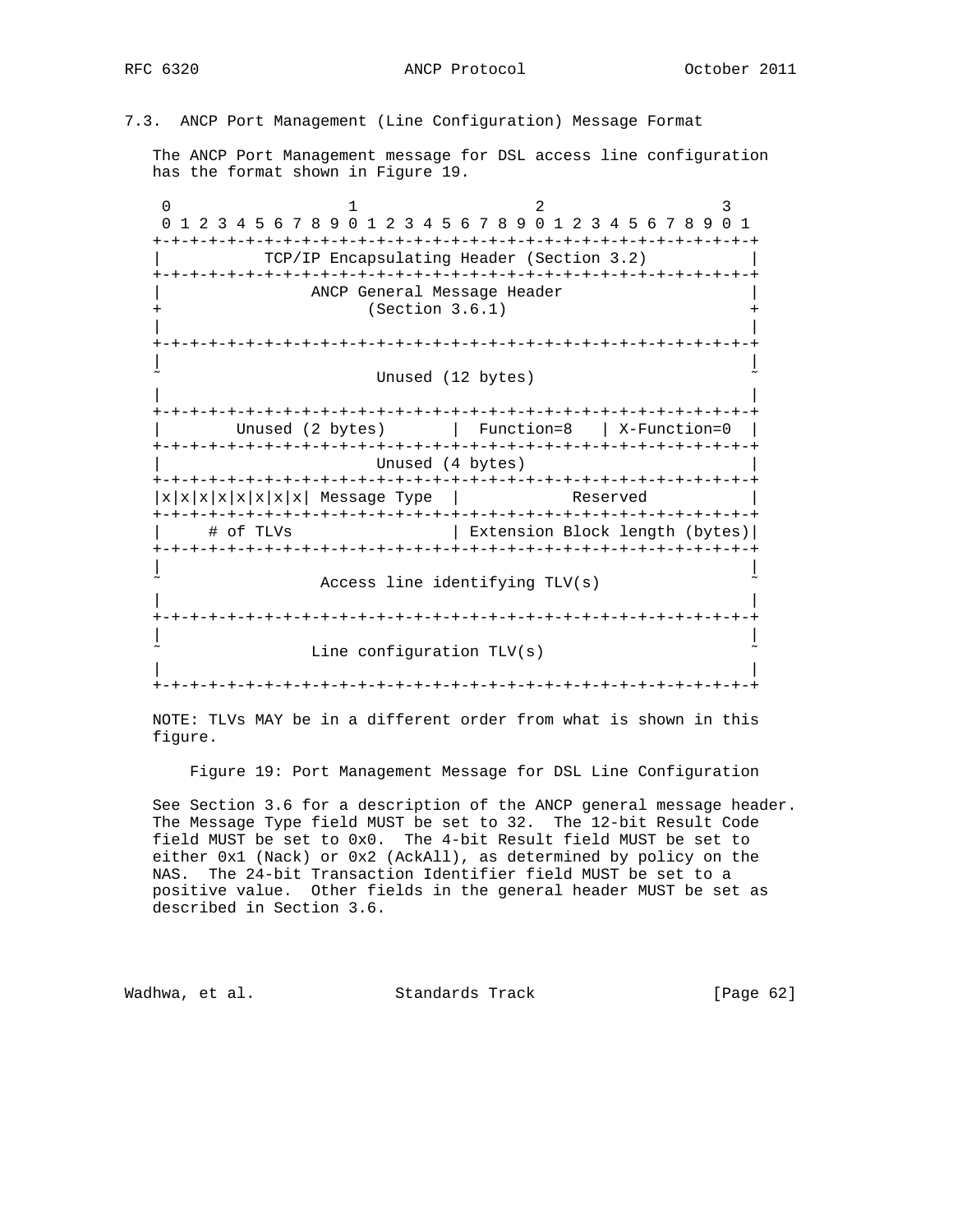### 7.3. ANCP Port Management (Line Configuration) Message Format

The ANCP Port Management message for DSL access line configuration has the format shown in Figure 19.

```
 0                   1                   2                   3
 0 1 2 3 4 5 6 7 8 9 0 1 2 3 4 5 6 7 8 9 0 1 2 3 4 5 6 7 8 9 0 1
+-+-+-+-+-+-+-+-+-+-+-+-+-+-+-+-+-+-+-+-+-+-+-+-+-+-+-+-+-+-+-+-+
|           TCP/IP Encapsulating Header (Section 3.2)           |
+-+-+-+-+-+-+-+-+-+-+-+-+-+-+-+-+-+-+-+-+-+-+-+-+-+-+-+-+-+-+-+-+
|                 ANCP General Message Header                   |
+                      (Section 3.6.1)                          +
|                                                               |
+-+-+-+-+-+-+-+-+-+-+-+-+-+-+-+-+-+-+-+-+-+-+-+-+-+-+-+-+-+-+-+-+
|                                                               |
~                         Unused (12 bytes)                     ~
|                                                               |
+-+-+-+-+-+-+-+-+-+-+-+-+-+-+-+-+-+-+-+-+-+-+-+-+-+-+-+-+-+-+-+-+
|        Unused (2 bytes)       |  Function=8   | X-Function=0  |
+-+-+-+-+-+-+-+-+-+-+-+-+-+-+-+-+-+-+-+-+-+-+-+-+-+-+-+-+-+-+-+-+
|                         Unused (4 bytes)                      |
+-+-+-+-+-+-+-+-+-+-+-+-+-+-+-+-+-+-+-+-+-+-+-+-+-+-+-+-+-+-+-+-+
|x|x|x|x|x|x|x|x| Message Type  |            Reserved           |
+-+-+-+-+-+-+-+-+-+-+-+-+-+-+-+-+-+-+-+-+-+-+-+-+-+-+-+-+-+-+-+-+
|     # of TLVs                 | Extension Block length (bytes)|
+-+-+-+-+-+-+-+-+-+-+-+-+-+-+-+-+-+-+-+-+-+-+-+-+-+-+-+-+-+-+-+-+
|                                                               |
~                  Access line identifying TLV(s)               ~
|                                                               |
+-+-+-+-+-+-+-+-+-+-+-+-+-+-+-+-+-+-+-+-+-+-+-+-+-+-+-+-+-+-+-+-+
|                                                               |
~                 Line configuration TLV(s)                     ~
|                                                               |
+-+-+-+-+-+-+-+-+-+-+-+-+-+-+-+-+-+-+-+-+-+-+-+-+-+-+-+-+-+-+-+-+
```

NOTE: TLVs MAY be in a different order from what is shown in this figure.

Figure 19: Port Management Message for DSL Line Configuration

See Section 3.6 for a description of the ANCP general message header. The Message Type field MUST be set to 32. The 12-bit Result Code field MUST be set to 0x0. The 4-bit Result field MUST be set to either 0x1 (Nack) or 0x2 (AckAll), as determined by policy on the NAS. The 24-bit Transaction Identifier field MUST be set to a positive value. Other fields in the general header MUST be set as described in Section 3.6.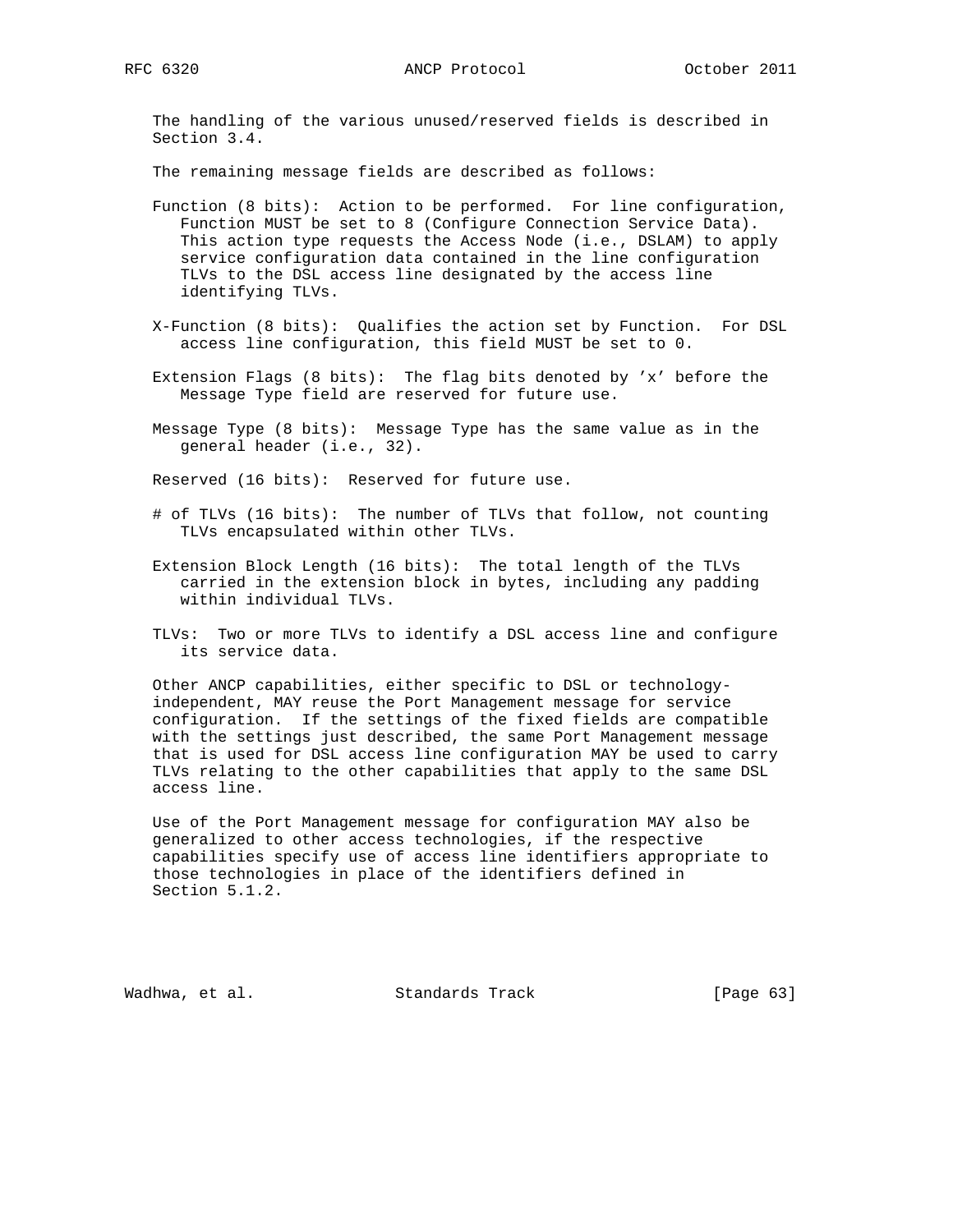The handling of the various unused/reserved fields is described in Section 3.4.

The remaining message fields are described as follows:

Function (8 bits): Action to be performed. For line configuration, Function MUST be set to 8 (Configure Connection Service Data). This action type requests the Access Node (i.e., DSLAM) to apply service configuration data contained in the line configuration TLVs to the DSL access line designated by the access line identifying TLVs.

X-Function (8 bits): Qualifies the action set by Function. For DSL access line configuration, this field MUST be set to 0.

Extension Flags (8 bits): The flag bits denoted by 'x' before the Message Type field are reserved for future use.

Message Type (8 bits): Message Type has the same value as in the general header (i.e., 32).

Reserved (16 bits): Reserved for future use.

# of TLVs (16 bits): The number of TLVs that follow, not counting TLVs encapsulated within other TLVs.

Extension Block Length (16 bits): The total length of the TLVs carried in the extension block in bytes, including any padding within individual TLVs.

TLVs: Two or more TLVs to identify a DSL access line and configure its service data.

Other ANCP capabilities, either specific to DSL or technology-independent, MAY reuse the Port Management message for service configuration. If the settings of the fixed fields are compatible with the settings just described, the same Port Management message that is used for DSL access line configuration MAY be used to carry TLVs relating to the other capabilities that apply to the same DSL access line.

Use of the Port Management message for configuration MAY also be generalized to other access technologies, if the respective capabilities specify use of access line identifiers appropriate to those technologies in place of the identifiers defined in Section 5.1.2.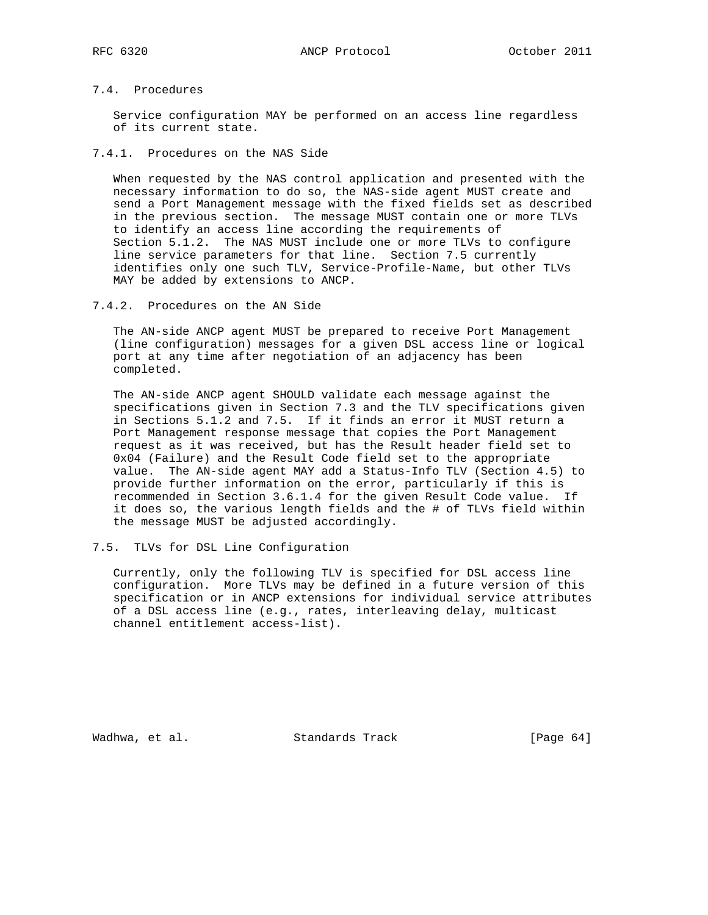### 7.4. Procedures

Service configuration MAY be performed on an access line regardless of its current state.

#### 7.4.1. Procedures on the NAS Side

When requested by the NAS control application and presented with the necessary information to do so, the NAS-side agent MUST create and send a Port Management message with the fixed fields set as described in the previous section. The message MUST contain one or more TLVs to identify an access line according the requirements of Section 5.1.2. The NAS MUST include one or more TLVs to configure line service parameters for that line. Section 7.5 currently identifies only one such TLV, Service-Profile-Name, but other TLVs MAY be added by extensions to ANCP.

#### 7.4.2. Procedures on the AN Side

The AN-side ANCP agent MUST be prepared to receive Port Management (line configuration) messages for a given DSL access line or logical port at any time after negotiation of an adjacency has been completed.

The AN-side ANCP agent SHOULD validate each message against the specifications given in Section 7.3 and the TLV specifications given in Sections 5.1.2 and 7.5. If it finds an error it MUST return a Port Management response message that copies the Port Management request as it was received, but has the Result header field set to 0x04 (Failure) and the Result Code field set to the appropriate value. The AN-side agent MAY add a Status-Info TLV (Section 4.5) to provide further information on the error, particularly if this is recommended in Section 3.6.1.4 for the given Result Code value. If it does so, the various length fields and the # of TLVs field within the message MUST be adjusted accordingly.

### 7.5. TLVs for DSL Line Configuration

Currently, only the following TLV is specified for DSL access line configuration. More TLVs may be defined in a future version of this specification or in ANCP extensions for individual service attributes of a DSL access line (e.g., rates, interleaving delay, multicast channel entitlement access-list).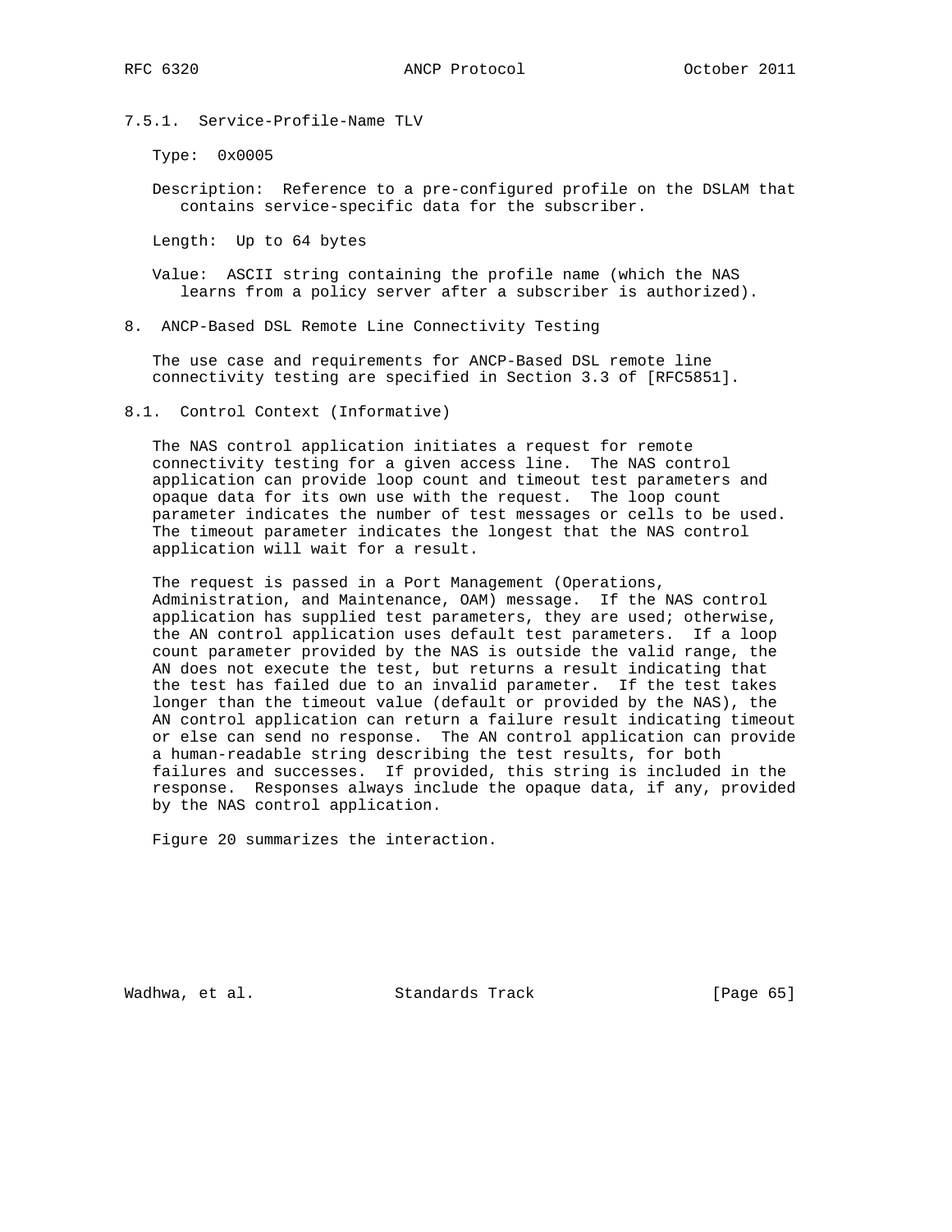#### 7.5.1. Service-Profile-Name TLV

Type: 0x0005

Description: Reference to a pre-configured profile on the DSLAM that contains service-specific data for the subscriber.

Length: Up to 64 bytes

Value: ASCII string containing the profile name (which the NAS learns from a policy server after a subscriber is authorized).

## 8. ANCP-Based DSL Remote Line Connectivity Testing

The use case and requirements for ANCP-Based DSL remote line connectivity testing are specified in Section 3.3 of [RFC5851].

### 8.1. Control Context (Informative)

The NAS control application initiates a request for remote connectivity testing for a given access line. The NAS control application can provide loop count and timeout test parameters and opaque data for its own use with the request. The loop count parameter indicates the number of test messages or cells to be used. The timeout parameter indicates the longest that the NAS control application will wait for a result.

The request is passed in a Port Management (Operations, Administration, and Maintenance, OAM) message. If the NAS control application has supplied test parameters, they are used; otherwise, the AN control application uses default test parameters. If a loop count parameter provided by the NAS is outside the valid range, the AN does not execute the test, but returns a result indicating that the test has failed due to an invalid parameter. If the test takes longer than the timeout value (default or provided by the NAS), the AN control application can return a failure result indicating timeout or else can send no response. The AN control application can provide a human-readable string describing the test results, for both failures and successes. If provided, this string is included in the response. Responses always include the opaque data, if any, provided by the NAS control application.

Figure 20 summarizes the interaction.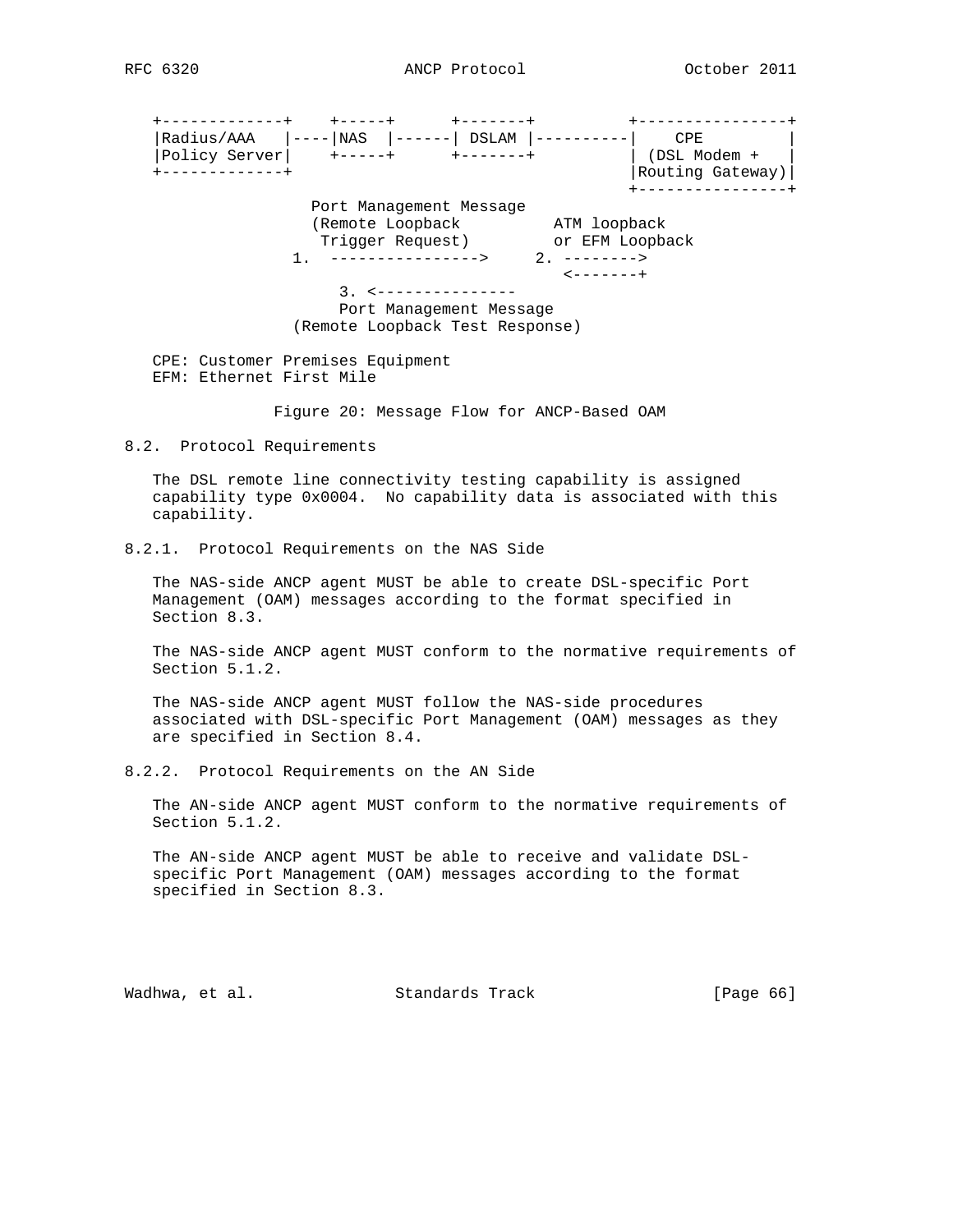```
   +-------------+    +-----+      +-------+          +----------------+
   |Radius/AAA   |----|NAS  |------| DSLAM |----------|    CPE         |
   |Policy Server|    +-----+      +-------+          | (DSL Modem +   |
   +-------------+                                    |Routing Gateway)|
                                                      +----------------+
                   Port Management Message
                   (Remote Loopback          ATM loopback
                    Trigger Request)         or EFM Loopback
                1.  ---------------->     2. -------->
                                              <-------+
                       3. <---------------
                       Port Management Message
                  (Remote Loopback Test Response)
```

CPE: Customer Premises Equipment
EFM: Ethernet First Mile

Figure 20: Message Flow for ANCP-Based OAM

### 8.2. Protocol Requirements

The DSL remote line connectivity testing capability is assigned capability type 0x0004. No capability data is associated with this capability.

#### 8.2.1. Protocol Requirements on the NAS Side

The NAS-side ANCP agent MUST be able to create DSL-specific Port Management (OAM) messages according to the format specified in Section 8.3.

The NAS-side ANCP agent MUST conform to the normative requirements of Section 5.1.2.

The NAS-side ANCP agent MUST follow the NAS-side procedures associated with DSL-specific Port Management (OAM) messages as they are specified in Section 8.4.

#### 8.2.2. Protocol Requirements on the AN Side

The AN-side ANCP agent MUST conform to the normative requirements of Section 5.1.2.

The AN-side ANCP agent MUST be able to receive and validate DSL-specific Port Management (OAM) messages according to the format specified in Section 8.3.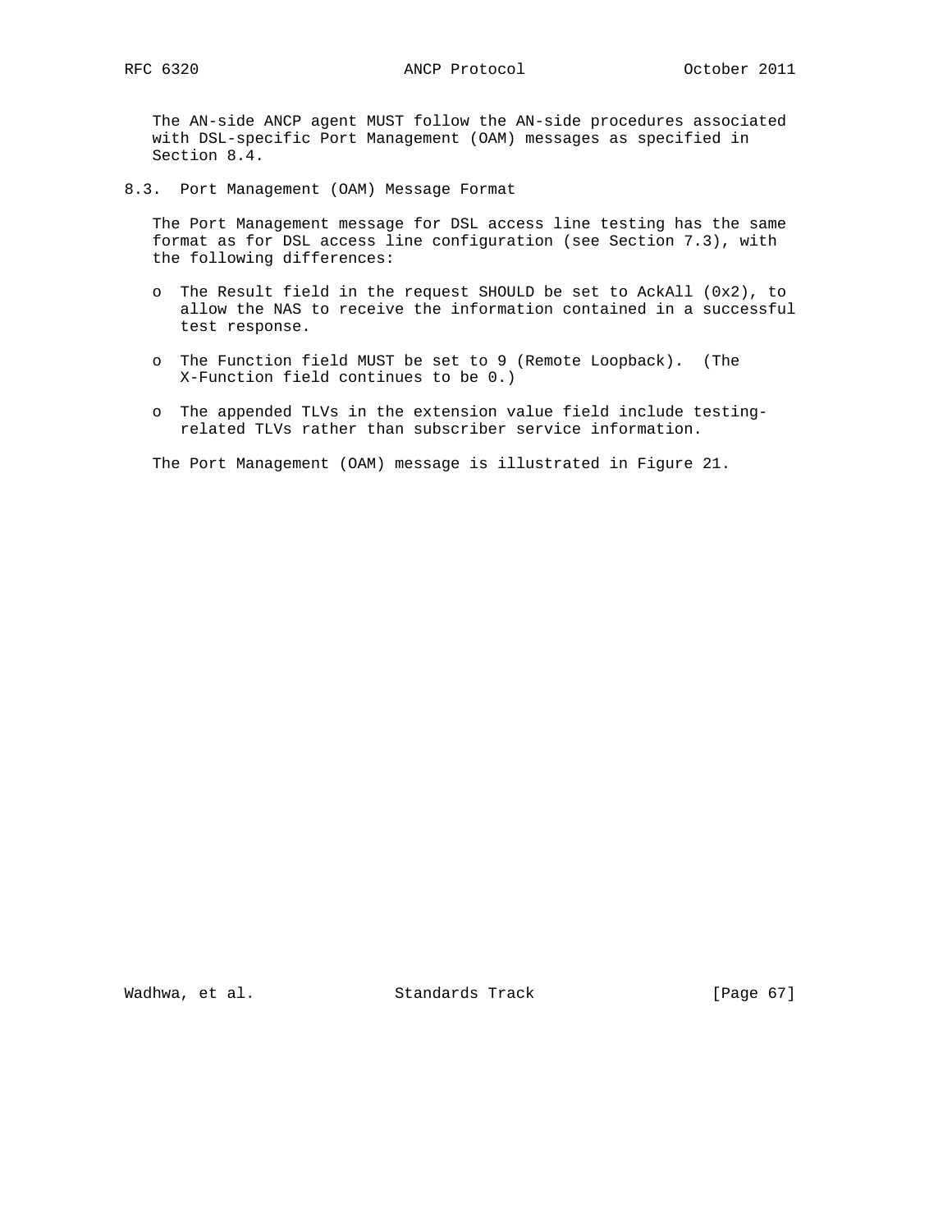The AN-side ANCP agent MUST follow the AN-side procedures associated with DSL-specific Port Management (OAM) messages as specified in Section 8.4.

### 8.3. Port Management (OAM) Message Format

The Port Management message for DSL access line testing has the same format as for DSL access line configuration (see Section 7.3), with the following differences:

- The Result field in the request SHOULD be set to AckAll (0x2), to allow the NAS to receive the information contained in a successful test response.
- The Function field MUST be set to 9 (Remote Loopback). (The X-Function field continues to be 0.)
- The appended TLVs in the extension value field include testing-related TLVs rather than subscriber service information.

The Port Management (OAM) message is illustrated in Figure 21.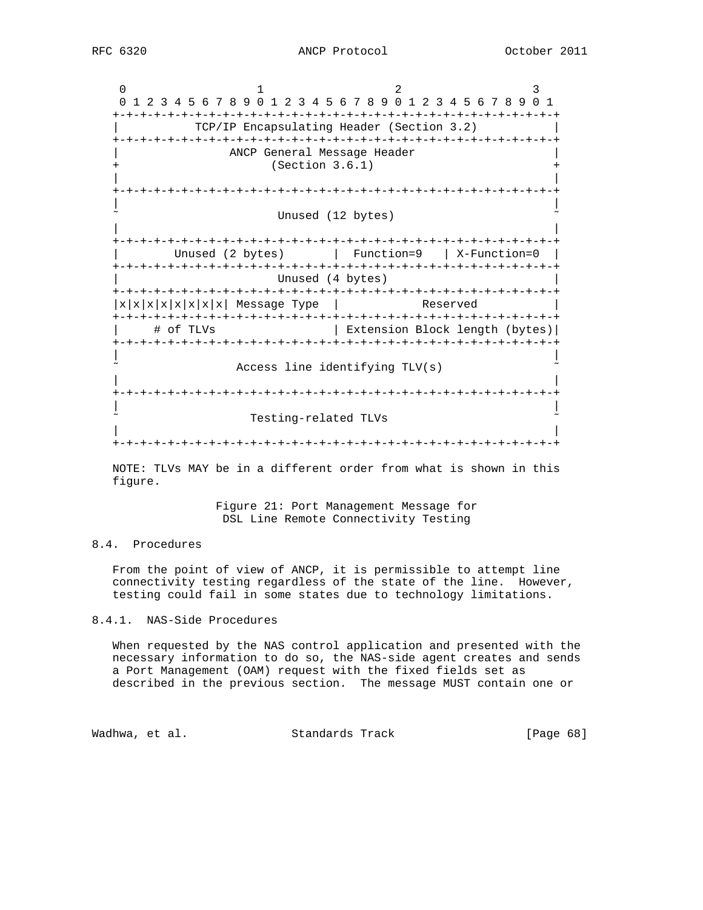```
     0                   1                   2                   3
     0 1 2 3 4 5 6 7 8 9 0 1 2 3 4 5 6 7 8 9 0 1 2 3 4 5 6 7 8 9 0 1
    +-+-+-+-+-+-+-+-+-+-+-+-+-+-+-+-+-+-+-+-+-+-+-+-+-+-+-+-+-+-+-+-+
    |           TCP/IP Encapsulating Header (Section 3.2)           |
    +-+-+-+-+-+-+-+-+-+-+-+-+-+-+-+-+-+-+-+-+-+-+-+-+-+-+-+-+-+-+-+-+
    |                ANCP General Message Header                    |
    +                      (Section 3.6.1)                          +
    |                                                               |
    +-+-+-+-+-+-+-+-+-+-+-+-+-+-+-+-+-+-+-+-+-+-+-+-+-+-+-+-+-+-+-+-+
    |                                                               |
    ~                       Unused (12 bytes)                       ~
    |                                                               |
    +-+-+-+-+-+-+-+-+-+-+-+-+-+-+-+-+-+-+-+-+-+-+-+-+-+-+-+-+-+-+-+-+
    |        Unused (2 bytes)       |  Function=9   | X-Function=0  |
    +-+-+-+-+-+-+-+-+-+-+-+-+-+-+-+-+-+-+-+-+-+-+-+-+-+-+-+-+-+-+-+-+
    |                       Unused (4 bytes)                        |
    +-+-+-+-+-+-+-+-+-+-+-+-+-+-+-+-+-+-+-+-+-+-+-+-+-+-+-+-+-+-+-+-+
    |x|x|x|x|x|x|x|x| Message Type  |           Reserved            |
    +-+-+-+-+-+-+-+-+-+-+-+-+-+-+-+-+-+-+-+-+-+-+-+-+-+-+-+-+-+-+-+-+
    |     # of TLVs                 | Extension Block length (bytes)|
    +-+-+-+-+-+-+-+-+-+-+-+-+-+-+-+-+-+-+-+-+-+-+-+-+-+-+-+-+-+-+-+-+
    |                                                               |
    ~                 Access line identifying TLV(s)                ~
    |                                                               |
    +-+-+-+-+-+-+-+-+-+-+-+-+-+-+-+-+-+-+-+-+-+-+-+-+-+-+-+-+-+-+-+-+
    |                                                               |
    ~                    Testing-related TLVs                       ~
    |                                                               |
    +-+-+-+-+-+-+-+-+-+-+-+-+-+-+-+-+-+-+-+-+-+-+-+-+-+-+-+-+-+-+-+-+
```

NOTE: TLVs MAY be in a different order from what is shown in this figure.

Figure 21: Port Management Message for DSL Line Remote Connectivity Testing

### 8.4. Procedures

From the point of view of ANCP, it is permissible to attempt line connectivity testing regardless of the state of the line. However, testing could fail in some states due to technology limitations.

#### 8.4.1. NAS-Side Procedures

When requested by the NAS control application and presented with the necessary information to do so, the NAS-side agent creates and sends a Port Management (OAM) request with the fixed fields set as described in the previous section. The message MUST contain one or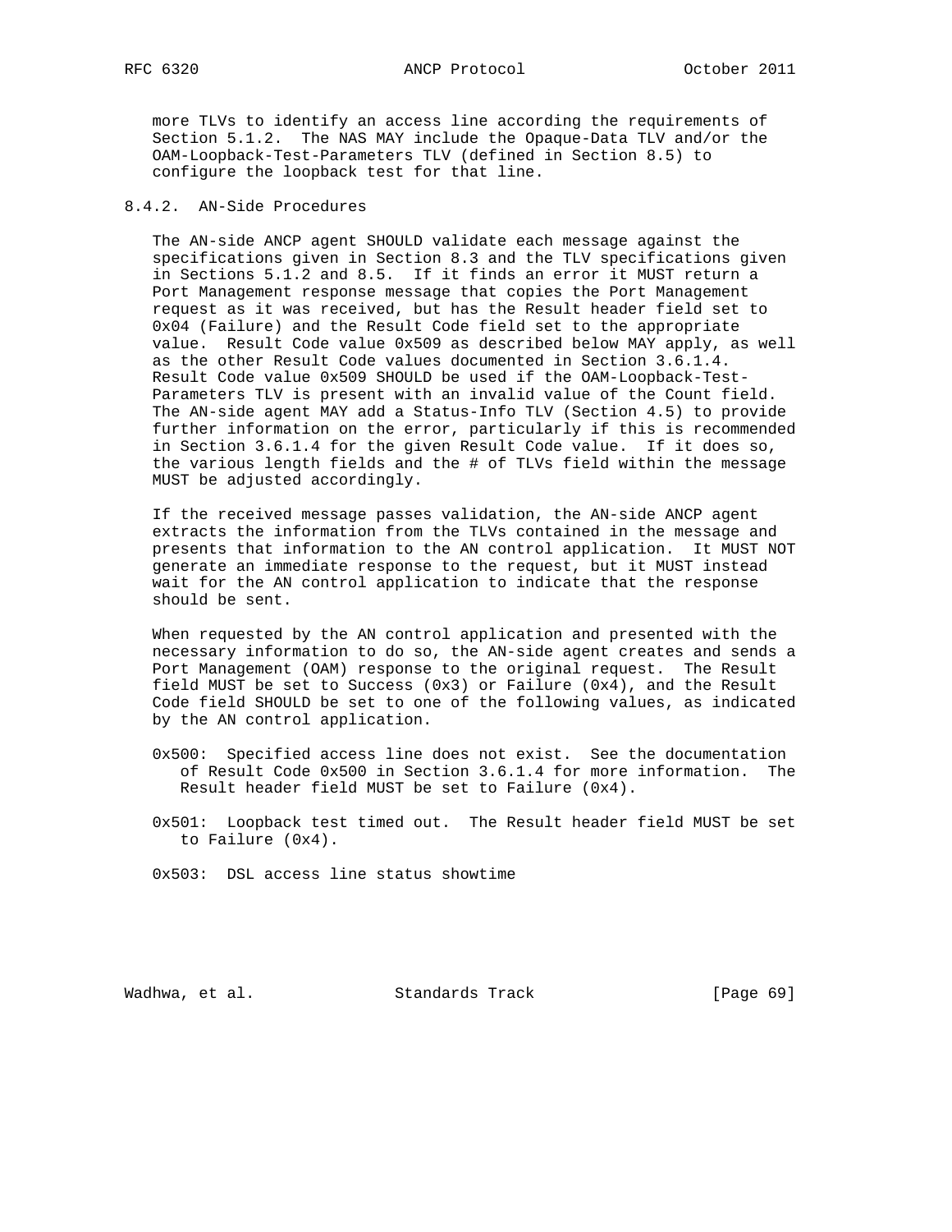more TLVs to identify an access line according the requirements of Section 5.1.2. The NAS MAY include the Opaque-Data TLV and/or the OAM-Loopback-Test-Parameters TLV (defined in Section 8.5) to configure the loopback test for that line.

### 8.4.2. AN-Side Procedures

The AN-side ANCP agent SHOULD validate each message against the specifications given in Section 8.3 and the TLV specifications given in Sections 5.1.2 and 8.5. If it finds an error it MUST return a Port Management response message that copies the Port Management request as it was received, but has the Result header field set to 0x04 (Failure) and the Result Code field set to the appropriate value. Result Code value 0x509 as described below MAY apply, as well as the other Result Code values documented in Section 3.6.1.4. Result Code value 0x509 SHOULD be used if the OAM-Loopback-Test-Parameters TLV is present with an invalid value of the Count field. The AN-side agent MAY add a Status-Info TLV (Section 4.5) to provide further information on the error, particularly if this is recommended in Section 3.6.1.4 for the given Result Code value. If it does so, the various length fields and the # of TLVs field within the message MUST be adjusted accordingly.

If the received message passes validation, the AN-side ANCP agent extracts the information from the TLVs contained in the message and presents that information to the AN control application. It MUST NOT generate an immediate response to the request, but it MUST instead wait for the AN control application to indicate that the response should be sent.

When requested by the AN control application and presented with the necessary information to do so, the AN-side agent creates and sends a Port Management (OAM) response to the original request. The Result field MUST be set to Success (0x3) or Failure (0x4), and the Result Code field SHOULD be set to one of the following values, as indicated by the AN control application.

0x500: Specified access line does not exist. See the documentation of Result Code 0x500 in Section 3.6.1.4 for more information. The Result header field MUST be set to Failure (0x4).

0x501: Loopback test timed out. The Result header field MUST be set to Failure (0x4).

0x503: DSL access line status showtime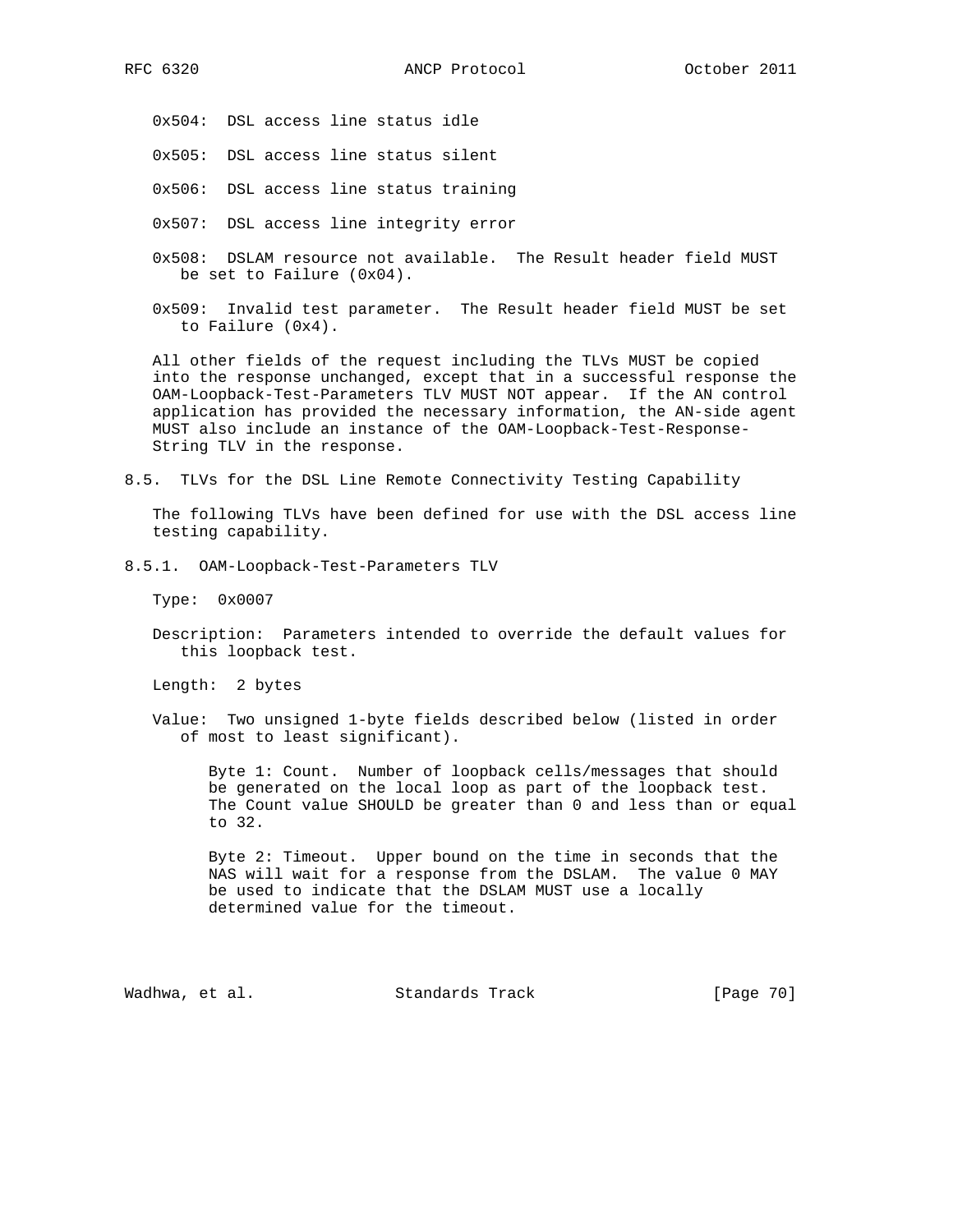0x504: DSL access line status idle

0x505: DSL access line status silent

0x506: DSL access line status training

0x507: DSL access line integrity error

0x508: DSLAM resource not available. The Result header field MUST be set to Failure (0x04).

0x509: Invalid test parameter. The Result header field MUST be set to Failure (0x4).

All other fields of the request including the TLVs MUST be copied into the response unchanged, except that in a successful response the OAM-Loopback-Test-Parameters TLV MUST NOT appear. If the AN control application has provided the necessary information, the AN-side agent MUST also include an instance of the OAM-Loopback-Test-Response-String TLV in the response.

## 8.5. TLVs for the DSL Line Remote Connectivity Testing Capability

The following TLVs have been defined for use with the DSL access line testing capability.

### 8.5.1. OAM-Loopback-Test-Parameters TLV

Type: 0x0007

Description: Parameters intended to override the default values for this loopback test.

Length: 2 bytes

Value: Two unsigned 1-byte fields described below (listed in order of most to least significant).

Byte 1: Count. Number of loopback cells/messages that should be generated on the local loop as part of the loopback test. The Count value SHOULD be greater than 0 and less than or equal to 32.

Byte 2: Timeout. Upper bound on the time in seconds that the NAS will wait for a response from the DSLAM. The value 0 MAY be used to indicate that the DSLAM MUST use a locally determined value for the timeout.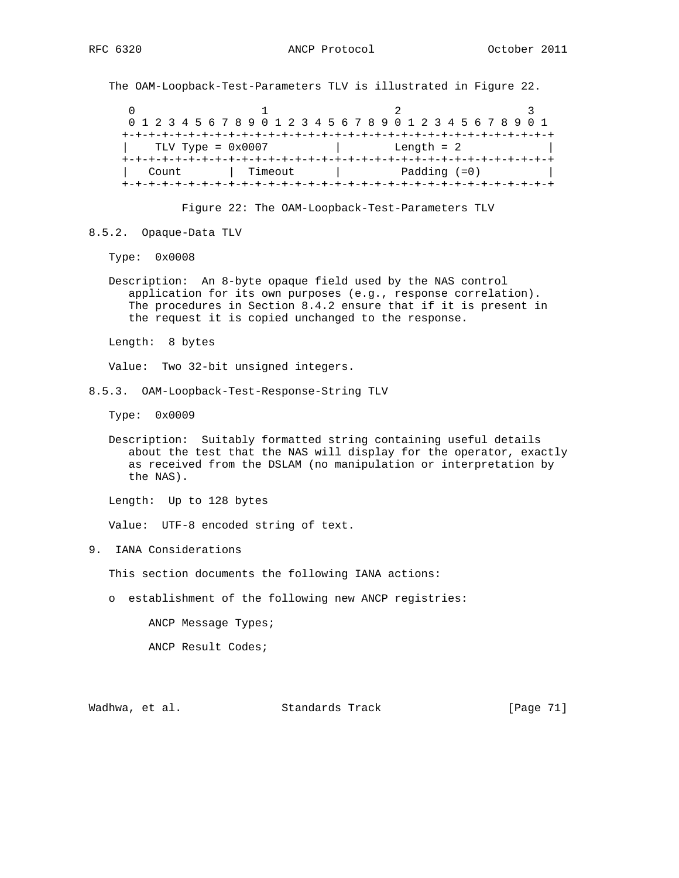The OAM-Loopback-Test-Parameters TLV is illustrated in Figure 22.

```
 0                   1                   2                   3
 0 1 2 3 4 5 6 7 8 9 0 1 2 3 4 5 6 7 8 9 0 1 2 3 4 5 6 7 8 9 0 1
+-+-+-+-+-+-+-+-+-+-+-+-+-+-+-+-+-+-+-+-+-+-+-+-+-+-+-+-+-+-+-+-+
|    TLV Type = 0x0007          |        Length = 2             |
+-+-+-+-+-+-+-+-+-+-+-+-+-+-+-+-+-+-+-+-+-+-+-+-+-+-+-+-+-+-+-+-+
|   Count       |  Timeout      |         Padding (=0)          |
+-+-+-+-+-+-+-+-+-+-+-+-+-+-+-+-+-+-+-+-+-+-+-+-+-+-+-+-+-+-+-+-+
```

Figure 22: The OAM-Loopback-Test-Parameters TLV

### 8.5.2. Opaque-Data TLV

Type: 0x0008

Description: An 8-byte opaque field used by the NAS control application for its own purposes (e.g., response correlation). The procedures in Section 8.4.2 ensure that if it is present in the request it is copied unchanged to the response.

Length: 8 bytes

Value: Two 32-bit unsigned integers.

### 8.5.3. OAM-Loopback-Test-Response-String TLV

Type: 0x0009

Description: Suitably formatted string containing useful details about the test that the NAS will display for the operator, exactly as received from the DSLAM (no manipulation or interpretation by the NAS).

Length: Up to 128 bytes

Value: UTF-8 encoded string of text.

## 9. IANA Considerations

This section documents the following IANA actions:

- establishment of the following new ANCP registries:

  ANCP Message Types;

  ANCP Result Codes;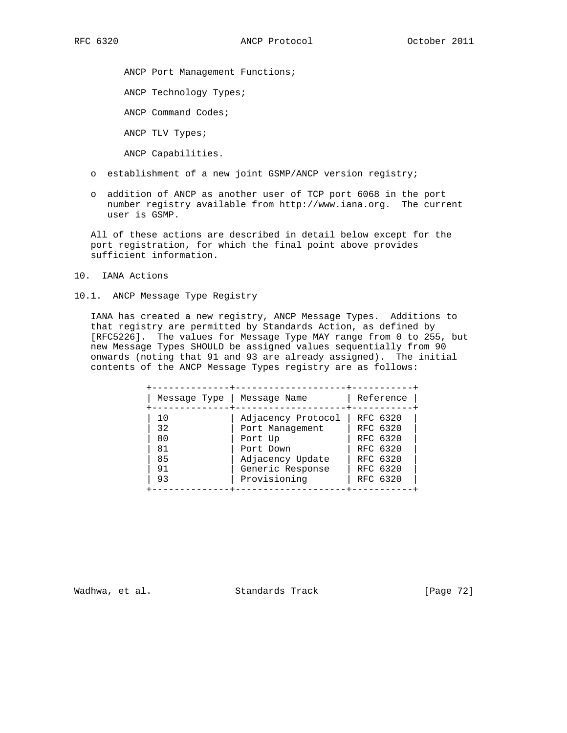ANCP Port Management Functions;

ANCP Technology Types;

ANCP Command Codes;

ANCP TLV Types;

ANCP Capabilities.

- establishment of a new joint GSMP/ANCP version registry;
- addition of ANCP as another user of TCP port 6068 in the port number registry available from http://www.iana.org. The current user is GSMP.

All of these actions are described in detail below except for the port registration, for which the final point above provides sufficient information.

# 10. IANA Actions

## 10.1. ANCP Message Type Registry

IANA has created a new registry, ANCP Message Types. Additions to that registry are permitted by Standards Action, as defined by [RFC5226]. The values for Message Type MAY range from 0 to 255, but new Message Types SHOULD be assigned values sequentially from 90 onwards (noting that 91 and 93 are already assigned). The initial contents of the ANCP Message Types registry are as follows:

| Message Type | Message Name | Reference |
|---|---|---|
| 10 | Adjacency Protocol | RFC 6320 |
| 32 | Port Management | RFC 6320 |
| 80 | Port Up | RFC 6320 |
| 81 | Port Down | RFC 6320 |
| 85 | Adjacency Update | RFC 6320 |
| 91 | Generic Response | RFC 6320 |
| 93 | Provisioning | RFC 6320 |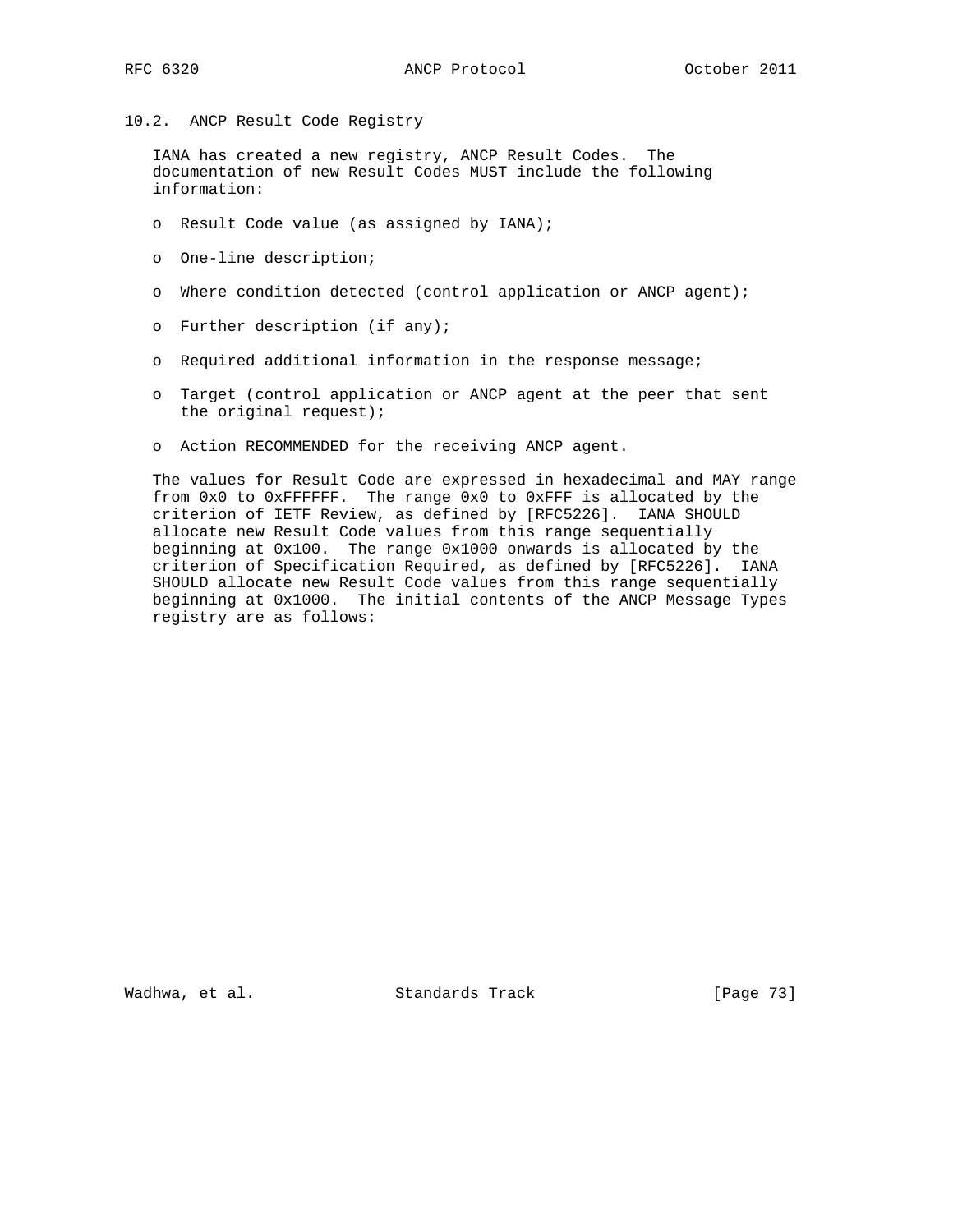### 10.2. ANCP Result Code Registry

IANA has created a new registry, ANCP Result Codes. The documentation of new Result Codes MUST include the following information:

- Result Code value (as assigned by IANA);
- One-line description;
- Where condition detected (control application or ANCP agent);
- Further description (if any);
- Required additional information in the response message;
- Target (control application or ANCP agent at the peer that sent the original request);
- Action RECOMMENDED for the receiving ANCP agent.

The values for Result Code are expressed in hexadecimal and MAY range from 0x0 to 0xFFFFFF. The range 0x0 to 0xFFF is allocated by the criterion of IETF Review, as defined by [RFC5226]. IANA SHOULD allocate new Result Code values from this range sequentially beginning at 0x100. The range 0x1000 onwards is allocated by the criterion of Specification Required, as defined by [RFC5226]. IANA SHOULD allocate new Result Code values from this range sequentially beginning at 0x1000. The initial contents of the ANCP Message Types registry are as follows: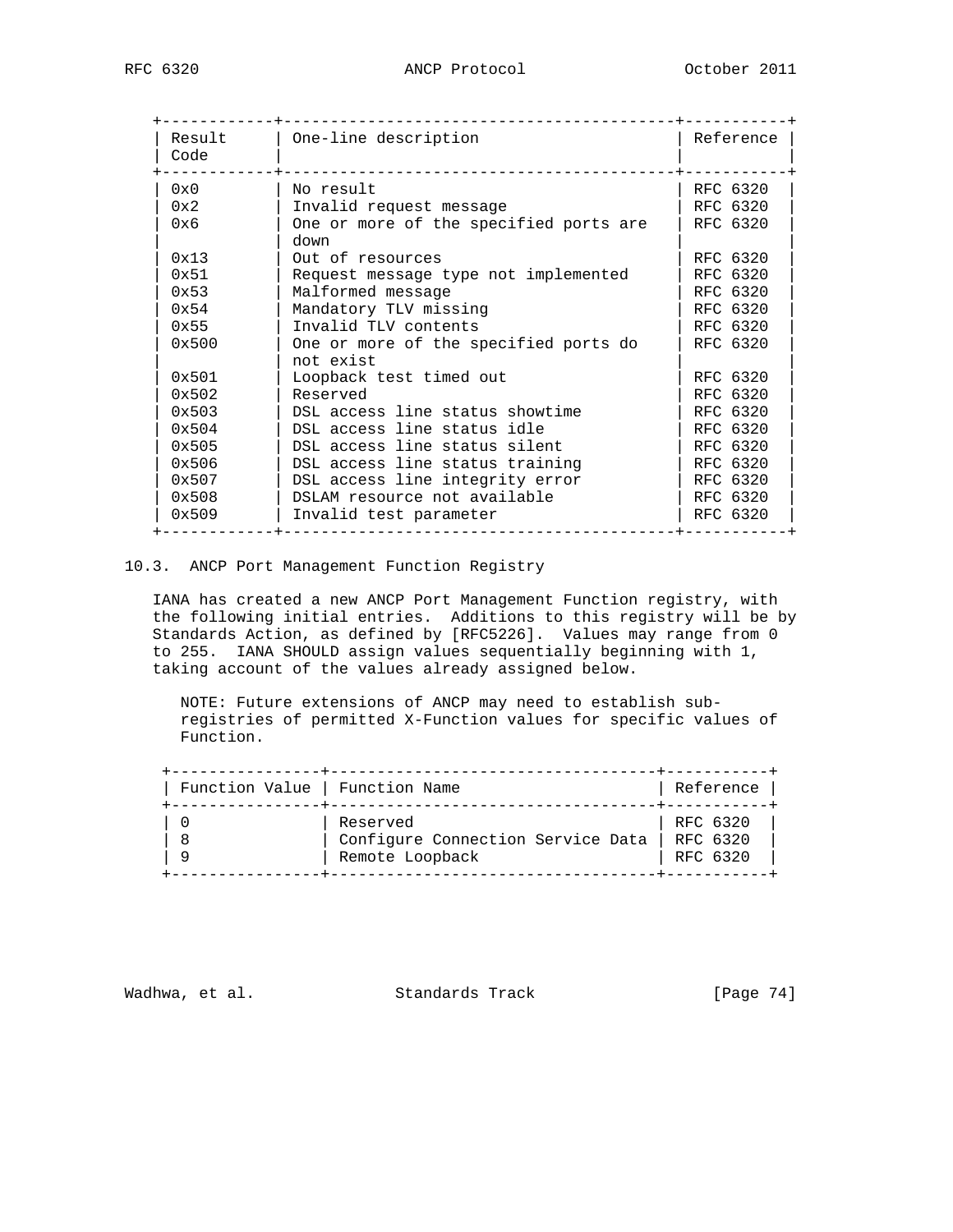| Result Code | One-line description | Reference |
|---|---|---|
| 0x0 | No result | RFC 6320 |
| 0x2 | Invalid request message | RFC 6320 |
| 0x6 | One or more of the specified ports are down | RFC 6320 |
| 0x13 | Out of resources | RFC 6320 |
| 0x51 | Request message type not implemented | RFC 6320 |
| 0x53 | Malformed message | RFC 6320 |
| 0x54 | Mandatory TLV missing | RFC 6320 |
| 0x55 | Invalid TLV contents | RFC 6320 |
| 0x500 | One or more of the specified ports do not exist | RFC 6320 |
| 0x501 | Loopback test timed out | RFC 6320 |
| 0x502 | Reserved | RFC 6320 |
| 0x503 | DSL access line status showtime | RFC 6320 |
| 0x504 | DSL access line status idle | RFC 6320 |
| 0x505 | DSL access line status silent | RFC 6320 |
| 0x506 | DSL access line status training | RFC 6320 |
| 0x507 | DSL access line integrity error | RFC 6320 |
| 0x508 | DSLAM resource not available | RFC 6320 |
| 0x509 | Invalid test parameter | RFC 6320 |

### 10.3. ANCP Port Management Function Registry

IANA has created a new ANCP Port Management Function registry, with the following initial entries. Additions to this registry will be by Standards Action, as defined by [RFC5226]. Values may range from 0 to 255. IANA SHOULD assign values sequentially beginning with 1, taking account of the values already assigned below.

NOTE: Future extensions of ANCP may need to establish sub-registries of permitted X-Function values for specific values of Function.

| Function Value | Function Name | Reference |
|---|---|---|
| 0 | Reserved | RFC 6320 |
| 8 | Configure Connection Service Data | RFC 6320 |
| 9 | Remote Loopback | RFC 6320 |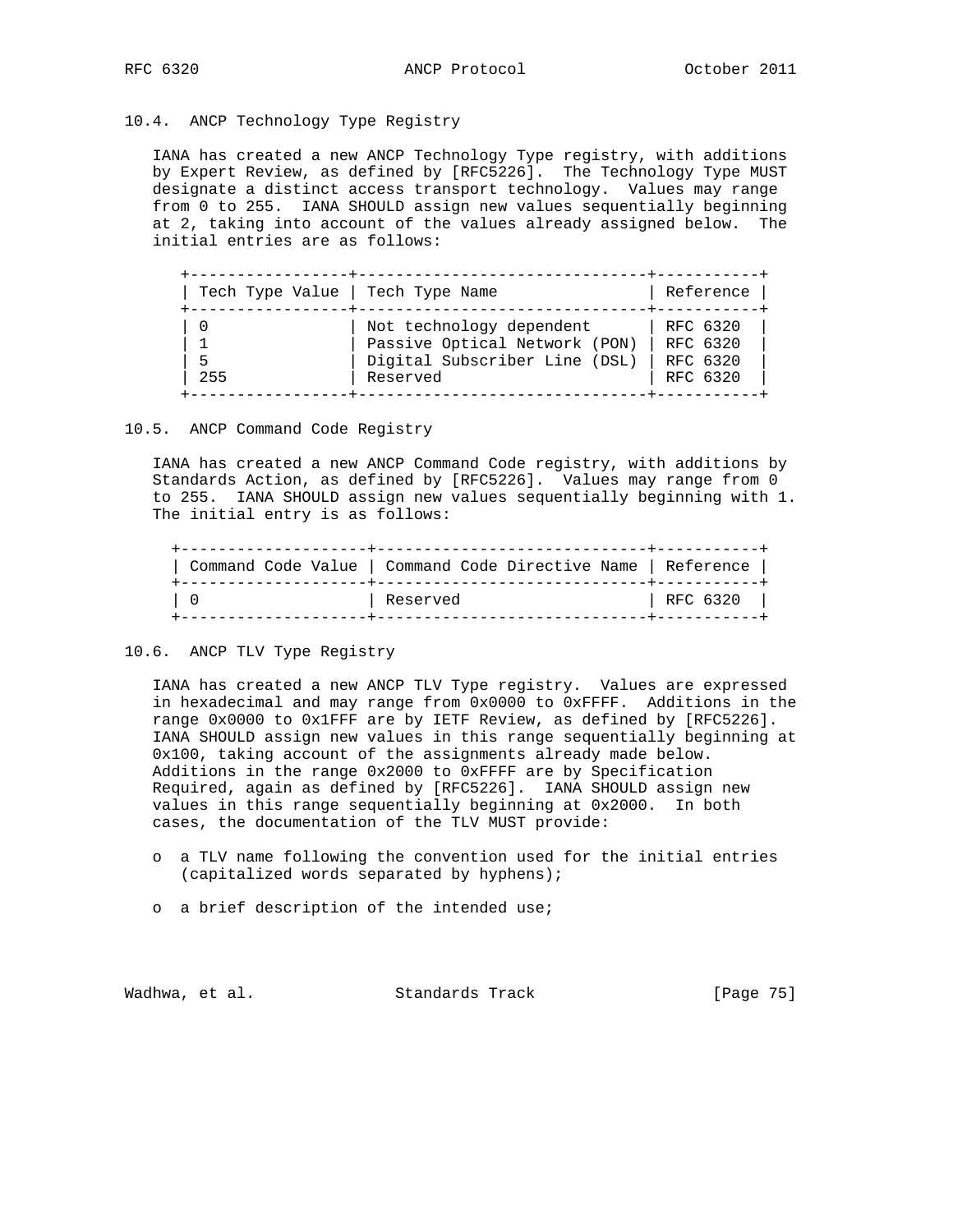### 10.4. ANCP Technology Type Registry

IANA has created a new ANCP Technology Type registry, with additions by Expert Review, as defined by [RFC5226]. The Technology Type MUST designate a distinct access transport technology. Values may range from 0 to 255. IANA SHOULD assign new values sequentially beginning at 2, taking into account of the values already assigned below. The initial entries are as follows:

| Tech Type Value | Tech Type Name | Reference |
|---|---|---|
| 0 | Not technology dependent | RFC 6320 |
| 1 | Passive Optical Network (PON) | RFC 6320 |
| 5 | Digital Subscriber Line (DSL) | RFC 6320 |
| 255 | Reserved | RFC 6320 |

### 10.5. ANCP Command Code Registry

IANA has created a new ANCP Command Code registry, with additions by Standards Action, as defined by [RFC5226]. Values may range from 0 to 255. IANA SHOULD assign new values sequentially beginning with 1. The initial entry is as follows:

| Command Code Value | Command Code Directive Name | Reference |
|---|---|---|
| 0 | Reserved | RFC 6320 |

### 10.6. ANCP TLV Type Registry

IANA has created a new ANCP TLV Type registry. Values are expressed in hexadecimal and may range from 0x0000 to 0xFFFF. Additions in the range 0x0000 to 0x1FFF are by IETF Review, as defined by [RFC5226]. IANA SHOULD assign new values in this range sequentially beginning at 0x100, taking account of the assignments already made below. Additions in the range 0x2000 to 0xFFFF are by Specification Required, again as defined by [RFC5226]. IANA SHOULD assign new values in this range sequentially beginning at 0x2000. In both cases, the documentation of the TLV MUST provide:

- a TLV name following the convention used for the initial entries (capitalized words separated by hyphens);
- a brief description of the intended use;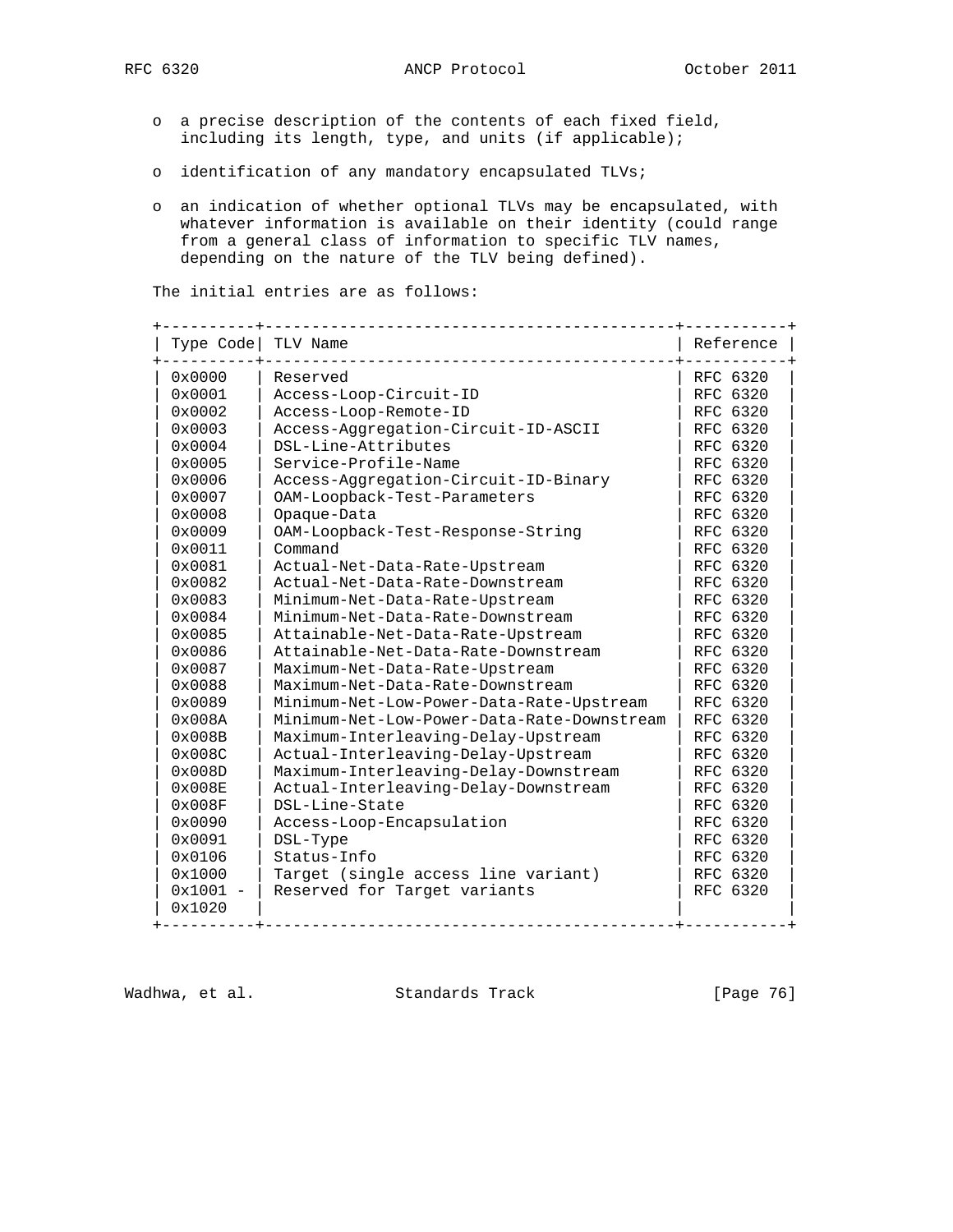- a precise description of the contents of each fixed field, including its length, type, and units (if applicable);
- identification of any mandatory encapsulated TLVs;
- an indication of whether optional TLVs may be encapsulated, with whatever information is available on their identity (could range from a general class of information to specific TLV names, depending on the nature of the TLV being defined).

The initial entries are as follows:

| Type Code | TLV Name | Reference |
|---|---|---|
| 0x0000 | Reserved | RFC 6320 |
| 0x0001 | Access-Loop-Circuit-ID | RFC 6320 |
| 0x0002 | Access-Loop-Remote-ID | RFC 6320 |
| 0x0003 | Access-Aggregation-Circuit-ID-ASCII | RFC 6320 |
| 0x0004 | DSL-Line-Attributes | RFC 6320 |
| 0x0005 | Service-Profile-Name | RFC 6320 |
| 0x0006 | Access-Aggregation-Circuit-ID-Binary | RFC 6320 |
| 0x0007 | OAM-Loopback-Test-Parameters | RFC 6320 |
| 0x0008 | Opaque-Data | RFC 6320 |
| 0x0009 | OAM-Loopback-Test-Response-String | RFC 6320 |
| 0x0011 | Command | RFC 6320 |
| 0x0081 | Actual-Net-Data-Rate-Upstream | RFC 6320 |
| 0x0082 | Actual-Net-Data-Rate-Downstream | RFC 6320 |
| 0x0083 | Minimum-Net-Data-Rate-Upstream | RFC 6320 |
| 0x0084 | Minimum-Net-Data-Rate-Downstream | RFC 6320 |
| 0x0085 | Attainable-Net-Data-Rate-Upstream | RFC 6320 |
| 0x0086 | Attainable-Net-Data-Rate-Downstream | RFC 6320 |
| 0x0087 | Maximum-Net-Data-Rate-Upstream | RFC 6320 |
| 0x0088 | Maximum-Net-Data-Rate-Downstream | RFC 6320 |
| 0x0089 | Minimum-Net-Low-Power-Data-Rate-Upstream | RFC 6320 |
| 0x008A | Minimum-Net-Low-Power-Data-Rate-Downstream | RFC 6320 |
| 0x008B | Maximum-Interleaving-Delay-Upstream | RFC 6320 |
| 0x008C | Actual-Interleaving-Delay-Upstream | RFC 6320 |
| 0x008D | Maximum-Interleaving-Delay-Downstream | RFC 6320 |
| 0x008E | Actual-Interleaving-Delay-Downstream | RFC 6320 |
| 0x008F | DSL-Line-State | RFC 6320 |
| 0x0090 | Access-Loop-Encapsulation | RFC 6320 |
| 0x0091 | DSL-Type | RFC 6320 |
| 0x0106 | Status-Info | RFC 6320 |
| 0x1000 | Target (single access line variant) | RFC 6320 |
| 0x1001 - 0x1020 | Reserved for Target variants | RFC 6320 |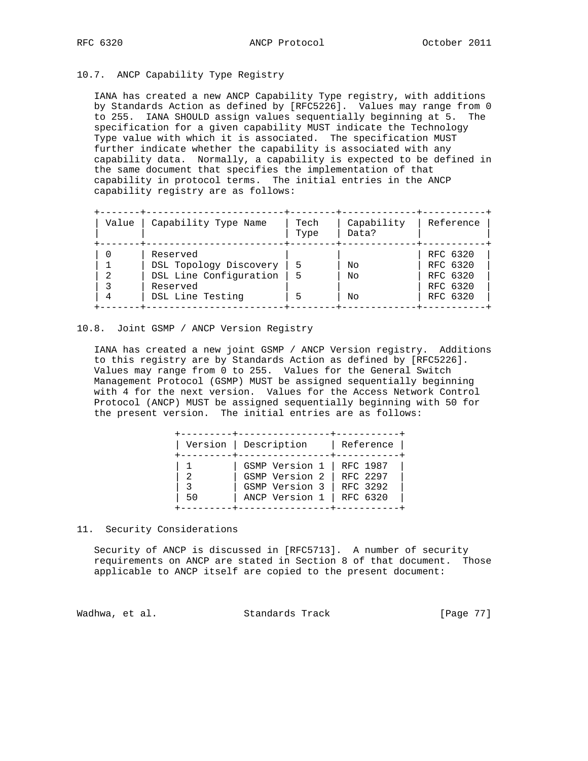### 10.7. ANCP Capability Type Registry

IANA has created a new ANCP Capability Type registry, with additions by Standards Action as defined by [RFC5226]. Values may range from 0 to 255. IANA SHOULD assign values sequentially beginning at 5. The specification for a given capability MUST indicate the Technology Type value with which it is associated. The specification MUST further indicate whether the capability is associated with any capability data. Normally, a capability is expected to be defined in the same document that specifies the implementation of that capability in protocol terms. The initial entries in the ANCP capability registry are as follows:

| Value | Capability Type Name | Tech Type | Capability Data? | Reference |
|---|---|---|---|---|
| 0 | Reserved | | | RFC 6320 |
| 1 | DSL Topology Discovery | 5 | No | RFC 6320 |
| 2 | DSL Line Configuration | 5 | No | RFC 6320 |
| 3 | Reserved | | | RFC 6320 |
| 4 | DSL Line Testing | 5 | No | RFC 6320 |

### 10.8. Joint GSMP / ANCP Version Registry

IANA has created a new joint GSMP / ANCP Version registry. Additions to this registry are by Standards Action as defined by [RFC5226]. Values may range from 0 to 255. Values for the General Switch Management Protocol (GSMP) MUST be assigned sequentially beginning with 4 for the next version. Values for the Access Network Control Protocol (ANCP) MUST be assigned sequentially beginning with 50 for the present version. The initial entries are as follows:

| Version | Description | Reference |
|---|---|---|
| 1 | GSMP Version 1 | RFC 1987 |
| 2 | GSMP Version 2 | RFC 2297 |
| 3 | GSMP Version 3 | RFC 3292 |
| 50 | ANCP Version 1 | RFC 6320 |

## 11. Security Considerations

Security of ANCP is discussed in [RFC5713]. A number of security requirements on ANCP are stated in Section 8 of that document. Those applicable to ANCP itself are copied to the present document: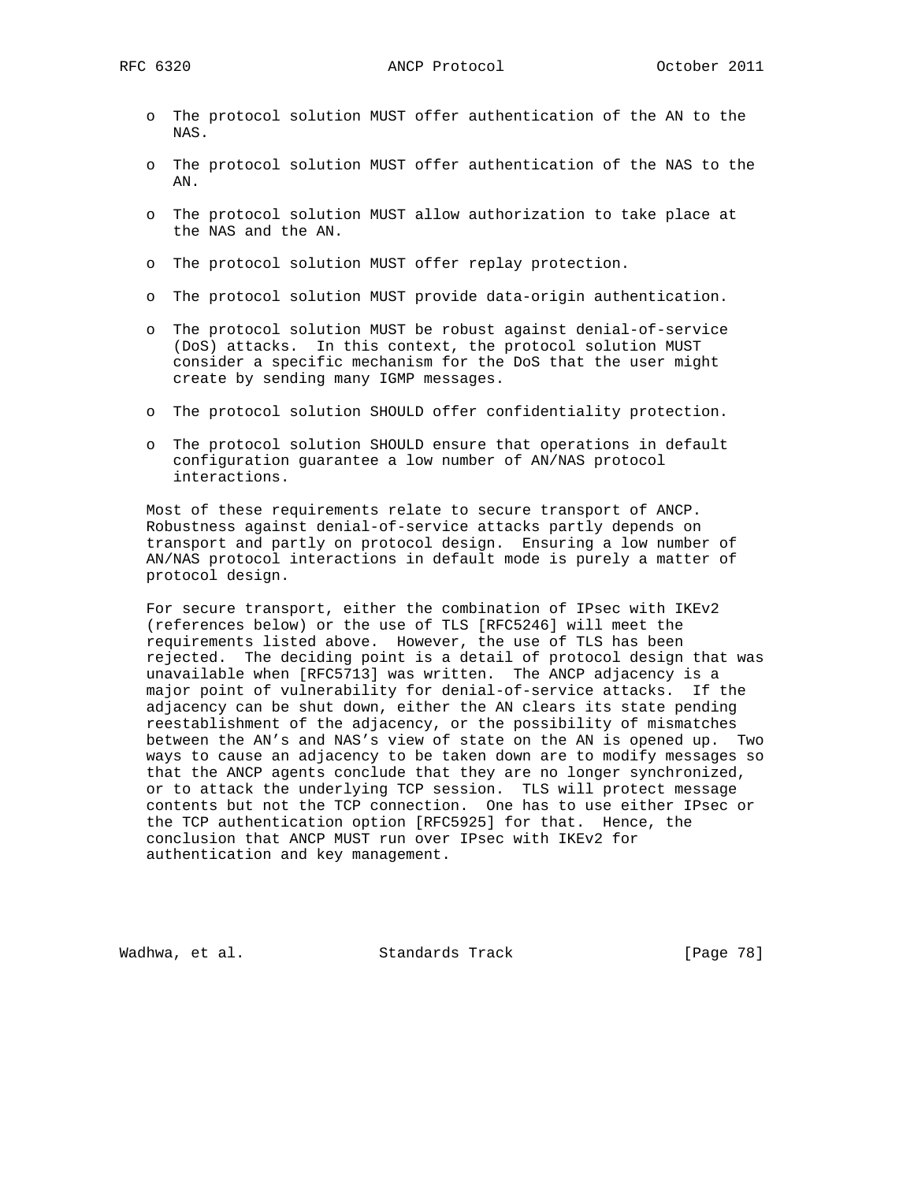- The protocol solution MUST offer authentication of the AN to the NAS.

- The protocol solution MUST offer authentication of the NAS to the AN.

- The protocol solution MUST allow authorization to take place at the NAS and the AN.

- The protocol solution MUST offer replay protection.

- The protocol solution MUST provide data-origin authentication.

- The protocol solution MUST be robust against denial-of-service (DoS) attacks. In this context, the protocol solution MUST consider a specific mechanism for the DoS that the user might create by sending many IGMP messages.

- The protocol solution SHOULD offer confidentiality protection.

- The protocol solution SHOULD ensure that operations in default configuration guarantee a low number of AN/NAS protocol interactions.

Most of these requirements relate to secure transport of ANCP. Robustness against denial-of-service attacks partly depends on transport and partly on protocol design. Ensuring a low number of AN/NAS protocol interactions in default mode is purely a matter of protocol design.

For secure transport, either the combination of IPsec with IKEv2 (references below) or the use of TLS [RFC5246] will meet the requirements listed above. However, the use of TLS has been rejected. The deciding point is a detail of protocol design that was unavailable when [RFC5713] was written. The ANCP adjacency is a major point of vulnerability for denial-of-service attacks. If the adjacency can be shut down, either the AN clears its state pending reestablishment of the adjacency, or the possibility of mismatches between the AN's and NAS's view of state on the AN is opened up. Two ways to cause an adjacency to be taken down are to modify messages so that the ANCP agents conclude that they are no longer synchronized, or to attack the underlying TCP session. TLS will protect message contents but not the TCP connection. One has to use either IPsec or the TCP authentication option [RFC5925] for that. Hence, the conclusion that ANCP MUST run over IPsec with IKEv2 for authentication and key management.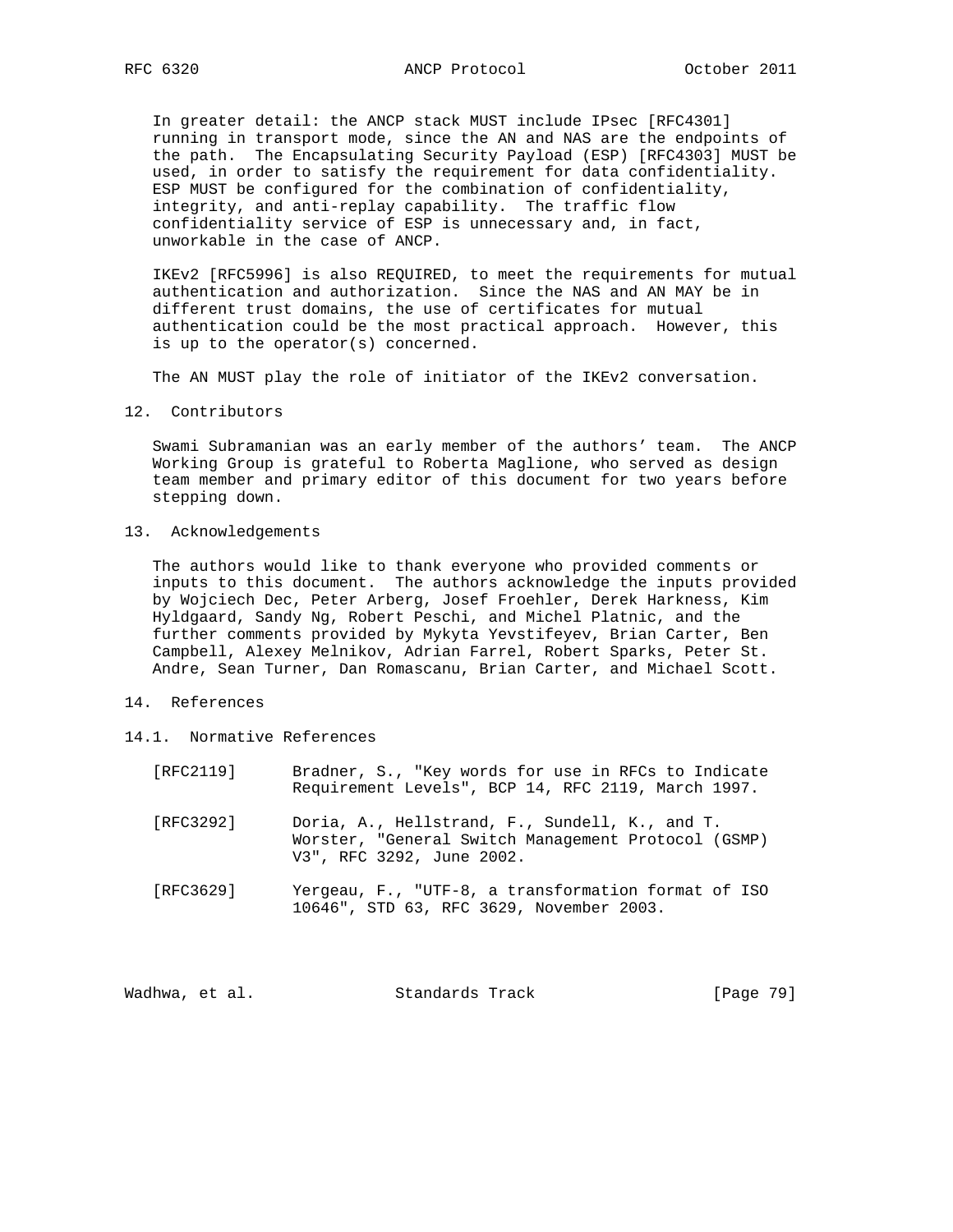In greater detail: the ANCP stack MUST include IPsec [RFC4301] running in transport mode, since the AN and NAS are the endpoints of the path. The Encapsulating Security Payload (ESP) [RFC4303] MUST be used, in order to satisfy the requirement for data confidentiality. ESP MUST be configured for the combination of confidentiality, integrity, and anti-replay capability. The traffic flow confidentiality service of ESP is unnecessary and, in fact, unworkable in the case of ANCP.

IKEv2 [RFC5996] is also REQUIRED, to meet the requirements for mutual authentication and authorization. Since the NAS and AN MAY be in different trust domains, the use of certificates for mutual authentication could be the most practical approach. However, this is up to the operator(s) concerned.

The AN MUST play the role of initiator of the IKEv2 conversation.

## 12. Contributors

Swami Subramanian was an early member of the authors' team. The ANCP Working Group is grateful to Roberta Maglione, who served as design team member and primary editor of this document for two years before stepping down.

## 13. Acknowledgements

The authors would like to thank everyone who provided comments or inputs to this document. The authors acknowledge the inputs provided by Wojciech Dec, Peter Arberg, Josef Froehler, Derek Harkness, Kim Hyldgaard, Sandy Ng, Robert Peschi, and Michel Platnic, and the further comments provided by Mykyta Yevstifeyev, Brian Carter, Ben Campbell, Alexey Melnikov, Adrian Farrel, Robert Sparks, Peter St. Andre, Sean Turner, Dan Romascanu, Brian Carter, and Michael Scott.

## 14. References

### 14.1. Normative References

[RFC2119] Bradner, S., "Key words for use in RFCs to Indicate Requirement Levels", BCP 14, RFC 2119, March 1997.

[RFC3292] Doria, A., Hellstrand, F., Sundell, K., and T. Worster, "General Switch Management Protocol (GSMP) V3", RFC 3292, June 2002.

[RFC3629] Yergeau, F., "UTF-8, a transformation format of ISO 10646", STD 63, RFC 3629, November 2003.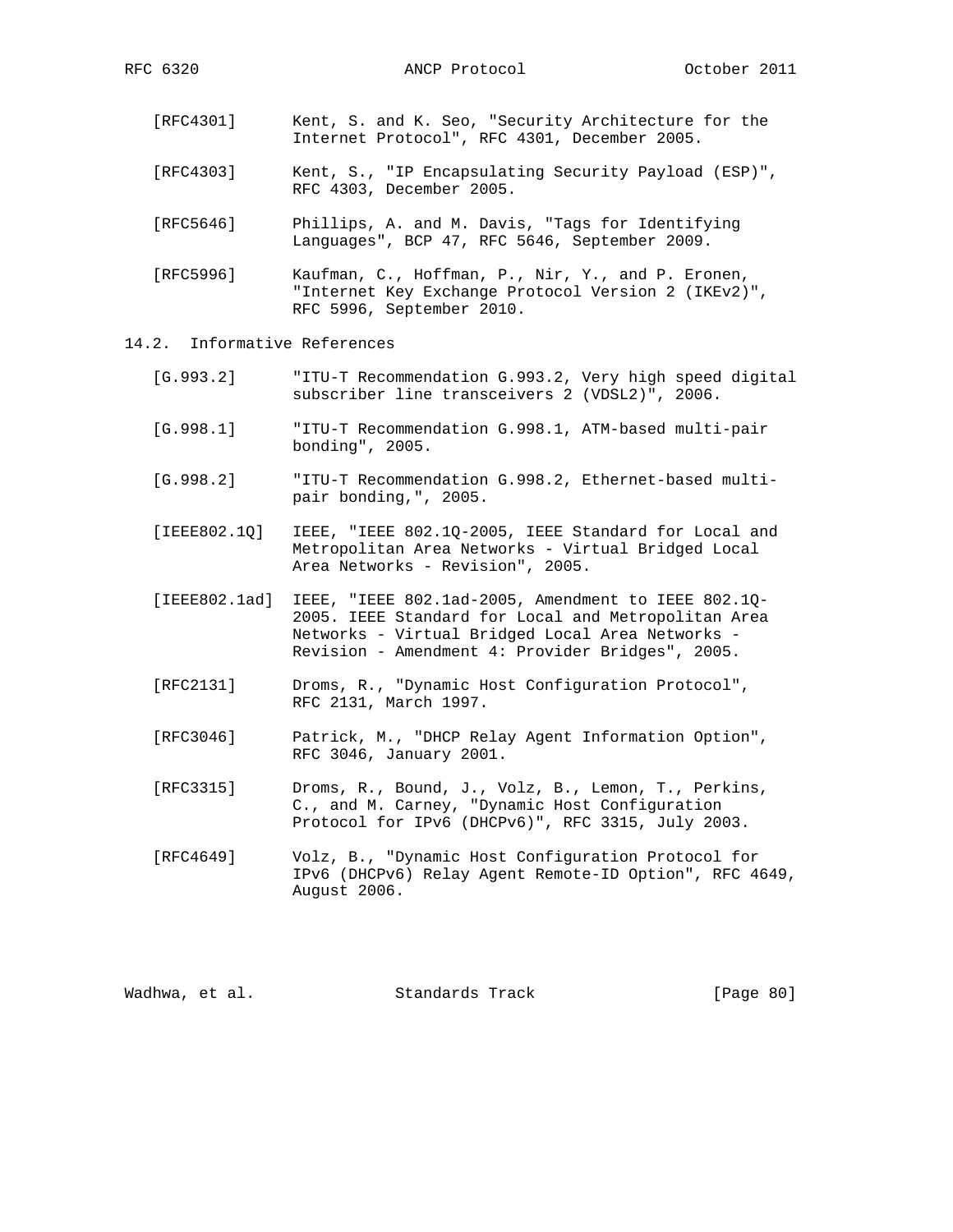[RFC4301] Kent, S. and K. Seo, "Security Architecture for the Internet Protocol", RFC 4301, December 2005.

[RFC4303] Kent, S., "IP Encapsulating Security Payload (ESP)", RFC 4303, December 2005.

[RFC5646] Phillips, A. and M. Davis, "Tags for Identifying Languages", BCP 47, RFC 5646, September 2009.

[RFC5996] Kaufman, C., Hoffman, P., Nir, Y., and P. Eronen, "Internet Key Exchange Protocol Version 2 (IKEv2)", RFC 5996, September 2010.

### 14.2. Informative References

[G.993.2] "ITU-T Recommendation G.993.2, Very high speed digital subscriber line transceivers 2 (VDSL2)", 2006.

[G.998.1] "ITU-T Recommendation G.998.1, ATM-based multi-pair bonding", 2005.

[G.998.2] "ITU-T Recommendation G.998.2, Ethernet-based multi-pair bonding,", 2005.

[IEEE802.1Q] IEEE, "IEEE 802.1Q-2005, IEEE Standard for Local and Metropolitan Area Networks - Virtual Bridged Local Area Networks - Revision", 2005.

[IEEE802.1ad] IEEE, "IEEE 802.1ad-2005, Amendment to IEEE 802.1Q-2005. IEEE Standard for Local and Metropolitan Area Networks - Virtual Bridged Local Area Networks - Revision - Amendment 4: Provider Bridges", 2005.

[RFC2131] Droms, R., "Dynamic Host Configuration Protocol", RFC 2131, March 1997.

[RFC3046] Patrick, M., "DHCP Relay Agent Information Option", RFC 3046, January 2001.

[RFC3315] Droms, R., Bound, J., Volz, B., Lemon, T., Perkins, C., and M. Carney, "Dynamic Host Configuration Protocol for IPv6 (DHCPv6)", RFC 3315, July 2003.

[RFC4649] Volz, B., "Dynamic Host Configuration Protocol for IPv6 (DHCPv6) Relay Agent Remote-ID Option", RFC 4649, August 2006.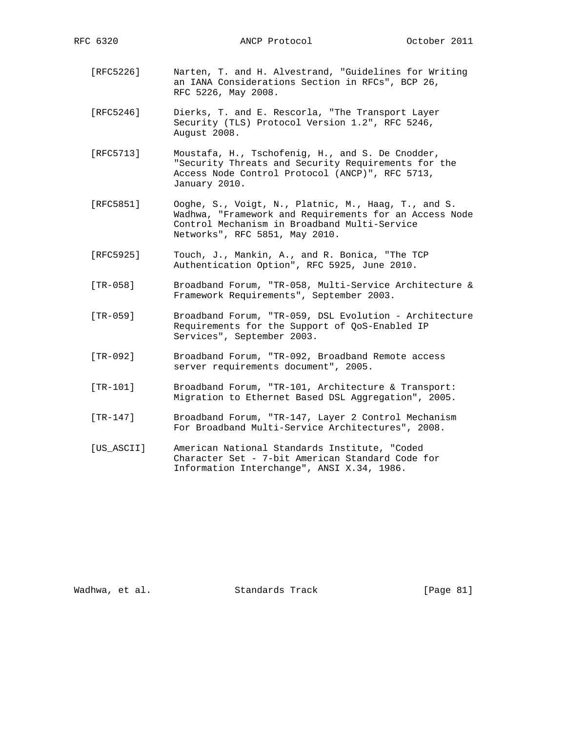[RFC5226] Narten, T. and H. Alvestrand, "Guidelines for Writing an IANA Considerations Section in RFCs", BCP 26, RFC 5226, May 2008.

[RFC5246] Dierks, T. and E. Rescorla, "The Transport Layer Security (TLS) Protocol Version 1.2", RFC 5246, August 2008.

[RFC5713] Moustafa, H., Tschofenig, H., and S. De Cnodder, "Security Threats and Security Requirements for the Access Node Control Protocol (ANCP)", RFC 5713, January 2010.

[RFC5851] Ooghe, S., Voigt, N., Platnic, M., Haag, T., and S. Wadhwa, "Framework and Requirements for an Access Node Control Mechanism in Broadband Multi-Service Networks", RFC 5851, May 2010.

[RFC5925] Touch, J., Mankin, A., and R. Bonica, "The TCP Authentication Option", RFC 5925, June 2010.

[TR-058] Broadband Forum, "TR-058, Multi-Service Architecture & Framework Requirements", September 2003.

[TR-059] Broadband Forum, "TR-059, DSL Evolution - Architecture Requirements for the Support of QoS-Enabled IP Services", September 2003.

[TR-092] Broadband Forum, "TR-092, Broadband Remote access server requirements document", 2005.

[TR-101] Broadband Forum, "TR-101, Architecture & Transport: Migration to Ethernet Based DSL Aggregation", 2005.

[TR-147] Broadband Forum, "TR-147, Layer 2 Control Mechanism For Broadband Multi-Service Architectures", 2008.

[US_ASCII] American National Standards Institute, "Coded Character Set - 7-bit American Standard Code for Information Interchange", ANSI X.34, 1986.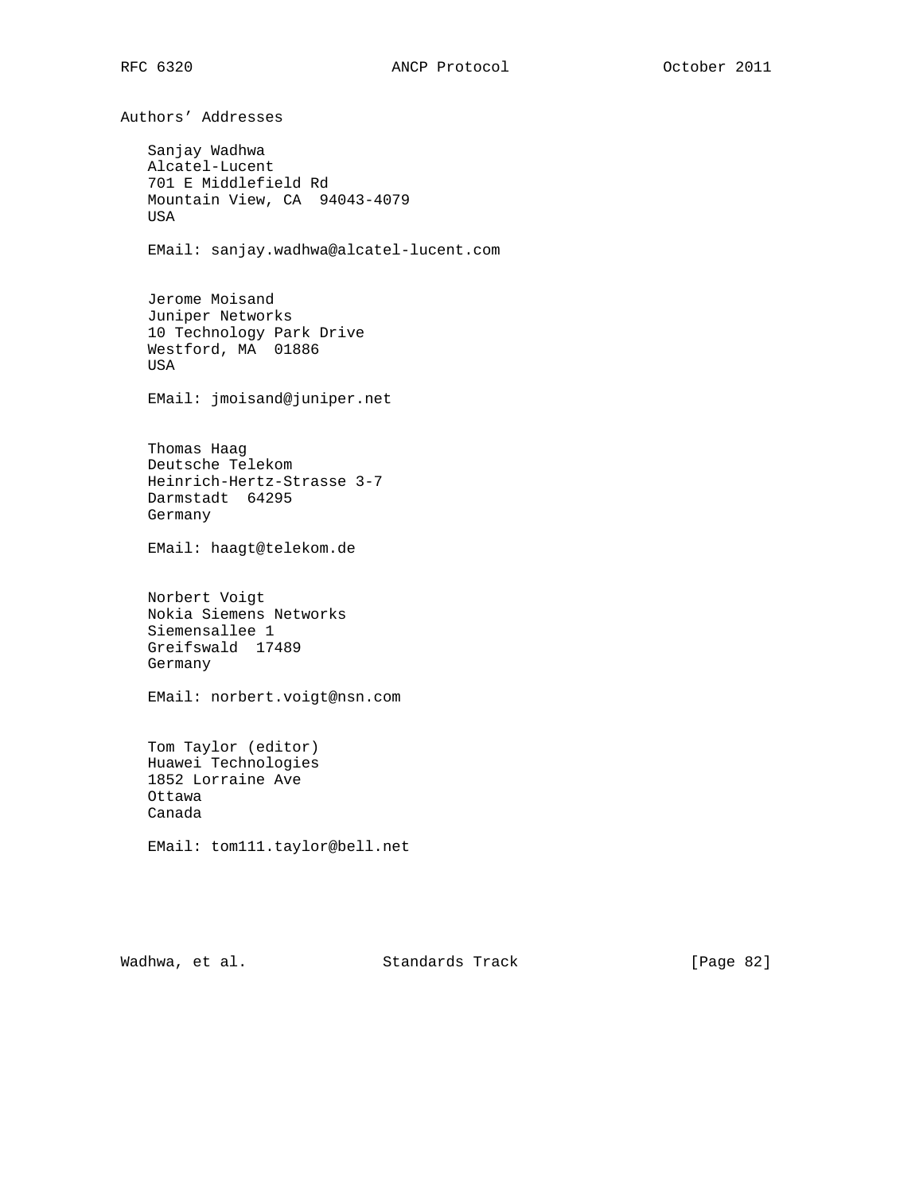# Authors' Addresses

Sanjay Wadhwa
Alcatel-Lucent
701 E Middlefield Rd
Mountain View, CA 94043-4079
USA

EMail: sanjay.wadhwa@alcatel-lucent.com

Jerome Moisand
Juniper Networks
10 Technology Park Drive
Westford, MA 01886
USA

EMail: jmoisand@juniper.net

Thomas Haag
Deutsche Telekom
Heinrich-Hertz-Strasse 3-7
Darmstadt 64295
Germany

EMail: haagt@telekom.de

Norbert Voigt
Nokia Siemens Networks
Siemensallee 1
Greifswald 17489
Germany

EMail: norbert.voigt@nsn.com

Tom Taylor (editor)
Huawei Technologies
1852 Lorraine Ave
Ottawa
Canada

EMail: tom111.taylor@bell.net